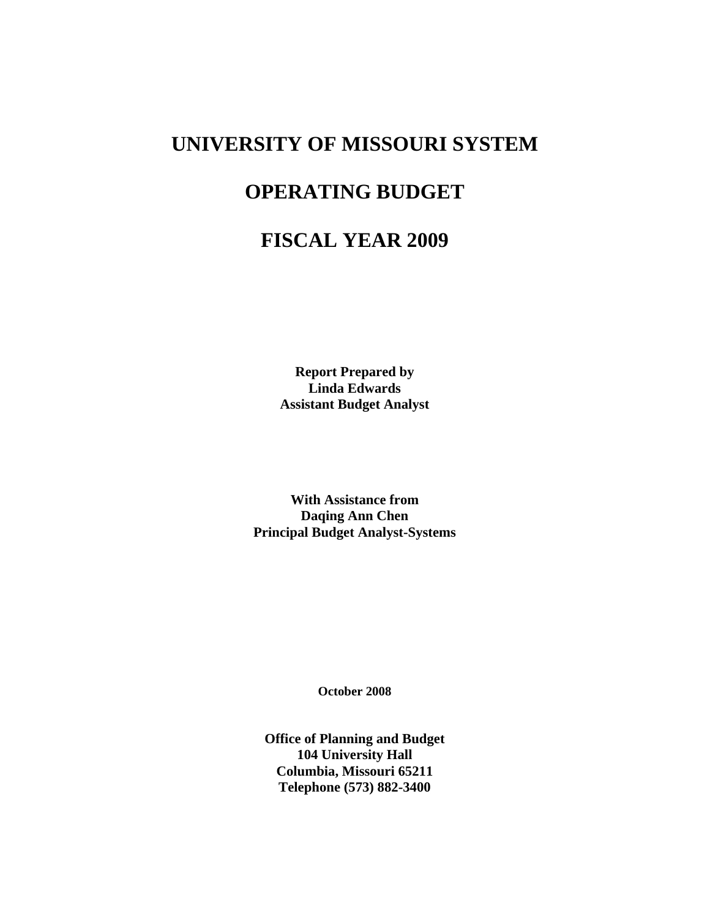# UNIVERSITY OF MISSOURI SYSTEM

# OPERATING BUDGET

# FISCAL YEAR 2009

**Report Prepared by**
**Linda Edwards**
**Assistant Budget Analyst**

**With Assistance from**
**Daqing Ann Chen**
**Principal Budget Analyst-Systems**

**October 2008**

**Office of Planning and Budget**
**104 University Hall**
**Columbia, Missouri 65211**
**Telephone (573) 882-3400**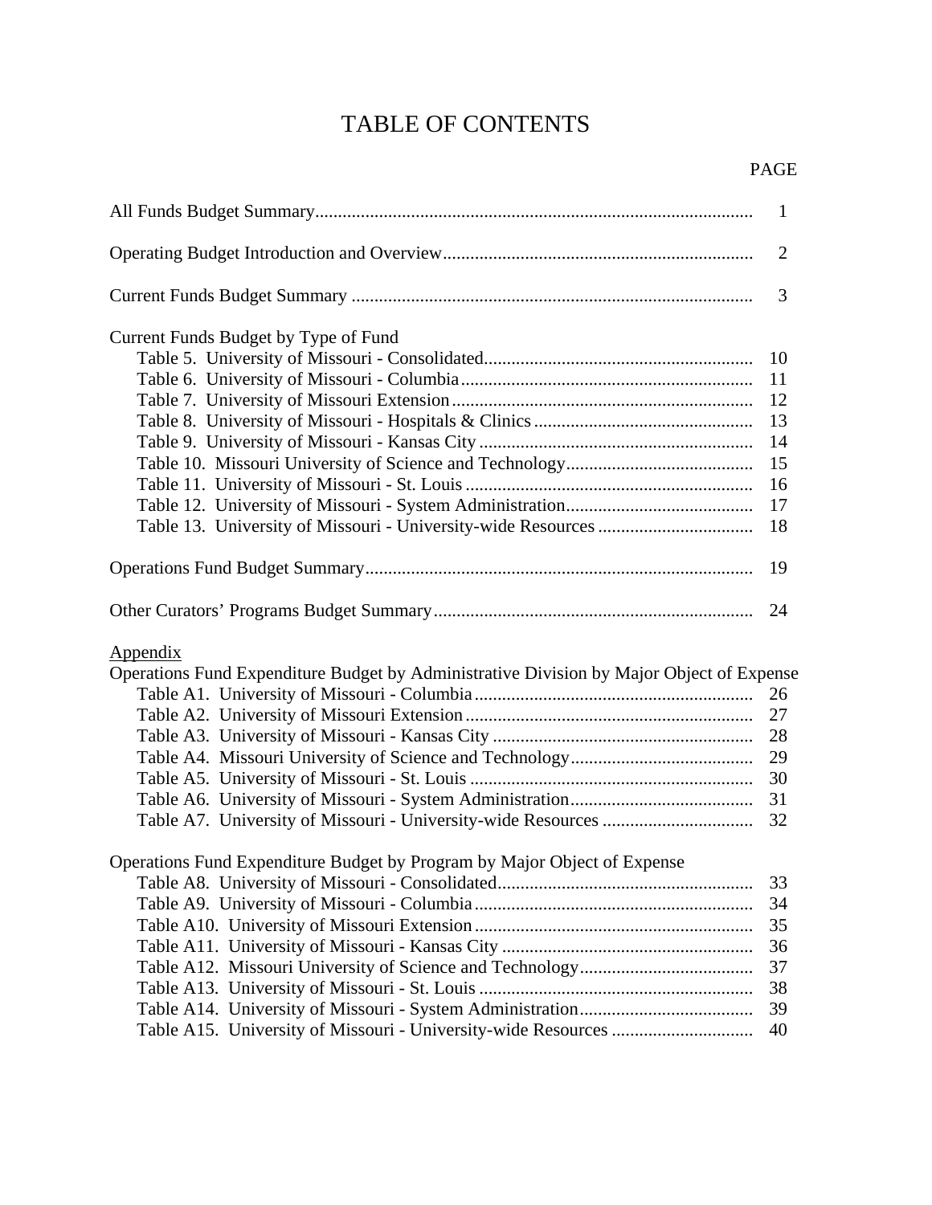# TABLE OF CONTENTS

| | PAGE |
|---|---|
| All Funds Budget Summary | 1 |
| Operating Budget Introduction and Overview | 2 |
| Current Funds Budget Summary | 3 |
| Current Funds Budget by Type of Fund | |
| Table 5. University of Missouri - Consolidated | 10 |
| Table 6. University of Missouri - Columbia | 11 |
| Table 7. University of Missouri Extension | 12 |
| Table 8. University of Missouri - Hospitals & Clinics | 13 |
| Table 9. University of Missouri - Kansas City | 14 |
| Table 10. Missouri University of Science and Technology | 15 |
| Table 11. University of Missouri - St. Louis | 16 |
| Table 12. University of Missouri - System Administration | 17 |
| Table 13. University of Missouri - University-wide Resources | 18 |
| Operations Fund Budget Summary | 19 |
| Other Curators' Programs Budget Summary | 24 |
| Appendix | |
| Operations Fund Expenditure Budget by Administrative Division by Major Object of Expense | |
| Table A1. University of Missouri - Columbia | 26 |
| Table A2. University of Missouri Extension | 27 |
| Table A3. University of Missouri - Kansas City | 28 |
| Table A4. Missouri University of Science and Technology | 29 |
| Table A5. University of Missouri - St. Louis | 30 |
| Table A6. University of Missouri - System Administration | 31 |
| Table A7. University of Missouri - University-wide Resources | 32 |
| Operations Fund Expenditure Budget by Program by Major Object of Expense | |
| Table A8. University of Missouri - Consolidated | 33 |
| Table A9. University of Missouri - Columbia | 34 |
| Table A10. University of Missouri Extension | 35 |
| Table A11. University of Missouri - Kansas City | 36 |
| Table A12. Missouri University of Science and Technology | 37 |
| Table A13. University of Missouri - St. Louis | 38 |
| Table A14. University of Missouri - System Administration | 39 |
| Table A15. University of Missouri - University-wide Resources | 40 |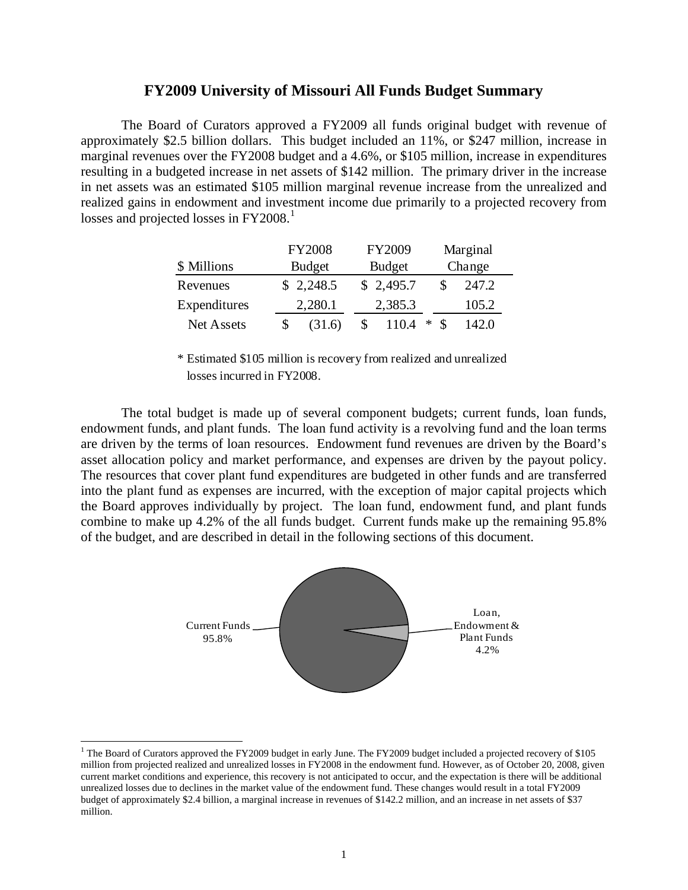# FY2009 University of Missouri All Funds Budget Summary

The Board of Curators approved a FY2009 all funds original budget with revenue of approximately $2.5 billion dollars. This budget included an 11%, or $247 million, increase in marginal revenues over the FY2008 budget and a 4.6%, or $105 million, increase in expenditures resulting in a budgeted increase in net assets of $142 million. The primary driver in the increase in net assets was an estimated $105 million marginal revenue increase from the unrealized and realized gains in endowment and investment income due primarily to a projected recovery from losses and projected losses in FY2008.[1]

| $ Millions | FY2008 Budget | FY2009 Budget | Marginal Change |
|---|---|---|---|
| Revenues | $ 2,248.5 | $ 2,495.7 | $ 247.2 |
| Expenditures | 2,280.1 | 2,385.3 | 105.2 |
| Net Assets | $ (31.6) | $ 110.4 * | $ 142.0 |

\* Estimated $105 million is recovery from realized and unrealized losses incurred in FY2008.

The total budget is made up of several component budgets; current funds, loan funds, endowment funds, and plant funds. The loan fund activity is a revolving fund and the loan terms are driven by the terms of loan resources. Endowment fund revenues are driven by the Board's asset allocation policy and market performance, and expenses are driven by the payout policy. The resources that cover plant fund expenditures are budgeted in other funds and are transferred into the plant fund as expenses are incurred, with the exception of major capital projects which the Board approves individually by project. The loan fund, endowment fund, and plant funds combine to make up 4.2% of the all funds budget. Current funds make up the remaining 95.8% of the budget, and are described in detail in the following sections of this document.

Current Funds 95.8%

Loan, Endowment & Plant Funds 4.2%

[1] The Board of Curators approved the FY2009 budget in early June. The FY2009 budget included a projected recovery of $105 million from projected realized and unrealized losses in FY2008 in the endowment fund. However, as of October 20, 2008, given current market conditions and experience, this recovery is not anticipated to occur, and the expectation is there will be additional unrealized losses due to declines in the market value of the endowment fund. These changes would result in a total FY2009 budget of approximately $2.4 billion, a marginal increase in revenues of $142.2 million, and an increase in net assets of $37 million.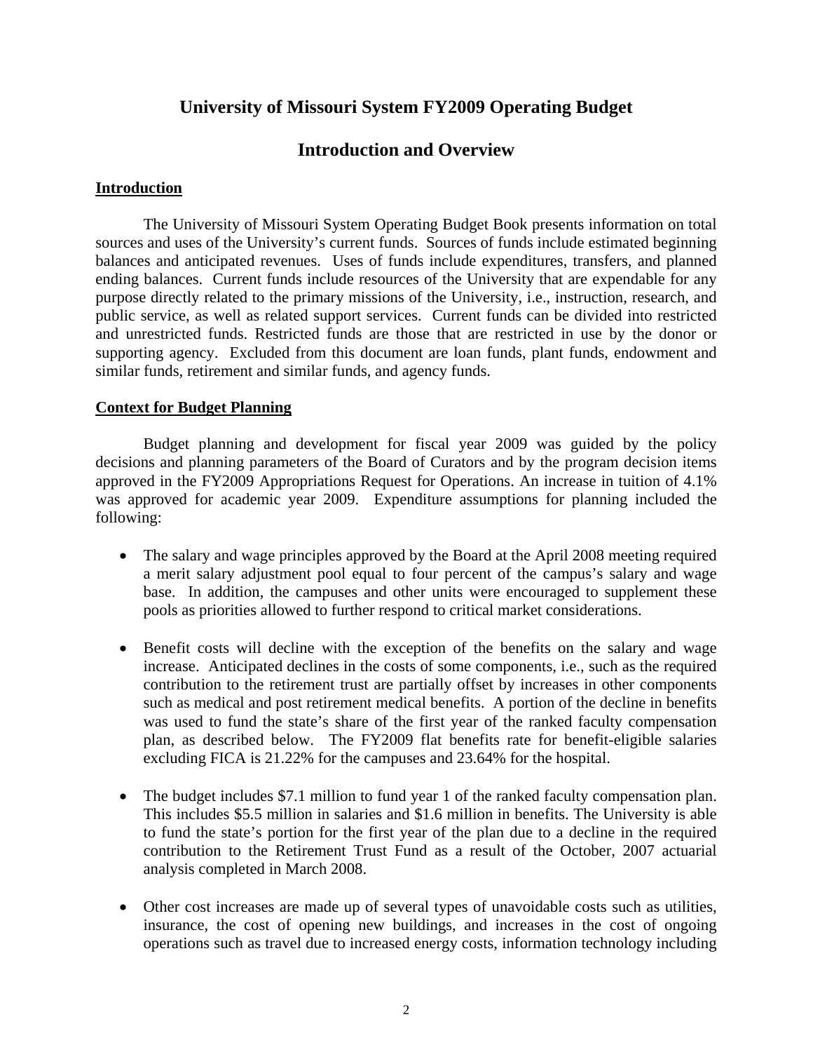# University of Missouri System FY2009 Operating Budget

## Introduction and Overview

### Introduction

The University of Missouri System Operating Budget Book presents information on total sources and uses of the University's current funds. Sources of funds include estimated beginning balances and anticipated revenues. Uses of funds include expenditures, transfers, and planned ending balances. Current funds include resources of the University that are expendable for any purpose directly related to the primary missions of the University, i.e., instruction, research, and public service, as well as related support services. Current funds can be divided into restricted and unrestricted funds. Restricted funds are those that are restricted in use by the donor or supporting agency. Excluded from this document are loan funds, plant funds, endowment and similar funds, retirement and similar funds, and agency funds.

### Context for Budget Planning

Budget planning and development for fiscal year 2009 was guided by the policy decisions and planning parameters of the Board of Curators and by the program decision items approved in the FY2009 Appropriations Request for Operations. An increase in tuition of 4.1% was approved for academic year 2009. Expenditure assumptions for planning included the following:

- The salary and wage principles approved by the Board at the April 2008 meeting required a merit salary adjustment pool equal to four percent of the campus's salary and wage base. In addition, the campuses and other units were encouraged to supplement these pools as priorities allowed to further respond to critical market considerations.

- Benefit costs will decline with the exception of the benefits on the salary and wage increase. Anticipated declines in the costs of some components, i.e., such as the required contribution to the retirement trust are partially offset by increases in other components such as medical and post retirement medical benefits. A portion of the decline in benefits was used to fund the state's share of the first year of the ranked faculty compensation plan, as described below. The FY2009 flat benefits rate for benefit-eligible salaries excluding FICA is 21.22% for the campuses and 23.64% for the hospital.

- The budget includes $7.1 million to fund year 1 of the ranked faculty compensation plan. This includes $5.5 million in salaries and $1.6 million in benefits. The University is able to fund the state's portion for the first year of the plan due to a decline in the required contribution to the Retirement Trust Fund as a result of the October, 2007 actuarial analysis completed in March 2008.

- Other cost increases are made up of several types of unavoidable costs such as utilities, insurance, the cost of opening new buildings, and increases in the cost of ongoing operations such as travel due to increased energy costs, information technology including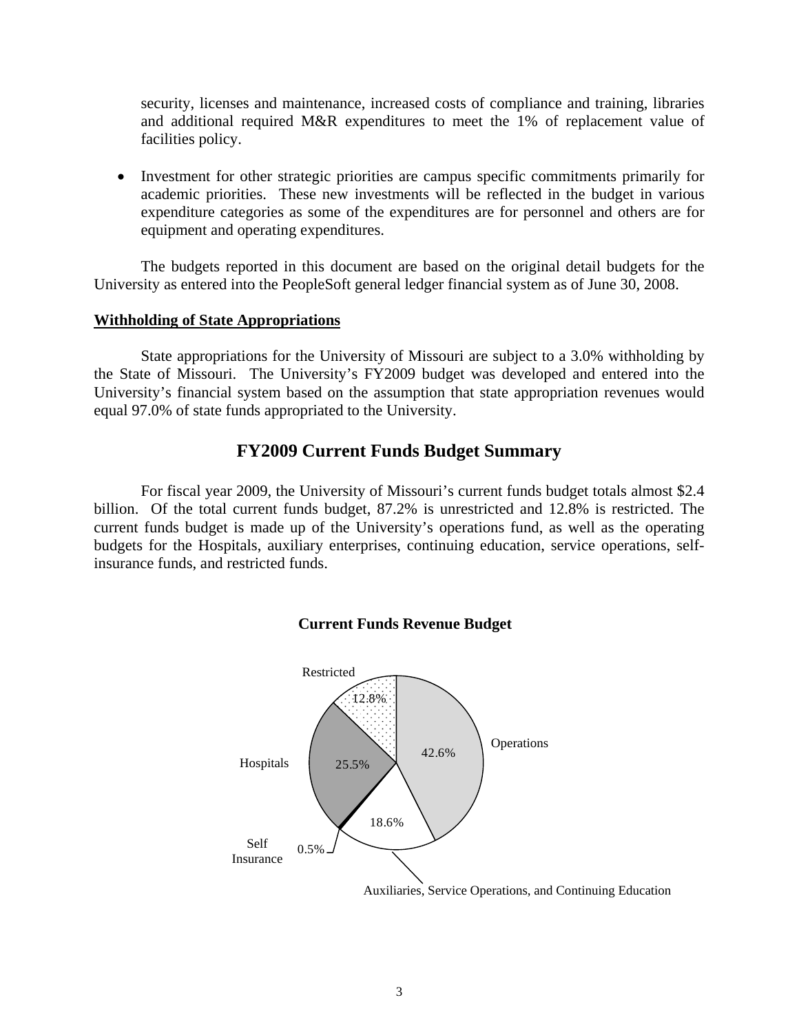security, licenses and maintenance, increased costs of compliance and training, libraries and additional required M&R expenditures to meet the 1% of replacement value of facilities policy.

- Investment for other strategic priorities are campus specific commitments primarily for academic priorities. These new investments will be reflected in the budget in various expenditure categories as some of the expenditures are for personnel and others are for equipment and operating expenditures.

The budgets reported in this document are based on the original detail budgets for the University as entered into the PeopleSoft general ledger financial system as of June 30, 2008.

**Withholding of State Appropriations**

State appropriations for the University of Missouri are subject to a 3.0% withholding by the State of Missouri. The University's FY2009 budget was developed and entered into the University's financial system based on the assumption that state appropriation revenues would equal 97.0% of state funds appropriated to the University.

## FY2009 Current Funds Budget Summary

For fiscal year 2009, the University of Missouri's current funds budget totals almost $2.4 billion. Of the total current funds budget, 87.2% is unrestricted and 12.8% is restricted. The current funds budget is made up of the University's operations fund, as well as the operating budgets for the Hospitals, auxiliary enterprises, continuing education, service operations, self-insurance funds, and restricted funds.

**Current Funds Revenue Budget**

| Category | Percent |
|---|---|
| Operations | 42.6% |
| Auxiliaries, Service Operations, and Continuing Education | 18.6% |
| Self Insurance | 0.5% |
| Hospitals | 25.5% |
| Restricted | 12.8% |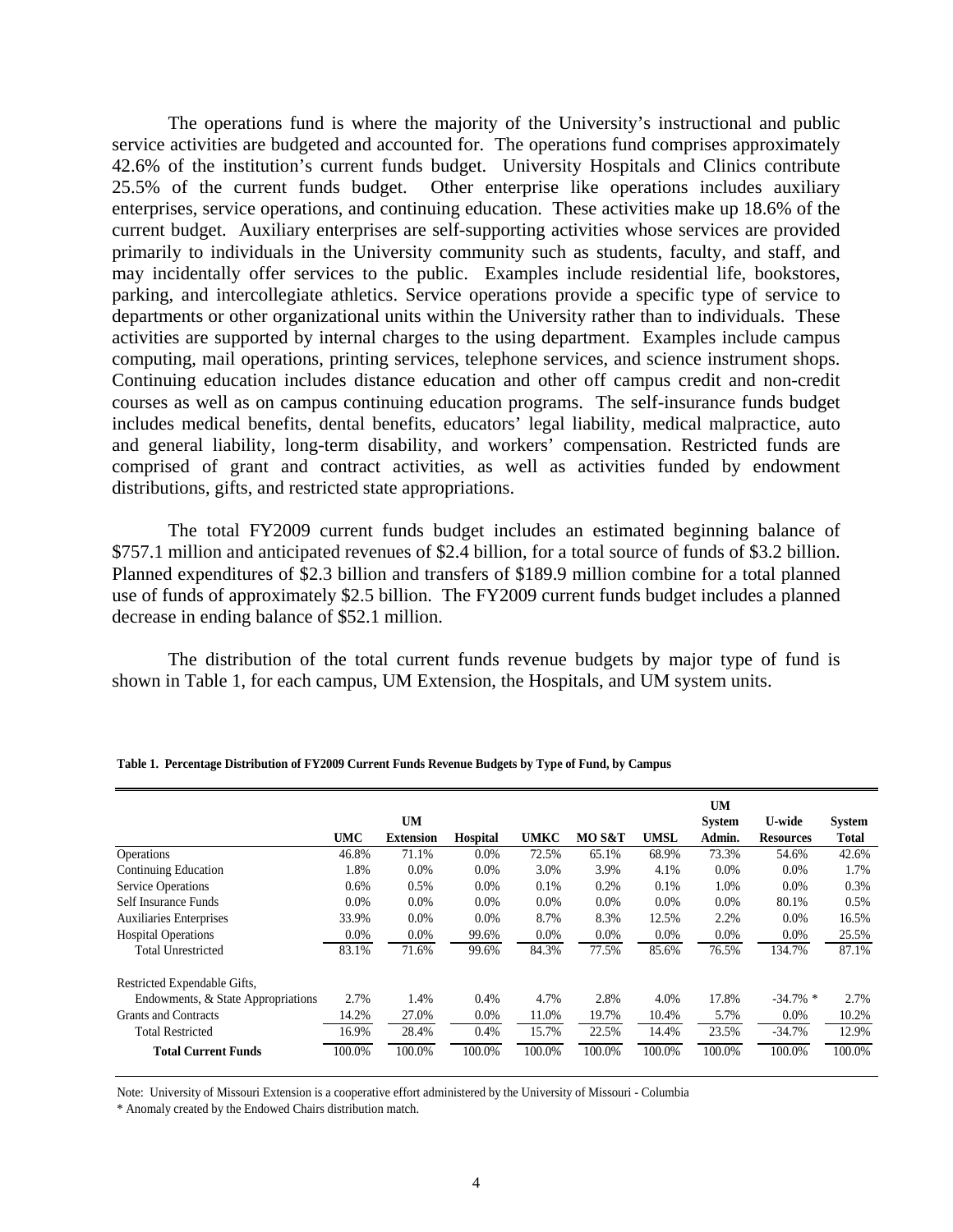The operations fund is where the majority of the University's instructional and public service activities are budgeted and accounted for. The operations fund comprises approximately 42.6% of the institution's current funds budget. University Hospitals and Clinics contribute 25.5% of the current funds budget. Other enterprise like operations includes auxiliary enterprises, service operations, and continuing education. These activities make up 18.6% of the current budget. Auxiliary enterprises are self-supporting activities whose services are provided primarily to individuals in the University community such as students, faculty, and staff, and may incidentally offer services to the public. Examples include residential life, bookstores, parking, and intercollegiate athletics. Service operations provide a specific type of service to departments or other organizational units within the University rather than to individuals. These activities are supported by internal charges to the using department. Examples include campus computing, mail operations, printing services, telephone services, and science instrument shops. Continuing education includes distance education and other off campus credit and non-credit courses as well as on campus continuing education programs. The self-insurance funds budget includes medical benefits, dental benefits, educators' legal liability, medical malpractice, auto and general liability, long-term disability, and workers' compensation. Restricted funds are comprised of grant and contract activities, as well as activities funded by endowment distributions, gifts, and restricted state appropriations.

The total FY2009 current funds budget includes an estimated beginning balance of $757.1 million and anticipated revenues of $2.4 billion, for a total source of funds of $3.2 billion. Planned expenditures of $2.3 billion and transfers of $189.9 million combine for a total planned use of funds of approximately $2.5 billion. The FY2009 current funds budget includes a planned decrease in ending balance of $52.1 million.

The distribution of the total current funds revenue budgets by major type of fund is shown in Table 1, for each campus, UM Extension, the Hospitals, and UM system units.

**Table 1. Percentage Distribution of FY2009 Current Funds Revenue Budgets by Type of Fund, by Campus**

| | UMC | UM Extension | Hospital | UMKC | MO S&T | UMSL | UM System Admin. | U-wide Resources | System Total |
|---|---|---|---|---|---|---|---|---|---|
| Operations | 46.8% | 71.1% | 0.0% | 72.5% | 65.1% | 68.9% | 73.3% | 54.6% | 42.6% |
| Continuing Education | 1.8% | 0.0% | 0.0% | 3.0% | 3.9% | 4.1% | 0.0% | 0.0% | 1.7% |
| Service Operations | 0.6% | 0.5% | 0.0% | 0.1% | 0.2% | 0.1% | 1.0% | 0.0% | 0.3% |
| Self Insurance Funds | 0.0% | 0.0% | 0.0% | 0.0% | 0.0% | 0.0% | 0.0% | 80.1% | 0.5% |
| Auxiliaries Enterprises | 33.9% | 0.0% | 0.0% | 8.7% | 8.3% | 12.5% | 2.2% | 0.0% | 16.5% |
| Hospital Operations | 0.0% | 0.0% | 99.6% | 0.0% | 0.0% | 0.0% | 0.0% | 0.0% | 25.5% |
| Total Unrestricted | 83.1% | 71.6% | 99.6% | 84.3% | 77.5% | 85.6% | 76.5% | 134.7% | 87.1% |
| Restricted Expendable Gifts, Endowments, & State Appropriations | 2.7% | 1.4% | 0.4% | 4.7% | 2.8% | 4.0% | 17.8% | -34.7% * | 2.7% |
| Grants and Contracts | 14.2% | 27.0% | 0.0% | 11.0% | 19.7% | 10.4% | 5.7% | 0.0% | 10.2% |
| Total Restricted | 16.9% | 28.4% | 0.4% | 15.7% | 22.5% | 14.4% | 23.5% | -34.7% | 12.9% |
| **Total Current Funds** | 100.0% | 100.0% | 100.0% | 100.0% | 100.0% | 100.0% | 100.0% | 100.0% | 100.0% |

Note: University of Missouri Extension is a cooperative effort administered by the University of Missouri - Columbia

* Anomaly created by the Endowed Chairs distribution match.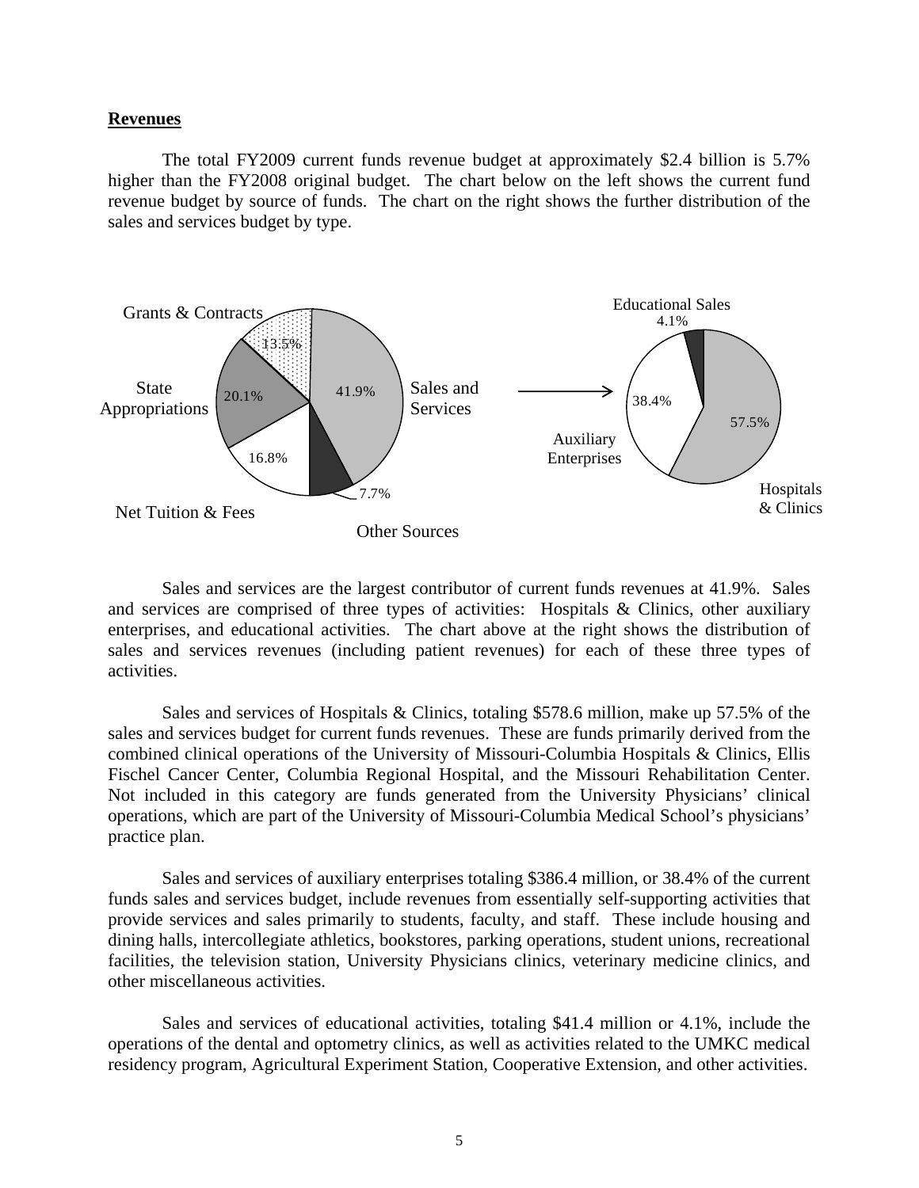**Revenues**

The total FY2009 current funds revenue budget at approximately $2.4 billion is 5.7% higher than the FY2008 original budget. The chart below on the left shows the current fund revenue budget by source of funds. The chart on the right shows the further distribution of the sales and services budget by type.

Grants & Contracts 13.5%
State Appropriations 20.1%
Sales and Services 41.9%
Net Tuition & Fees 16.8%
Other Sources 7.7%

Educational Sales 4.1%
Auxiliary Enterprises 38.4%
Hospitals & Clinics 57.5%

Sales and services are the largest contributor of current funds revenues at 41.9%. Sales and services are comprised of three types of activities: Hospitals & Clinics, other auxiliary enterprises, and educational activities. The chart above at the right shows the distribution of sales and services revenues (including patient revenues) for each of these three types of activities.

Sales and services of Hospitals & Clinics, totaling $578.6 million, make up 57.5% of the sales and services budget for current funds revenues. These are funds primarily derived from the combined clinical operations of the University of Missouri-Columbia Hospitals & Clinics, Ellis Fischel Cancer Center, Columbia Regional Hospital, and the Missouri Rehabilitation Center. Not included in this category are funds generated from the University Physicians' clinical operations, which are part of the University of Missouri-Columbia Medical School's physicians' practice plan.

Sales and services of auxiliary enterprises totaling $386.4 million, or 38.4% of the current funds sales and services budget, include revenues from essentially self-supporting activities that provide services and sales primarily to students, faculty, and staff. These include housing and dining halls, intercollegiate athletics, bookstores, parking operations, student unions, recreational facilities, the television station, University Physicians clinics, veterinary medicine clinics, and other miscellaneous activities.

Sales and services of educational activities, totaling $41.4 million or 4.1%, include the operations of the dental and optometry clinics, as well as activities related to the UMKC medical residency program, Agricultural Experiment Station, Cooperative Extension, and other activities.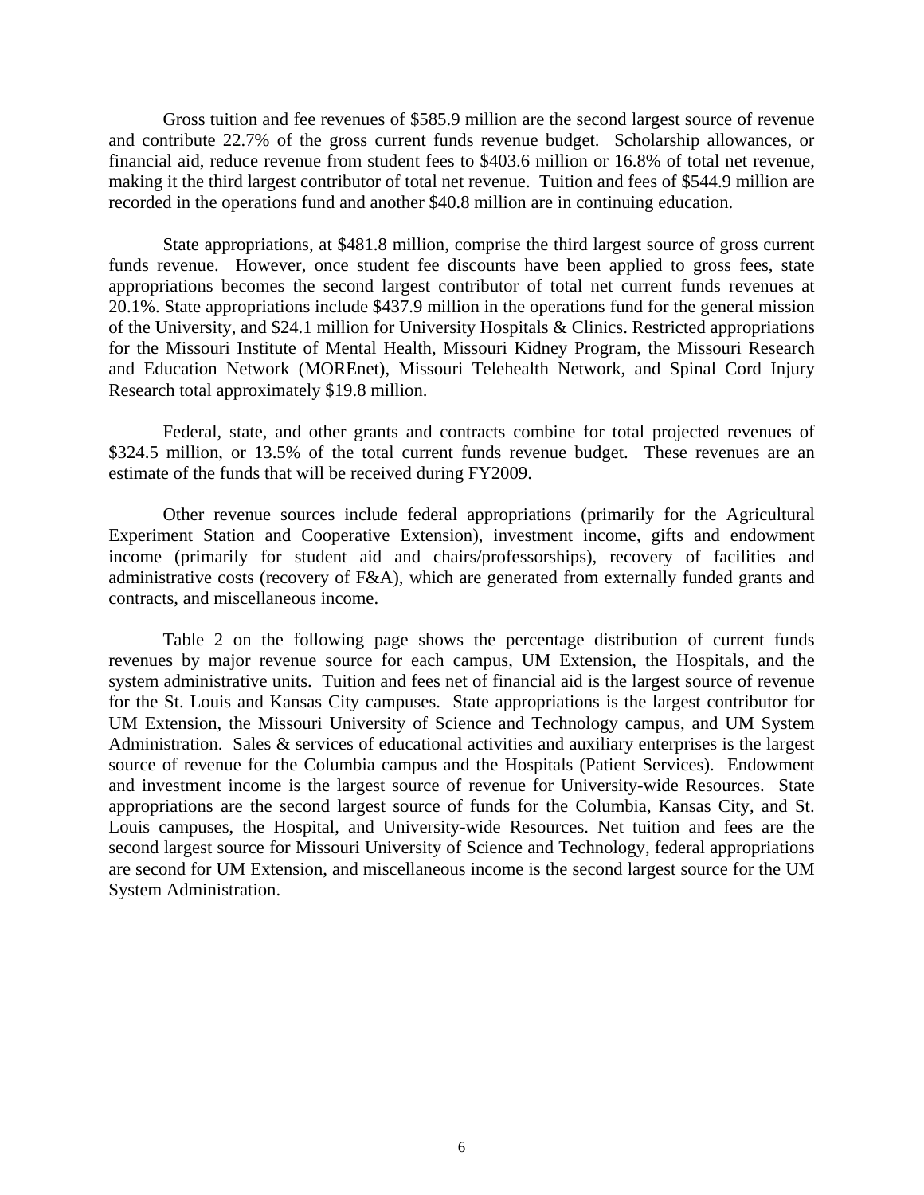Gross tuition and fee revenues of $585.9 million are the second largest source of revenue and contribute 22.7% of the gross current funds revenue budget. Scholarship allowances, or financial aid, reduce revenue from student fees to $403.6 million or 16.8% of total net revenue, making it the third largest contributor of total net revenue. Tuition and fees of $544.9 million are recorded in the operations fund and another $40.8 million are in continuing education.

State appropriations, at $481.8 million, comprise the third largest source of gross current funds revenue. However, once student fee discounts have been applied to gross fees, state appropriations becomes the second largest contributor of total net current funds revenues at 20.1%. State appropriations include $437.9 million in the operations fund for the general mission of the University, and $24.1 million for University Hospitals & Clinics. Restricted appropriations for the Missouri Institute of Mental Health, Missouri Kidney Program, the Missouri Research and Education Network (MOREnet), Missouri Telehealth Network, and Spinal Cord Injury Research total approximately $19.8 million.

Federal, state, and other grants and contracts combine for total projected revenues of $324.5 million, or 13.5% of the total current funds revenue budget. These revenues are an estimate of the funds that will be received during FY2009.

Other revenue sources include federal appropriations (primarily for the Agricultural Experiment Station and Cooperative Extension), investment income, gifts and endowment income (primarily for student aid and chairs/professorships), recovery of facilities and administrative costs (recovery of F&A), which are generated from externally funded grants and contracts, and miscellaneous income.

Table 2 on the following page shows the percentage distribution of current funds revenues by major revenue source for each campus, UM Extension, the Hospitals, and the system administrative units. Tuition and fees net of financial aid is the largest source of revenue for the St. Louis and Kansas City campuses. State appropriations is the largest contributor for UM Extension, the Missouri University of Science and Technology campus, and UM System Administration. Sales & services of educational activities and auxiliary enterprises is the largest source of revenue for the Columbia campus and the Hospitals (Patient Services). Endowment and investment income is the largest source of revenue for University-wide Resources. State appropriations are the second largest source of funds for the Columbia, Kansas City, and St. Louis campuses, the Hospital, and University-wide Resources. Net tuition and fees are the second largest source for Missouri University of Science and Technology, federal appropriations are second for UM Extension, and miscellaneous income is the second largest source for the UM System Administration.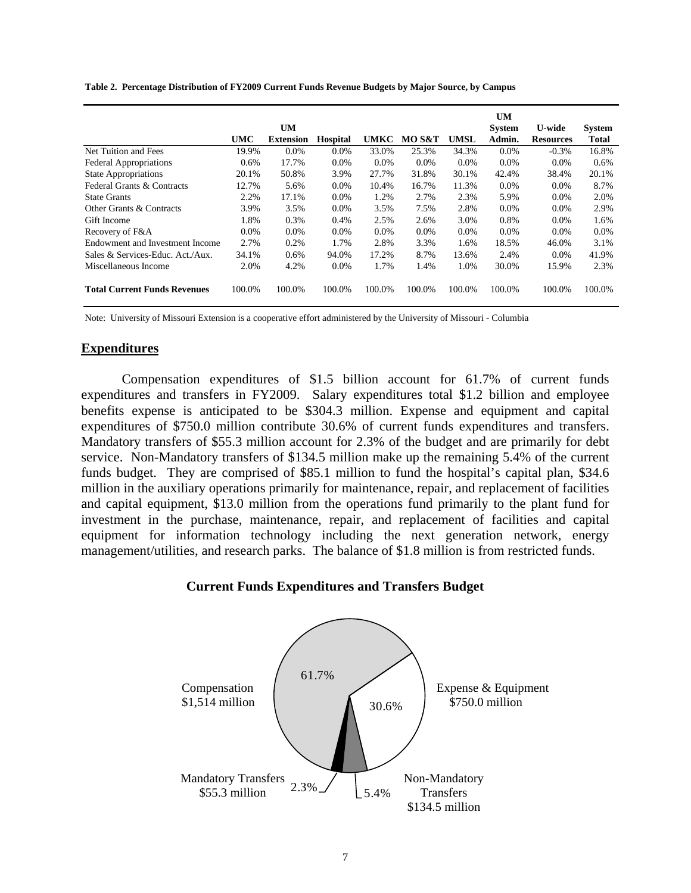**Table 2. Percentage Distribution of FY2009 Current Funds Revenue Budgets by Major Source, by Campus**

| | UMC | UM Extension | Hospital | UMKC | MO S&T | UMSL | UM System Admin. | U-wide Resources | System Total |
|---|---|---|---|---|---|---|---|---|---|
| Net Tuition and Fees | 19.9% | 0.0% | 0.0% | 33.0% | 25.3% | 34.3% | 0.0% | -0.3% | 16.8% |
| Federal Appropriations | 0.6% | 17.7% | 0.0% | 0.0% | 0.0% | 0.0% | 0.0% | 0.0% | 0.6% |
| State Appropriations | 20.1% | 50.8% | 3.9% | 27.7% | 31.8% | 30.1% | 42.4% | 38.4% | 20.1% |
| Federal Grants & Contracts | 12.7% | 5.6% | 0.0% | 10.4% | 16.7% | 11.3% | 0.0% | 0.0% | 8.7% |
| State Grants | 2.2% | 17.1% | 0.0% | 1.2% | 2.7% | 2.3% | 5.9% | 0.0% | 2.0% |
| Other Grants & Contracts | 3.9% | 3.5% | 0.0% | 3.5% | 7.5% | 2.8% | 0.0% | 0.0% | 2.9% |
| Gift Income | 1.8% | 0.3% | 0.4% | 2.5% | 2.6% | 3.0% | 0.8% | 0.0% | 1.6% |
| Recovery of F&A | 0.0% | 0.0% | 0.0% | 0.0% | 0.0% | 0.0% | 0.0% | 0.0% | 0.0% |
| Endowment and Investment Income | 2.7% | 0.2% | 1.7% | 2.8% | 3.3% | 1.6% | 18.5% | 46.0% | 3.1% |
| Sales & Services-Educ. Act./Aux. | 34.1% | 0.6% | 94.0% | 17.2% | 8.7% | 13.6% | 2.4% | 0.0% | 41.9% |
| Miscellaneous Income | 2.0% | 4.2% | 0.0% | 1.7% | 1.4% | 1.0% | 30.0% | 15.9% | 2.3% |
| **Total Current Funds Revenues** | 100.0% | 100.0% | 100.0% | 100.0% | 100.0% | 100.0% | 100.0% | 100.0% | 100.0% |

Note: University of Missouri Extension is a cooperative effort administered by the University of Missouri - Columbia

## Expenditures

Compensation expenditures of $1.5 billion account for 61.7% of current funds expenditures and transfers in FY2009. Salary expenditures total $1.2 billion and employee benefits expense is anticipated to be $304.3 million. Expense and equipment and capital expenditures of $750.0 million contribute 30.6% of current funds expenditures and transfers. Mandatory transfers of $55.3 million account for 2.3% of the budget and are primarily for debt service. Non-Mandatory transfers of $134.5 million make up the remaining 5.4% of the current funds budget. They are comprised of $85.1 million to fund the hospital's capital plan, $34.6 million in the auxiliary operations primarily for maintenance, repair, and replacement of facilities and capital equipment, $13.0 million from the operations fund primarily to the plant fund for investment in the purchase, maintenance, repair, and replacement of facilities and capital equipment for information technology including the next generation network, energy management/utilities, and research parks. The balance of $1.8 million is from restricted funds.

**Current Funds Expenditures and Transfers Budget**

- Compensation $1,514 million — 61.7%
- Expense & Equipment $750.0 million — 30.6%
- Non-Mandatory Transfers $134.5 million — 5.4%
- Mandatory Transfers $55.3 million — 2.3%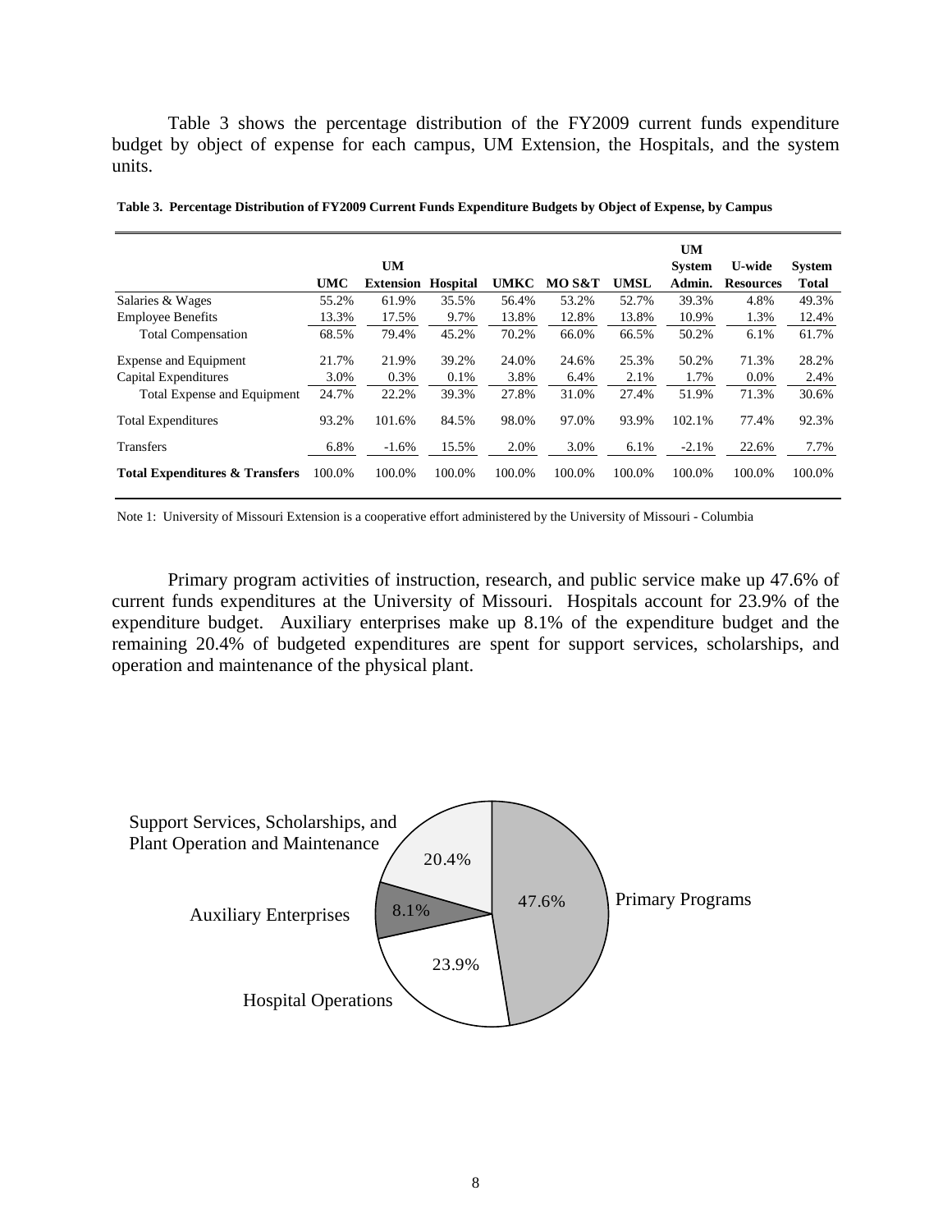Table 3 shows the percentage distribution of the FY2009 current funds expenditure budget by object of expense for each campus, UM Extension, the Hospitals, and the system units.

**Table 3. Percentage Distribution of FY2009 Current Funds Expenditure Budgets by Object of Expense, by Campus**

| | UMC | UM Extension | Hospital | UMKC | MO S&T | UMSL | UM System Admin. | U-wide Resources | System Total |
|---|---|---|---|---|---|---|---|---|---|
| Salaries & Wages | 55.2% | 61.9% | 35.5% | 56.4% | 53.2% | 52.7% | 39.3% | 4.8% | 49.3% |
| Employee Benefits | 13.3% | 17.5% | 9.7% | 13.8% | 12.8% | 13.8% | 10.9% | 1.3% | 12.4% |
| Total Compensation | 68.5% | 79.4% | 45.2% | 70.2% | 66.0% | 66.5% | 50.2% | 6.1% | 61.7% |
| Expense and Equipment | 21.7% | 21.9% | 39.2% | 24.0% | 24.6% | 25.3% | 50.2% | 71.3% | 28.2% |
| Capital Expenditures | 3.0% | 0.3% | 0.1% | 3.8% | 6.4% | 2.1% | 1.7% | 0.0% | 2.4% |
| Total Expense and Equipment | 24.7% | 22.2% | 39.3% | 27.8% | 31.0% | 27.4% | 51.9% | 71.3% | 30.6% |
| Total Expenditures | 93.2% | 101.6% | 84.5% | 98.0% | 97.0% | 93.9% | 102.1% | 77.4% | 92.3% |
| Transfers | 6.8% | -1.6% | 15.5% | 2.0% | 3.0% | 6.1% | -2.1% | 22.6% | 7.7% |
| **Total Expenditures & Transfers** | 100.0% | 100.0% | 100.0% | 100.0% | 100.0% | 100.0% | 100.0% | 100.0% | 100.0% |

Note 1: University of Missouri Extension is a cooperative effort administered by the University of Missouri - Columbia

Primary program activities of instruction, research, and public service make up 47.6% of current funds expenditures at the University of Missouri. Hospitals account for 23.9% of the expenditure budget. Auxiliary enterprises make up 8.1% of the expenditure budget and the remaining 20.4% of budgeted expenditures are spent for support services, scholarships, and operation and maintenance of the physical plant.

| Category | Percentage |
|---|---|
| Primary Programs | 47.6% |
| Hospital Operations | 23.9% |
| Auxiliary Enterprises | 8.1% |
| Support Services, Scholarships, and Plant Operation and Maintenance | 20.4% |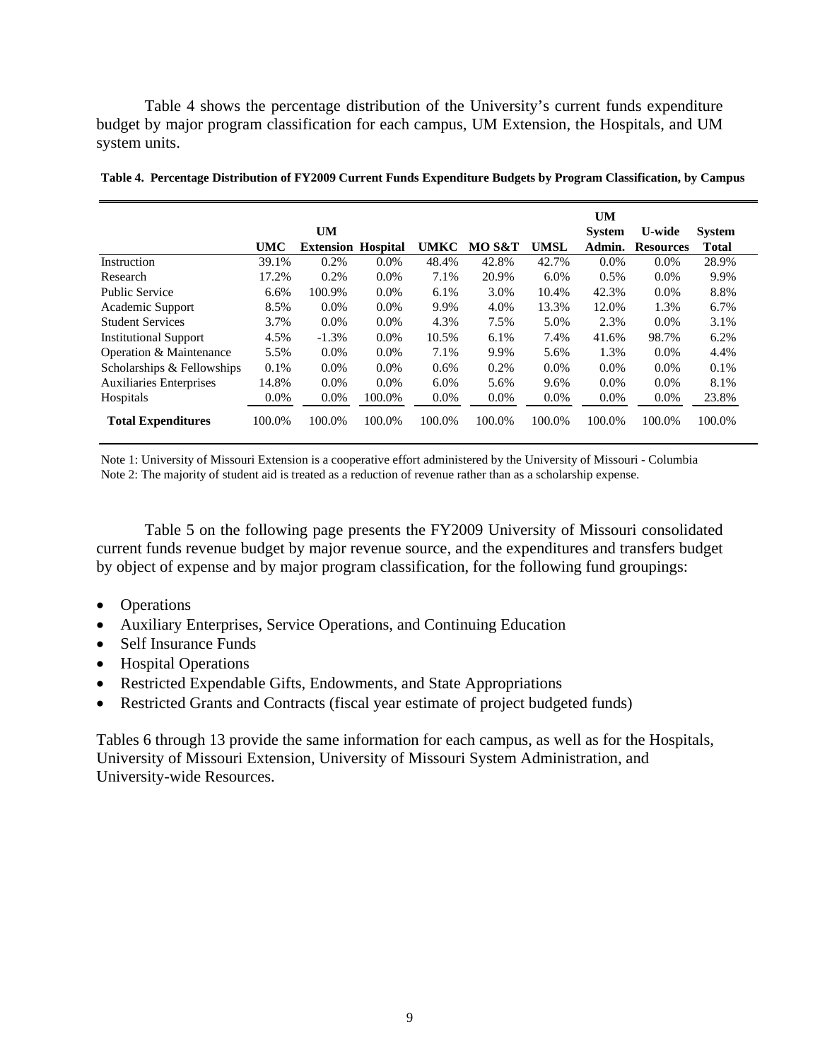Table 4 shows the percentage distribution of the University's current funds expenditure budget by major program classification for each campus, UM Extension, the Hospitals, and UM system units.

**Table 4. Percentage Distribution of FY2009 Current Funds Expenditure Budgets by Program Classification, by Campus**

| | UMC | UM Extension | Hospital | UMKC | MO S&T | UMSL | UM System Admin. | U-wide Resources | System Total |
|---|---|---|---|---|---|---|---|---|---|
| Instruction | 39.1% | 0.2% | 0.0% | 48.4% | 42.8% | 42.7% | 0.0% | 0.0% | 28.9% |
| Research | 17.2% | 0.2% | 0.0% | 7.1% | 20.9% | 6.0% | 0.5% | 0.0% | 9.9% |
| Public Service | 6.6% | 100.9% | 0.0% | 6.1% | 3.0% | 10.4% | 42.3% | 0.0% | 8.8% |
| Academic Support | 8.5% | 0.0% | 0.0% | 9.9% | 4.0% | 13.3% | 12.0% | 1.3% | 6.7% |
| Student Services | 3.7% | 0.0% | 0.0% | 4.3% | 7.5% | 5.0% | 2.3% | 0.0% | 3.1% |
| Institutional Support | 4.5% | -1.3% | 0.0% | 10.5% | 6.1% | 7.4% | 41.6% | 98.7% | 6.2% |
| Operation & Maintenance | 5.5% | 0.0% | 0.0% | 7.1% | 9.9% | 5.6% | 1.3% | 0.0% | 4.4% |
| Scholarships & Fellowships | 0.1% | 0.0% | 0.0% | 0.6% | 0.2% | 0.0% | 0.0% | 0.0% | 0.1% |
| Auxiliaries Enterprises | 14.8% | 0.0% | 0.0% | 6.0% | 5.6% | 9.6% | 0.0% | 0.0% | 8.1% |
| Hospitals | 0.0% | 0.0% | 100.0% | 0.0% | 0.0% | 0.0% | 0.0% | 0.0% | 23.8% |
| **Total Expenditures** | 100.0% | 100.0% | 100.0% | 100.0% | 100.0% | 100.0% | 100.0% | 100.0% | 100.0% |

Note 1: University of Missouri Extension is a cooperative effort administered by the University of Missouri - Columbia
Note 2: The majority of student aid is treated as a reduction of revenue rather than as a scholarship expense.

Table 5 on the following page presents the FY2009 University of Missouri consolidated current funds revenue budget by major revenue source, and the expenditures and transfers budget by object of expense and by major program classification, for the following fund groupings:

- Operations
- Auxiliary Enterprises, Service Operations, and Continuing Education
- Self Insurance Funds
- Hospital Operations
- Restricted Expendable Gifts, Endowments, and State Appropriations
- Restricted Grants and Contracts (fiscal year estimate of project budgeted funds)

Tables 6 through 13 provide the same information for each campus, as well as for the Hospitals, University of Missouri Extension, University of Missouri System Administration, and University-wide Resources.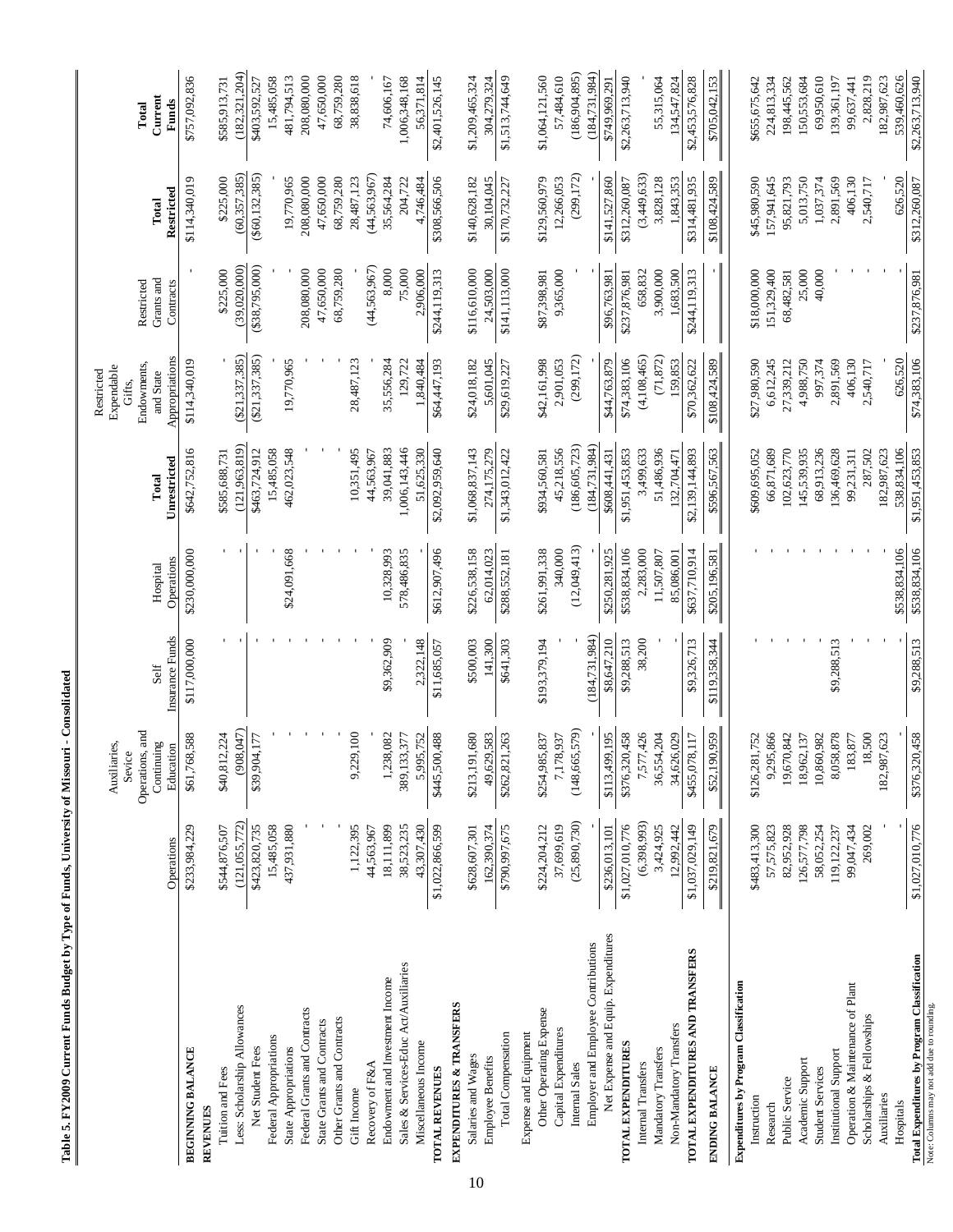**Table 5. FY2009 Current Funds Budget by Type of Funds, University of Missouri - Consolidated**

| | Operations | Auxiliaries, Sevice Operations, and Continuing Education | Self Insurance Funds | Hospital Operations | Total Unrestricted | Restricted Expendable Gifts, Endowments, and State Appropriations | Restricted Grants and Contracts | Total Restricted | Total Current Funds |
|---|---|---|---|---|---|---|---|---|---|
| **BEGINNING BALANCE** | $233,984,229 | $61,768,588 | $117,000,000 | $230,000,000 | $642,752,816 | $114,340,019 | - | $114,340,019 | $757,092,836 |
| **REVENUES** | | | | | | | | | |
| Tuition and Fees | $544,876,507 | $40,812,224 | - | - | $585,688,731 | - | $225,000 | $225,000 | $585,913,731 |
| Less: Scholarship Allowances | (121,055,772) | (908,047) | - | - | (121,963,819) | ($21,337,385) | (39,020,000) | (60,357,385) | (182,321,204) |
| Net Student Fees | $423,820,735 | $39,904,177 | - | - | $463,724,912 | ($21,337,385) | ($38,795,000) | ($60,132,385) | $403,592,527 |
| Federal Appropriations | 15,485,058 | - | - | - | 15,485,058 | - | - | - | 15,485,058 |
| State Appropriations | 437,931,880 | - | - | $24,091,668 | 462,023,548 | 19,770,965 | - | 19,770,965 | 481,794,513 |
| Federal Grants and Contracts | - | - | - | - | - | - | 208,080,000 | 208,080,000 | 208,080,000 |
| State Grants and Contracts | - | - | - | - | - | - | 47,650,000 | 47,650,000 | 47,650,000 |
| Other Grants and Contracts | - | - | - | - | - | - | 68,759,280 | 68,759,280 | 68,759,280 |
| Gift Income | 1,122,395 | 9,229,100 | - | - | 10,351,495 | 28,487,123 | - | 28,487,123 | 38,838,618 |
| Recovery of F&A | 44,563,967 | - | - | - | 44,563,967 | - | (44,563,967) | (44,563,967) | - |
| Endowment and Investment Income | 18,111,899 | 1,238,082 | $9,362,909 | 10,328,993 | 39,041,883 | 35,556,284 | 8,000 | 35,564,284 | 74,606,167 |
| Sales & Services-Educ Act/Auxiliaries | 38,523,235 | 389,133,377 | - | 578,486,835 | 1,006,143,446 | 129,722 | 75,000 | 204,722 | 1,006,348,168 |
| Miscellaneous Income | 43,307,430 | 5,995,752 | 2,322,148 | - | 51,625,330 | 1,840,484 | 2,906,000 | 4,746,484 | 56,371,814 |
| **TOTAL REVENUES** | $1,022,866,599 | $445,500,488 | $11,685,057 | $612,907,496 | $2,092,959,640 | $64,447,193 | $244,119,313 | $308,566,506 | $2,401,526,145 |
| **EXPENDITURES & TRANSFERS** | | | | | | | | | |
| Salaries and Wages | $628,607,301 | $213,191,680 | $500,003 | $226,538,158 | $1,068,837,143 | $24,018,182 | $116,610,000 | $140,628,182 | $1,209,465,324 |
| Employee Benefits | 162,390,374 | 49,629,583 | 141,300 | 62,014,023 | 274,175,279 | 5,601,045 | 24,503,000 | 30,104,045 | 304,279,324 |
| Total Compensation | $790,997,675 | $262,821,263 | $641,303 | $288,552,181 | $1,343,012,422 | $29,619,227 | $141,113,000 | $170,732,227 | $1,513,744,649 |
| Expense and Equipment | | | | | | | | | |
| Other Operating Expense | $224,204,212 | $254,985,837 | $193,379,194 | $261,991,338 | $934,560,581 | $42,161,998 | $87,398,981 | $129,560,979 | $1,064,121,560 |
| Capital Expenditures | 37,699,619 | 7,178,937 | - | 340,000 | 45,218,556 | 2,901,053 | 9,365,000 | 12,266,053 | 57,484,610 |
| Internal Sales | (25,890,730) | (148,665,579) | - | (12,049,413) | (186,605,723) | (299,172) | - | (299,172) | (186,904,895) |
| Employer and Employee Contributions | - | - | (184,731,984) | - | (184,731,984) | - | - | - | (184,731,984) |
| Net Expense and Equip. Expenditures | $236,013,101 | $113,499,195 | $8,647,210 | $250,281,925 | $608,441,431 | $44,763,879 | $96,763,981 | $141,527,860 | $749,969,291 |
| **TOTAL EXPENDITURES** | $1,027,010,776 | $376,320,458 | $9,288,513 | $538,834,106 | $1,951,453,853 | $74,383,106 | $237,876,981 | $312,260,087 | $2,263,713,940 |
| Internal Transfers | (6,398,993) | 7,577,426 | 38,200 | 2,283,000 | 3,499,633 | (4,108,465) | 658,832 | (3,449,633) | - |
| Mandatory Transfers | 3,424,925 | 36,554,204 | - | 11,507,807 | 51,486,936 | (71,872) | 3,900,000 | 3,828,128 | 55,315,064 |
| Non-Mandatory Transfers | 12,992,442 | 34,626,029 | - | 85,086,001 | 132,704,471 | 159,853 | 1,683,500 | 1,843,353 | 134,547,824 |
| **TOTAL EXPENDITURES AND TRANSFERS** | $1,037,029,149 | $455,078,117 | $9,326,713 | $637,710,914 | $2,139,144,893 | $70,362,622 | $244,119,313 | $314,481,935 | $2,453,576,828 |
| **ENDING BALANCE** | $219,821,679 | $52,190,959 | $119,358,344 | $205,196,581 | $596,567,563 | $108,424,589 | - | $108,424,589 | $705,042,153 |
| **Expenditures by Program Classification** | | | | | | | | | |
| Instruction | $483,413,300 | $126,281,752 | - | - | $609,695,052 | $27,980,590 | $18,000,000 | $45,980,590 | $655,675,642 |
| Research | 57,575,823 | 9,295,866 | - | - | 66,871,689 | 6,612,245 | 151,329,400 | 157,941,645 | 224,813,334 |
| Public Service | 82,952,928 | 19,670,842 | - | - | 102,623,770 | 27,339,212 | 68,482,581 | 95,821,793 | 198,445,562 |
| Academic Support | 126,577,798 | 18,962,137 | - | - | 145,539,935 | 4,988,750 | 25,000 | 5,013,750 | 150,553,684 |
| Student Services | 58,052,254 | 10,860,982 | - | - | 68,913,236 | 997,374 | 40,000 | 1,037,374 | 69,950,610 |
| Institutional Support | 119,122,237 | 8,058,878 | $9,288,513 | - | 136,469,628 | 2,891,569 | - | 2,891,569 | 139,361,197 |
| Operation & Maintenance of Plant | 99,047,434 | 183,877 | - | - | 99,231,311 | 406,130 | - | 406,130 | 99,637,441 |
| Scholarships & Fellowships | 269,002 | 18,500 | - | - | 287,502 | 2,540,717 | - | 2,540,717 | 2,828,219 |
| Auxiliaries | - | 182,987,623 | - | - | 182,987,623 | - | - | - | 182,987,623 |
| Hospitals | - | - | - | $538,834,106 | 538,834,106 | 626,520 | - | 626,520 | 539,460,626 |
| **Total Expenditures by Program Classification** | $1,027,010,776 | $376,320,458 | $9,288,513 | $538,834,106 | $1,951,453,853 | $74,383,106 | $237,876,981 | $312,260,087 | $2,263,713,940 |

Note: Columns may not add due to rounding.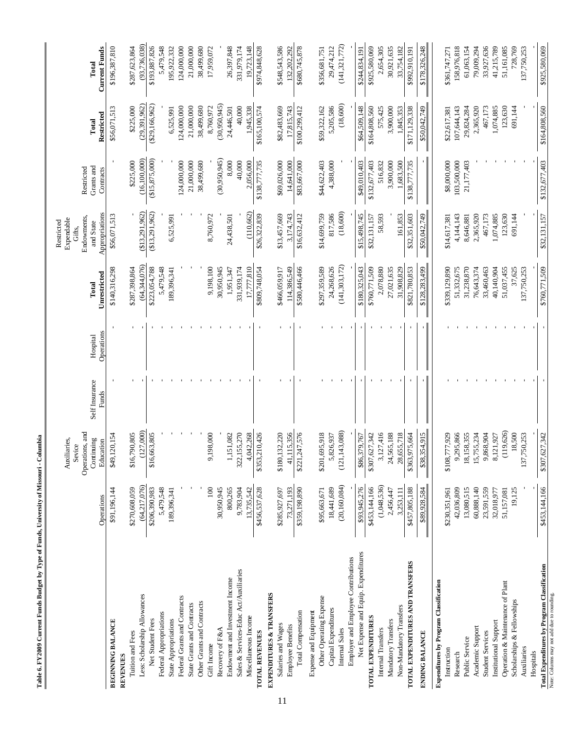**Table 6. FY2009 Current Funds Budget by Type of Funds, University of Missouri - Columbia**

| | Operations | Auxiliaries, Sevice Operations, and Continuing Education | Self Insurance Funds | Hospital Operations | Total Unrestricted | Restricted Expendable Gifts, Endowments, and State Appropriations | Restricted Grants and Contracts | Total Restricted | Total Current Funds |
|---|---|---|---|---|---|---|---|---|---|
| **BEGINNING BALANCE** | $91,196,144 | $49,120,154 | - | - | $140,316,298 | $56,071,513 | - | $56,071,513 | $196,387,810 |
| **REVENUES** | | | | | | | | | |
| Tuition and Fees | $270,608,059 | $16,790,805 | - | - | $287,398,864 | - | $225,000 | $225,000 | $287,623,864 |
| Less: Scholarship Allowances | (64,217,076) | (127,000) | - | - | (64,344,076) | ($13,291,962) | (16,100,000) | (29,391,962) | (93,736,038) |
| Net Student Fees | $206,390,983 | $16,663,805 | - | - | $223,054,788 | ($13,291,962) | ($15,875,000) | ($29,166,962) | $193,887,826 |
| Federal Appropriations | 5,479,548 | - | - | - | 5,479,548 | - | - | - | 5,479,548 |
| State Appropriations | 189,396,341 | - | - | - | 189,396,341 | 6,525,991 | - | 6,525,991 | 195,922,332 |
| Federal Grants and Contracts | - | - | - | - | - | - | 124,000,000 | 124,000,000 | 124,000,000 |
| State Grants and Contracts | - | - | - | - | - | - | 21,000,000 | 21,000,000 | 21,000,000 |
| Other Grants and Contracts | - | - | - | - | - | - | 38,499,680 | 38,499,680 | 38,499,680 |
| Gift Income | 100 | 9,198,000 | - | - | 9,198,100 | 8,760,972 | - | 8,760,972 | 17,959,072 |
| Recovery of F&A | 30,950,945 | - | - | - | 30,950,945 | - | (30,950,945) | (30,950,945) | - |
| Endowment and Investment Income | 800,265 | 1,151,082 | - | - | 1,951,347 | 24,438,501 | 8,000 | 24,446,501 | 26,397,848 |
| Sales & Services-Educ Act/Auxiliaries | 9,783,904 | 322,155,270 | - | - | 331,939,174 | - | 40,000 | 40,000 | 331,979,174 |
| Miscellaneous Income | 13,735,542 | 4,042,268 | - | - | 17,777,810 | (110,662) | 2,056,000 | 1,945,338 | 19,723,148 |
| **TOTAL REVENUES** | $456,537,628 | $353,210,426 | - | - | $809,748,054 | $26,322,839 | $138,777,735 | $165,100,574 | $974,848,628 |
| **EXPENDITURES & TRANSFERS** | | | | | | | | | |
| Salaries and Wages | $285,927,697 | $180,132,220 | - | - | $466,059,917 | $13,457,669 | $69,026,000 | $82,483,669 | $548,543,586 |
| Employee Benefits | 73,271,193 | 41,115,356 | - | - | 114,386,549 | 3,174,743 | 14,641,000 | 17,815,743 | 132,202,292 |
| Total Compensation | $359,198,890 | $221,247,576 | - | - | $580,446,466 | $16,632,412 | $83,667,000 | $100,299,412 | $680,745,878 |
| Expense and Equipment | | | | | | | | | |
| Other Operating Expense | $95,663,671 | $201,695,918 | - | - | $297,359,589 | $14,699,759 | $44,622,403 | $59,322,162 | $356,681,751 |
| Capital Expenditures | 18,441,689 | 5,826,937 | - | - | 24,268,626 | 817,586 | 4,388,000 | 5,205,586 | 29,474,212 |
| Internal Sales | (20,160,084) | (121,143,088) | - | - | (141,303,172) | (18,600) | - | (18,600) | (141,321,772) |
| Employer and Employee Contributions | - | - | - | - | - | - | - | - | - |
| Net Expense and Equip. Expenditures | $93,945,276 | $86,379,767 | - | - | $180,325,043 | $15,498,745 | $49,010,403 | $64,509,148 | $244,834,191 |
| **TOTAL EXPENDITURES** | $453,144,166 | $307,627,342 | - | - | $760,771,509 | $32,131,157 | $132,677,403 | $164,808,560 | $925,580,069 |
| Internal Transfers | (1,048,536) | 3,127,416 | - | - | 2,078,880 | 58,593 | 516,832 | 575,425 | 2,654,305 |
| Mandatory Transfers | 2,456,447 | 24,565,188 | - | - | 27,021,635 | - | 3,900,000 | 3,900,000 | 30,921,635 |
| Non-Mandatory Transfers | 3,253,111 | 28,655,718 | - | - | 31,908,829 | 161,853 | 1,683,500 | 1,845,353 | 33,754,182 |
| **TOTAL EXPENDITURES AND TRANSFERS** | $457,805,188 | $363,975,664 | - | - | $821,780,853 | $32,351,603 | $138,777,735 | $171,129,338 | $992,910,191 |
| **ENDING BALANCE** | $89,928,584 | $38,354,915 | - | - | $128,283,499 | $50,042,749 | - | $50,042,749 | $178,326,248 |
| **Expenditures by Program Classification** | | | | | | | | | |
| Instruction | $230,351,961 | $108,777,929 | - | - | $339,129,890 | $14,617,381 | $8,000,000 | $22,617,381 | $361,747,271 |
| Research | 42,036,809 | 9,295,866 | - | - | 51,332,675 | 4,144,143 | 103,500,000 | 107,644,143 | 158,976,818 |
| Public Service | 13,080,515 | 18,158,355 | - | - | 31,238,870 | 8,646,881 | 21,177,403 | 29,824,284 | 61,063,154 |
| Academic Support | 60,888,140 | 15,755,234 | - | - | 76,643,374 | 2,365,920 | - | 2,365,920 | 79,009,294 |
| Student Services | 23,591,559 | 9,868,904 | - | - | 33,460,463 | 467,173 | - | 467,173 | 33,927,636 |
| Institutional Support | 32,018,977 | 8,121,927 | - | - | 40,140,904 | 1,074,885 | - | 1,074,885 | 41,215,789 |
| Operation & Maintenance of Plant | 51,157,081 | (119,626) | - | - | 51,037,455 | 123,630 | - | 123,630 | 51,161,085 |
| Scholarships & Fellowships | 19,125 | 18,500 | - | - | 37,625 | 691,144 | - | 691,144 | 728,769 |
| Auxiliaries | - | 137,750,253 | - | - | 137,750,253 | - | - | - | 137,750,253 |
| Hospitals | - | - | - | - | - | - | - | - | - |
| **Total Expenditures by Program Classification** | $453,144,166 | $307,627,342 | - | - | $760,771,509 | $32,131,157 | $132,677,403 | $164,808,560 | $925,580,069 |

Note: Columns may not add due to rounding.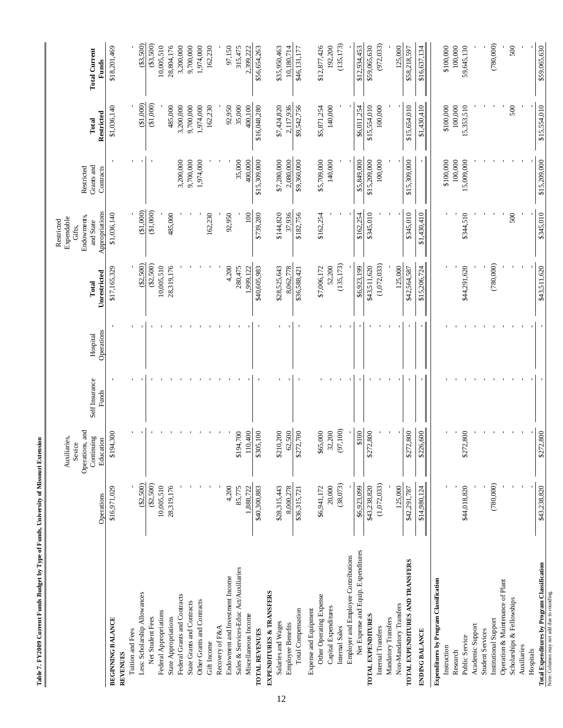**Table 7. FY2009 Current Funds Budget by Type of Funds, University of Missouri Extension**

| | Operations | Auxiliaries, Sevice Operations, and Continuing Education | Self Insurance Funds | Hospital Operations | Total Unrestricted | Restricted Expendable Gifts, Endowments, and State Appropriations | Restricted Grants and Contracts | Total Restricted | Total Current Funds |
|---|---|---|---|---|---|---|---|---|---|
| **BEGINNING BALANCE** | $16,971,029 | $194,300 | - | - | $17,165,329 | $1,036,140 | - | $1,036,140 | $18,201,469 |
| **REVENUES** | | | | | | | | | |
| Tuition and Fees | - | - | - | - | - | - | - | - | - |
| Less: Scholarship Allowances | ($2,500) | - | - | - | ($2,500) | ($1,000) | - | ($1,000) | ($3,500) |
| Net Student Fees | ($2,500) | - | - | - | ($2,500) | ($1,000) | - | ($1,000) | ($3,500) |
| Federal Appropriations | 10,005,510 | - | - | - | 10,005,510 | - | - | - | 10,005,510 |
| State Appropriations | 28,319,176 | - | - | - | 28,319,176 | 485,000 | - | 485,000 | 28,804,176 |
| Federal Grants and Contracts | - | - | - | - | - | - | 3,200,000 | 3,200,000 | 3,200,000 |
| State Grants and Contracts | - | - | - | - | - | - | 9,700,000 | 9,700,000 | 9,700,000 |
| Other Grants and Contracts | - | - | - | - | - | - | 1,974,000 | 1,974,000 | 1,974,000 |
| Gift Income | - | - | - | - | - | 162,230 | - | 162,230 | 162,230 |
| Recovery of F&A | - | - | - | - | - | - | - | - | - |
| Endowment and Investment Income | 4,200 | - | - | - | 4,200 | 92,950 | - | 92,950 | 97,150 |
| Sales & Services-Educ Act/Auxiliaries | 85,775 | $194,700 | - | - | 280,475 | - | 35,000 | 35,000 | 315,475 |
| Miscellaneous Income | 1,888,722 | 110,400 | - | - | 1,999,122 | 100 | 400,000 | 400,100 | 2,399,222 |
| **TOTAL REVENUES** | $40,300,883 | $305,100 | - | - | $40,605,983 | $739,280 | $15,309,000 | $16,048,280 | $56,654,263 |
| **EXPENDITURES & TRANSFERS** | | | | | | | | | |
| Salaries and Wages | $28,315,443 | $210,200 | - | - | $28,525,643 | $144,820 | $7,280,000 | $7,424,820 | $35,950,463 |
| Employee Benefits | 8,000,278 | 62,500 | - | - | 8,062,778 | 37,936 | 2,080,000 | 2,117,936 | 10,180,714 |
| Total Compensation | $36,315,721 | $272,700 | - | - | $36,588,421 | $182,756 | $9,360,000 | $9,542,756 | $46,131,177 |
| Expense and Equipment | | | | | | | | | |
| Other Operating Expense | $6,941,172 | $65,000 | - | - | $7,006,172 | $162,254 | $5,709,000 | $5,871,254 | $12,877,426 |
| Capital Expenditures | 20,000 | 32,200 | - | - | 52,200 | - | 140,000 | 140,000 | 192,200 |
| Internal Sales | (38,073) | (97,100) | - | - | (135,173) | - | - | - | (135,173) |
| Employer and Employee Contributions | - | - | - | - | - | - | - | - | - |
| Net Expense and Equip. Expenditures | $6,923,099 | $100 | - | - | $6,923,199 | $162,254 | $5,849,000 | $6,011,254 | $12,934,453 |
| **TOTAL EXPENDITURES** | $43,238,820 | $272,800 | - | - | $43,511,620 | $345,010 | $15,209,000 | $15,554,010 | $59,065,630 |
| Internal Transfers | (1,072,033) | - | - | - | (1,072,033) | - | 100,000 | 100,000 | (972,033) |
| Mandatory Transfers | - | - | - | - | - | - | - | - | - |
| Non-Mandatory Transfers | 125,000 | - | - | - | 125,000 | - | - | - | 125,000 |
| **TOTAL EXPENDITURES AND TRANSFERS** | $42,291,787 | $272,800 | - | - | $42,564,587 | $345,010 | $15,309,000 | $15,654,010 | $58,218,597 |
| **ENDING BALANCE** | $14,980,124 | $226,600 | - | - | $15,206,724 | $1,430,410 | - | $1,430,410 | $16,637,134 |
| **Expenditures by Program Classification** | | | | | | | | | |
| Instruction | - | - | - | - | - | - | $100,000 | $100,000 | $100,000 |
| Research | - | - | - | - | - | - | 100,000 | 100,000 | 100,000 |
| Public Service | $44,018,820 | $272,800 | - | - | $44,291,620 | $344,510 | 15,009,000 | 15,353,510 | 59,645,130 |
| Academic Support | - | - | - | - | - | - | - | - | - |
| Student Services | - | - | - | - | - | - | - | - | - |
| Institutional Support | (780,000) | - | - | - | (780,000) | - | - | - | (780,000) |
| Operation & Maintenance of Plant | - | - | - | - | - | - | - | - | - |
| Scholarships & Fellowships | - | - | - | - | - | 500 | - | 500 | 500 |
| Auxiliaries | - | - | - | - | - | - | - | - | - |
| Hospitals | - | - | - | - | - | - | - | - | - |
| **Total Expenditures by Program Classification** | $43,238,820 | $272,800 | - | - | $43,511,620 | $345,010 | $15,209,000 | $15,554,010 | $59,065,630 |

Note: Columns may not add due to rounding.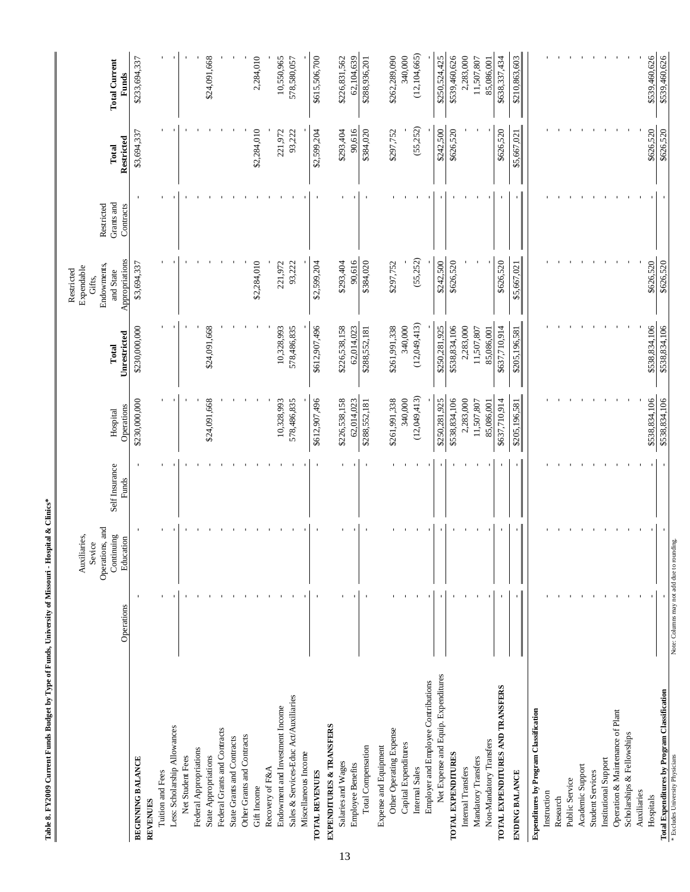**Table 8. FY2009 Current Funds Budget by Type of Funds, University of Missouri - Hospital & Clinics***

| | Operations | Auxiliaries, Sevice Operations, and Continuing Education | Self Insurance Funds | Hospital Operations | Total Unrestricted | Restricted Expendable Gifts, Endowments, and State Appropriations | Restricted Grants and Contracts | Total Restricted | Total Current Funds |
|---|---|---|---|---|---|---|---|---|---|
| **BEGINNING BALANCE** | - | - | - | $230,000,000 | $230,000,000 | $3,694,337 | - | $3,694,337 | $233,694,337 |
| **REVENUES** | | | | | | | | | |
| Tuition and Fees | - | - | - | - | - | - | - | - | - |
| Less: Scholarship Allowances | - | - | - | - | - | - | - | - | - |
| Net Student Fees | - | - | - | - | - | - | - | - | - |
| Federal Appropriations | - | - | - | - | - | - | - | - | - |
| State Appropriations | - | - | - | $24,091,668 | $24,091,668 | - | - | - | $24,091,668 |
| Federal Grants and Contracts | - | - | - | - | - | - | - | - | - |
| State Grants and Contracts | - | - | - | - | - | - | - | - | - |
| Other Grants and Contracts | - | - | - | - | - | - | - | - | - |
| Gift Income | - | - | - | - | - | $2,284,010 | - | $2,284,010 | 2,284,010 |
| Recovery of F&A | - | - | - | - | - | - | - | - | - |
| Endowment and Investment Income | - | - | - | 10,328,993 | 10,328,993 | 221,972 | - | 221,972 | 10,550,965 |
| Sales & Services-Educ Act/Auxiliaries | - | - | - | 578,486,835 | 578,486,835 | 93,222 | - | 93,222 | 578,580,057 |
| Miscellaneous Income | - | - | - | - | - | - | - | - | - |
| **TOTAL REVENUES** | - | - | - | $612,907,496 | $612,907,496 | $2,599,204 | - | $2,599,204 | $615,506,700 |
| **EXPENDITURES & TRANSFERS** | | | | | | | | | |
| Salaries and Wages | - | - | - | $226,538,158 | $226,538,158 | $293,404 | - | $293,404 | $226,831,562 |
| Employee Benefits | - | - | - | 62,014,023 | 62,014,023 | 90,616 | - | 90,616 | 62,104,639 |
| Total Compensation | - | - | - | $288,552,181 | $288,552,181 | $384,020 | - | $384,020 | $288,936,201 |
| Expense and Equipment | | | | | | | | | |
| Other Operating Expense | - | - | - | $261,991,338 | $261,991,338 | $297,752 | - | $297,752 | $262,289,090 |
| Capital Expenditures | - | - | - | 340,000 | 340,000 | - | - | - | 340,000 |
| Internal Sales | - | - | - | (12,049,413) | (12,049,413) | (55,252) | - | (55,252) | (12,104,665) |
| Employer and Employee Contributions | - | - | - | - | - | - | - | - | - |
| Net Expense and Equip. Expenditures | - | - | - | $250,281,925 | $250,281,925 | $242,500 | - | $242,500 | $250,524,425 |
| **TOTAL EXPENDITURES** | - | - | - | $538,834,106 | $538,834,106 | $626,520 | - | $626,520 | $539,460,626 |
| Internal Transfers | - | - | - | 2,283,000 | 2,283,000 | - | - | - | 2,283,000 |
| Mandatory Transfers | - | - | - | 11,507,807 | 11,507,807 | - | - | - | 11,507,807 |
| Non-Mandatory Transfers | - | - | - | 85,086,001 | 85,086,001 | - | - | - | 85,086,001 |
| **TOTAL EXPENDITURES AND TRANSFERS** | - | - | - | $637,710,914 | $637,710,914 | $626,520 | - | $626,520 | $638,337,434 |
| **ENDING BALANCE** | - | - | - | $205,196,581 | $205,196,581 | $5,667,021 | - | $5,667,021 | $210,863,603 |
| **Expenditures by Program Classification** | | | | | | | | | |
| Instruction | - | - | - | - | - | - | - | - | - |
| Research | - | - | - | - | - | - | - | - | - |
| Public Service | - | - | - | - | - | - | - | - | - |
| Academic Support | - | - | - | - | - | - | - | - | - |
| Student Services | - | - | - | - | - | - | - | - | - |
| Institutional Support | - | - | - | - | - | - | - | - | - |
| Operation & Maintenance of Plant | - | - | - | - | - | - | - | - | - |
| Scholarships & Fellowships | - | - | - | - | - | - | - | - | - |
| Auxiliaries | - | - | - | - | - | - | - | - | - |
| Hospitals | - | - | - | $538,834,106 | $538,834,106 | $626,520 | - | $626,520 | $539,460,626 |
| **Total Expenditures by Program Classification** | - | - | - | $538,834,106 | $538,834,106 | $626,520 | - | $626,520 | $539,460,626 |

\* Excludes University Physicians

Note: Columns may not add due to rounding.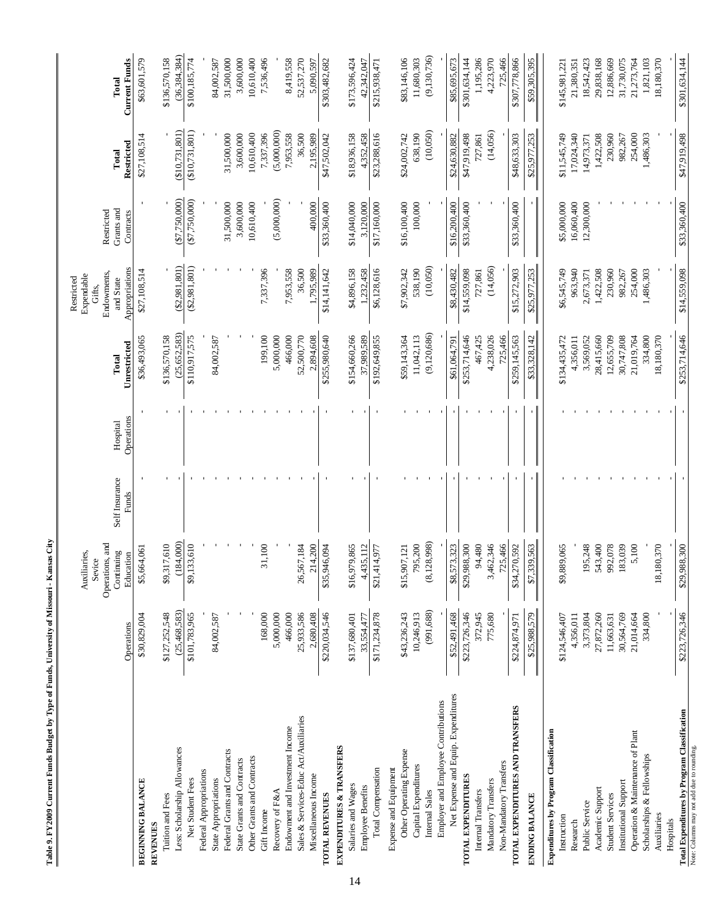**Table 9. FY2009 Current Funds Budget by Type of Funds, University of Missouri - Kansas City**

| | Operations | Auxiliaries, Sevice Operations, and Continuing Education | Self Insurance Funds | Hospital Operations | Total Unrestricted | Restricted Expendable Gifts, Endowments, and State Appropriations | Restricted Grants and Contracts | Total Restricted | Total Current Funds |
|---|---|---|---|---|---|---|---|---|---|
| **BEGINNING BALANCE** | $30,829,004 | $5,664,061 | - | - | $36,493,065 | $27,108,514 | - | $27,108,514 | $63,601,579 |
| **REVENUES** | | | | | | | | | |
| Tuition and Fees | $127,252,548 | $9,317,610 | - | - | $136,570,158 | - | - | - | $136,570,158 |
| Less: Scholarship Allowances | (25,468,583) | (184,000) | - | - | (25,652,583) | ($2,981,801) | ($7,750,000) | ($10,731,801) | (36,384,384) |
| Net Student Fees | $101,783,965 | $9,133,610 | - | - | $110,917,575 | ($2,981,801) | ($7,750,000) | ($10,731,801) | $100,185,774 |
| Federal Appropriations | - | - | - | - | - | - | - | - | - |
| State Appropriations | 84,002,587 | - | - | - | 84,002,587 | - | - | - | 84,002,587 |
| Federal Grants and Contracts | - | - | - | - | - | - | 31,500,000 | 31,500,000 | 31,500,000 |
| State Grants and Contracts | - | - | - | - | - | - | 3,600,000 | 3,600,000 | 3,600,000 |
| Other Grants and Contracts | - | - | - | - | - | - | 10,610,400 | 10,610,400 | 10,610,400 |
| Gift Income | 168,000 | 31,100 | - | - | 199,100 | 7,337,396 | - | 7,337,396 | 7,536,496 |
| Recovery of F&A | 5,000,000 | - | - | - | 5,000,000 | - | (5,000,000) | (5,000,000) | - |
| Endowment and Investment Income | 466,000 | - | - | - | 466,000 | 7,953,558 | - | 7,953,558 | 8,419,558 |
| Sales & Services-Educ Act/Auxiliaries | 25,933,586 | 26,567,184 | - | - | 52,500,770 | 36,500 | - | 36,500 | 52,537,270 |
| Miscellaneous Income | 2,680,408 | 214,200 | - | - | 2,894,608 | 1,795,989 | 400,000 | 2,195,989 | 5,090,597 |
| **TOTAL REVENUES** | $220,034,546 | $35,946,094 | - | - | $255,980,640 | $14,141,642 | $33,360,400 | $47,502,042 | $303,482,682 |
| **EXPENDITURES & TRANSFERS** | | | | | | | | | |
| Salaries and Wages | $137,680,401 | $16,979,865 | - | - | $154,660,266 | $4,896,158 | $14,040,000 | $18,936,158 | $173,596,424 |
| Employee Benefits | 33,554,477 | 4,435,112 | - | - | 37,989,589 | 1,232,458 | 3,120,000 | 4,352,458 | 42,342,047 |
| Total Compensation | $171,234,878 | $21,414,977 | - | - | $192,649,855 | $6,128,616 | $17,160,000 | $23,288,616 | $215,938,471 |
| Expense and Equipment | | | | | | | | | |
| Other Operating Expense | $43,236,243 | $15,907,121 | - | - | $59,143,364 | $7,902,342 | $16,100,400 | $24,002,742 | $83,146,106 |
| Capital Expenditures | 10,246,913 | 795,200 | - | - | 11,042,113 | 538,190 | 100,000 | 638,190 | 11,680,303 |
| Internal Sales | (991,688) | (8,128,998) | - | - | (9,120,686) | (10,050) | - | (10,050) | (9,130,736) |
| Employer and Employee Contributions | - | - | - | - | - | - | - | - | - |
| Net Expense and Equip. Expenditures | $52,491,468 | $8,573,323 | - | - | $61,064,791 | $8,430,482 | $16,200,400 | $24,630,882 | $85,695,673 |
| **TOTAL EXPENDITURES** | $223,726,346 | $29,988,300 | - | - | $253,714,646 | $14,559,098 | $33,360,400 | $47,919,498 | $301,634,144 |
| Internal Transfers | 372,945 | 94,480 | - | - | 467,425 | 727,861 | - | 727,861 | 1,195,286 |
| Mandatory Transfers | 775,680 | 3,462,346 | - | - | 4,238,026 | (14,056) | - | (14,056) | 4,223,970 |
| Non-Mandatory Transfers | - | 725,466 | - | - | 725,466 | - | - | - | 725,466 |
| **TOTAL EXPENDITURES AND TRANSFERS** | $224,874,971 | $34,270,592 | - | - | $259,145,563 | $15,272,903 | $33,360,400 | $48,633,303 | $307,778,866 |
| **ENDING BALANCE** | $25,988,579 | $7,339,563 | - | - | $33,328,142 | $25,977,253 | - | $25,977,253 | $59,305,395 |
| **Expenditures by Program Classification** | | | | | | | | | |
| Instruction | $124,546,407 | $9,889,065 | - | - | $134,435,472 | $6,545,749 | $5,000,000 | $11,545,749 | $145,981,221 |
| Research | 4,356,011 | - | - | - | 4,356,011 | 963,940 | 16,060,400 | 17,024,340 | 21,380,351 |
| Public Service | 3,373,804 | 195,248 | - | - | 3,569,052 | 2,673,371 | 12,300,000 | 14,973,371 | 18,542,423 |
| Academic Support | 27,872,260 | 543,400 | - | - | 28,415,660 | 1,422,508 | - | 1,422,508 | 29,838,168 |
| Student Services | 11,663,631 | 992,078 | - | - | 12,655,709 | 230,960 | - | 230,960 | 12,886,669 |
| Institutional Support | 30,564,769 | 183,039 | - | - | 30,747,808 | 982,267 | - | 982,267 | 31,730,075 |
| Operation & Maintenance of Plant | 21,014,664 | 5,100 | - | - | 21,019,764 | 254,000 | - | 254,000 | 21,273,764 |
| Scholarships & Fellowships | 334,800 | - | - | - | 334,800 | 1,486,303 | - | 1,486,303 | 1,821,103 |
| Auxiliaries | - | 18,180,370 | - | - | 18,180,370 | - | - | - | 18,180,370 |
| Hospitals | - | - | - | - | - | - | - | - | - |
| **Total Expenditures by Program Classification** | $223,726,346 | $29,988,300 | - | - | $253,714,646 | $14,559,098 | $33,360,400 | $47,919,498 | $301,634,144 |

Note: Columns may not add due to rounding.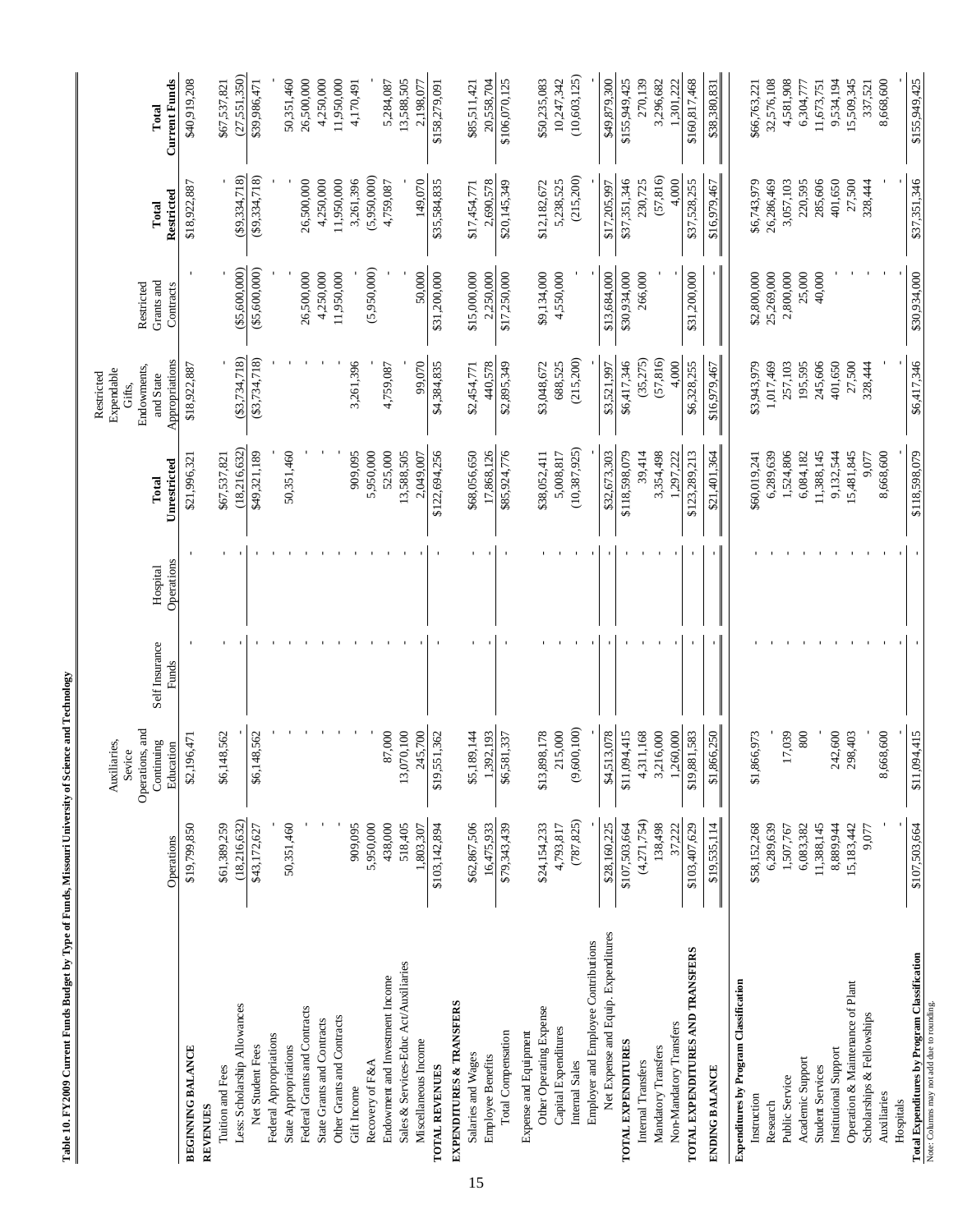**Table 10. FY2009 Current Funds Budget by Type of Funds, Missouri University of Science and Technology**

| | Operations | Auxiliaries, Sevice Operations, and Continuing Education | Self Insurance Funds | Hospital Operations | Total Unrestricted | Restricted Expendable Gifts, Endowments, and State Appropriations | Restricted Grants and Contracts | Total Restricted | Total Current Funds |
|---|---|---|---|---|---|---|---|---|---|
| **BEGINNING BALANCE** | $19,799,850 | $2,196,471 | - | - | $21,996,321 | $18,922,887 | - | $18,922,887 | $40,919,208 |
| **REVENUES** | | | | | | | | | |
| Tuition and Fees | $61,389,259 | $6,148,562 | - | - | $67,537,821 | - | - | - | $67,537,821 |
| Less: Scholarship Allowances | (18,216,632) | - | - | - | (18,216,632) | ($3,734,718) | ($5,600,000) | ($9,334,718) | (27,551,350) |
| Net Student Fees | $43,172,627 | $6,148,562 | - | - | $49,321,189 | ($3,734,718) | ($5,600,000) | ($9,334,718) | $39,986,471 |
| Federal Appropriations | - | - | - | - | - | - | - | - | - |
| State Appropriations | 50,351,460 | - | - | - | 50,351,460 | - | - | - | 50,351,460 |
| Federal Grants and Contracts | - | - | - | - | - | - | 26,500,000 | 26,500,000 | 26,500,000 |
| State Grants and Contracts | - | - | - | - | - | - | 4,250,000 | 4,250,000 | 4,250,000 |
| Other Grants and Contracts | - | - | - | - | - | - | 11,950,000 | 11,950,000 | 11,950,000 |
| Gift Income | 909,095 | - | - | - | 909,095 | 3,261,396 | - | 3,261,396 | 4,170,491 |
| Recovery of F&A | 5,950,000 | - | - | - | 5,950,000 | - | (5,950,000) | (5,950,000) | - |
| Endowment and Investment Income | 438,000 | 87,000 | - | - | 525,000 | 4,759,087 | - | 4,759,087 | 5,284,087 |
| Sales & Services-Educ Act/Auxiliaries | 518,405 | 13,070,100 | - | - | 13,588,505 | - | - | - | 13,588,505 |
| Miscellaneous Income | 1,803,307 | 245,700 | - | - | 2,049,007 | 99,070 | 50,000 | 149,070 | 2,198,077 |
| **TOTAL REVENUES** | $103,142,894 | $19,551,362 | - | - | $122,694,256 | $4,384,835 | $31,200,000 | $35,584,835 | $158,279,091 |
| **EXPENDITURES & TRANSFERS** | | | | | | | | | |
| Salaries and Wages | $62,867,506 | $5,189,144 | - | - | $68,056,650 | $2,454,771 | $15,000,000 | $17,454,771 | $85,511,421 |
| Employee Benefits | 16,475,933 | 1,392,193 | - | - | 17,868,126 | 440,578 | 2,250,000 | 2,690,578 | 20,558,704 |
| Total Compensation | $79,343,439 | $6,581,337 | - | - | $85,924,776 | $2,895,349 | $17,250,000 | $20,145,349 | $106,070,125 |
| Expense and Equipment | | | | | | | | | |
| Other Operating Expense | $24,154,233 | $13,898,178 | - | - | $38,052,411 | $3,048,672 | $9,134,000 | $12,182,672 | $50,235,083 |
| Capital Expenditures | 4,793,817 | 215,000 | - | - | 5,008,817 | 688,525 | 4,550,000 | 5,238,525 | 10,247,342 |
| Internal Sales | (787,825) | (9,600,100) | - | - | (10,387,925) | (215,200) | - | (215,200) | (10,603,125) |
| Employer and Employee Contributions | - | - | - | - | - | - | - | - | - |
| Net Expense and Equip. Expenditures | $28,160,225 | $4,513,078 | - | - | $32,673,303 | $3,521,997 | $13,684,000 | $17,205,997 | $49,879,300 |
| **TOTAL EXPENDITURES** | $107,503,664 | $11,094,415 | - | - | $118,598,079 | $6,417,346 | $30,934,000 | $37,351,346 | $155,949,425 |
| Internal Transfers | (4,271,754) | 4,311,168 | - | - | 39,414 | (35,275) | 266,000 | 230,725 | 270,139 |
| Mandatory Transfers | 138,498 | 3,216,000 | - | - | 3,354,498 | (57,816) | - | (57,816) | 3,296,682 |
| Non-Mandatory Transfers | 37,222 | 1,260,000 | - | - | 1,297,222 | 4,000 | - | 4,000 | 1,301,222 |
| **TOTAL EXPENDITURES AND TRANSFERS** | $103,407,629 | $19,881,583 | - | - | $123,289,213 | $6,328,255 | $31,200,000 | $37,528,255 | $160,817,468 |
| **ENDING BALANCE** | $19,535,114 | $1,866,250 | - | - | $21,401,364 | $16,979,467 | - | $16,979,467 | $38,380,831 |
| **Expenditures by Program Classification** | | | | | | | | | |
| Instruction | $58,152,268 | $1,866,973 | - | - | $60,019,241 | $3,943,979 | $2,800,000 | $6,743,979 | $66,763,221 |
| Research | 6,289,639 | - | - | - | 6,289,639 | 1,017,469 | 25,269,000 | 26,286,469 | 32,576,108 |
| Public Service | 1,507,767 | 17,039 | - | - | 1,524,806 | 257,103 | 2,800,000 | 3,057,103 | 4,581,908 |
| Academic Support | 6,083,382 | 800 | - | - | 6,084,182 | 195,595 | 25,000 | 220,595 | 6,304,777 |
| Student Services | 11,388,145 | - | - | - | 11,388,145 | 245,606 | 40,000 | 285,606 | 11,673,751 |
| Institutional Support | 8,889,944 | 242,600 | - | - | 9,132,544 | 401,650 | - | 401,650 | 9,534,194 |
| Operation & Maintenance of Plant | 15,183,442 | 298,403 | - | - | 15,481,845 | 27,500 | - | 27,500 | 15,509,345 |
| Scholarships & Fellowships | 9,077 | - | - | - | 9,077 | 328,444 | - | 328,444 | 337,521 |
| Auxiliaries | - | 8,668,600 | - | - | 8,668,600 | - | - | - | 8,668,600 |
| Hospitals | - | - | - | - | - | - | - | - | - |
| **Total Expenditures by Program Classification** | $107,503,664 | $11,094,415 | - | - | $118,598,079 | $6,417,346 | $30,934,000 | $37,351,346 | $155,949,425 |

Note: Columns may not add due to rounding.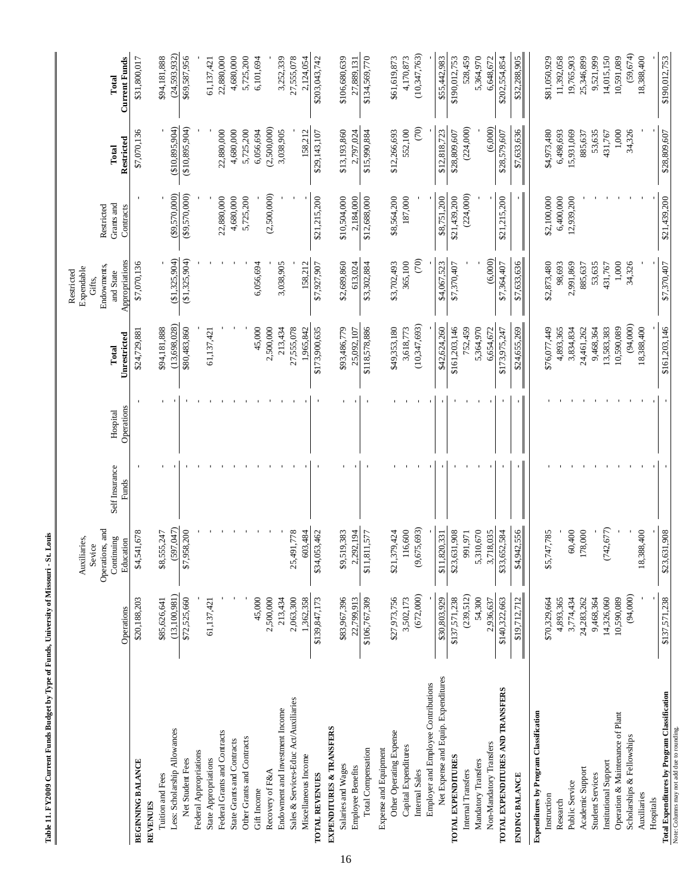**Table 11. FY2009 Current Funds Budget by Type of Funds, University of Missouri - St. Louis**

| | Operations | Auxiliaries, Sevice Operations, and Continuing Education | Self Insurance Funds | Hospital Operations | Total Unrestricted | Restricted Expendable Gifts, Endowments, and State Appropriations | Restricted Grants and Contracts | Total Restricted | Total Current Funds |
|---|---|---|---|---|---|---|---|---|---|
| **BEGINNING BALANCE** | $20,188,203 | $4,541,678 | - | - | $24,729,881 | $7,070,136 | - | $7,070,136 | $31,800,017 |
| **REVENUES** | | | | | | | | | |
| Tuition and Fees | $85,626,641 | $8,555,247 | - | - | $94,181,888 | - | - | - | $94,181,888 |
| Less: Scholarship Allowances | (13,100,981) | (597,047) | - | - | (13,698,028) | ($1,325,904) | ($9,570,000) | ($10,895,904) | (24,593,932) |
| Net Student Fees | $72,525,660 | $7,958,200 | - | - | $80,483,860 | ($1,325,904) | ($9,570,000) | ($10,895,904) | $69,587,956 |
| Federal Appropriations | - | - | - | - | - | - | - | - | - |
| State Appropriations | 61,137,421 | - | - | - | 61,137,421 | - | - | - | 61,137,421 |
| Federal Grants and Contracts | - | - | - | - | - | - | 22,880,000 | 22,880,000 | 22,880,000 |
| State Grants and Contracts | - | - | - | - | - | - | 4,680,000 | 4,680,000 | 4,680,000 |
| Other Grants and Contracts | - | - | - | - | - | - | 5,725,200 | 5,725,200 | 5,725,200 |
| Gift Income | 45,000 | - | - | - | 45,000 | 6,056,694 | - | 6,056,694 | 6,101,694 |
| Recovery of F&A | 2,500,000 | - | - | - | 2,500,000 | - | (2,500,000) | (2,500,000) | - |
| Endowment and Investment Income | 213,434 | - | - | - | 213,434 | 3,038,905 | - | 3,038,905 | 3,252,339 |
| Sales & Services-Educ Act/Auxiliaries | 2,063,300 | 25,491,778 | - | - | 27,555,078 | - | - | - | 27,555,078 |
| Miscellaneous Income | 1,362,358 | 603,484 | - | - | 1,965,842 | 158,212 | - | 158,212 | 2,124,054 |
| **TOTAL REVENUES** | $139,847,173 | $34,053,462 | - | - | $173,900,635 | $7,927,907 | $21,215,200 | $29,143,107 | $203,043,742 |
| **EXPENDITURES & TRANSFERS** | | | | | | | | | |
| Salaries and Wages | $83,967,396 | $9,519,383 | - | - | $93,486,779 | $2,689,860 | $10,504,000 | $13,193,860 | $106,680,639 |
| Employee Benefits | 22,799,913 | 2,292,194 | - | - | 25,092,107 | 613,024 | 2,184,000 | 2,797,024 | 27,889,131 |
| Total Compensation | $106,767,309 | $11,811,577 | - | - | $118,578,886 | $3,302,884 | $12,688,000 | $15,990,884 | $134,569,770 |
| Expense and Equipment | | | | | | | | | |
| Other Operating Expense | $27,973,756 | $21,379,424 | - | - | $49,353,180 | $3,702,493 | $8,564,200 | $12,266,693 | $61,619,873 |
| Capital Expenditures | 3,502,173 | 116,600 | - | - | 3,618,773 | 365,100 | 187,000 | 552,100 | 4,170,873 |
| Internal Sales | (672,000) | (9,675,693) | - | - | (10,347,693) | (70) | - | (70) | (10,347,763) |
| Employer and Employee Contributions | - | - | - | - | - | - | - | - | - |
| Net Expense and Equip. Expenditures | $30,803,929 | $11,820,331 | - | - | $42,624,260 | $4,067,523 | $8,751,200 | $12,818,723 | $55,442,983 |
| **TOTAL EXPENDITURES** | $137,571,238 | $23,631,908 | - | - | $161,203,146 | $7,370,407 | $21,439,200 | $28,809,607 | $190,012,753 |
| Internal Transfers | (239,512) | 991,971 | - | - | 752,459 | - | (224,000) | (224,000) | 528,459 |
| Mandatory Transfers | 54,300 | 5,310,670 | - | - | 5,364,970 | - | - | - | 5,364,970 |
| Non-Mandatory Transfers | 2,936,637 | 3,718,035 | - | - | 6,654,672 | (6,000) | - | (6,000) | 6,648,672 |
| **TOTAL EXPENDITURES AND TRANSFERS** | $140,322,663 | $33,652,584 | - | - | $173,975,247 | $7,364,407 | $21,215,200 | $28,579,607 | $202,554,854 |
| **ENDING BALANCE** | $19,712,712 | $4,942,556 | - | - | $24,655,269 | $7,633,636 | - | $7,633,636 | $32,288,905 |
| **Expenditures by Program Classification** | | | | | | | | | |
| Instruction | $70,329,664 | $5,747,785 | - | - | $76,077,449 | $2,873,480 | $2,100,000 | $4,973,480 | $81,050,929 |
| Research | 4,893,365 | - | - | - | 4,893,365 | 98,693 | 6,400,000 | 6,498,693 | 11,392,058 |
| Public Service | 3,774,434 | 60,400 | - | - | 3,834,834 | 2,991,869 | 12,939,200 | 15,931,069 | 19,765,903 |
| Academic Support | 24,283,262 | 178,000 | - | - | 24,461,262 | 885,637 | - | 885,637 | 25,346,899 |
| Student Services | 9,468,364 | - | - | - | 9,468,364 | 53,635 | - | 53,635 | 9,521,999 |
| Institutional Support | 14,326,060 | (742,677) | - | - | 13,583,383 | 431,767 | - | 431,767 | 14,015,150 |
| Operation & Maintenance of Plant | 10,590,089 | - | - | - | 10,590,089 | 1,000 | - | 1,000 | 10,591,089 |
| Scholarships & Fellowships | (94,000) | - | - | - | (94,000) | 34,326 | - | 34,326 | (59,674) |
| Auxiliaries | - | 18,388,400 | - | - | 18,388,400 | - | - | - | 18,388,400 |
| Hospitals | - | - | - | - | - | - | - | - | - |
| **Total Expenditures by Program Classification** | $137,571,238 | $23,631,908 | - | - | $161,203,146 | $7,370,407 | $21,439,200 | $28,809,607 | $190,012,753 |

Note: Columns may not add due to rounding.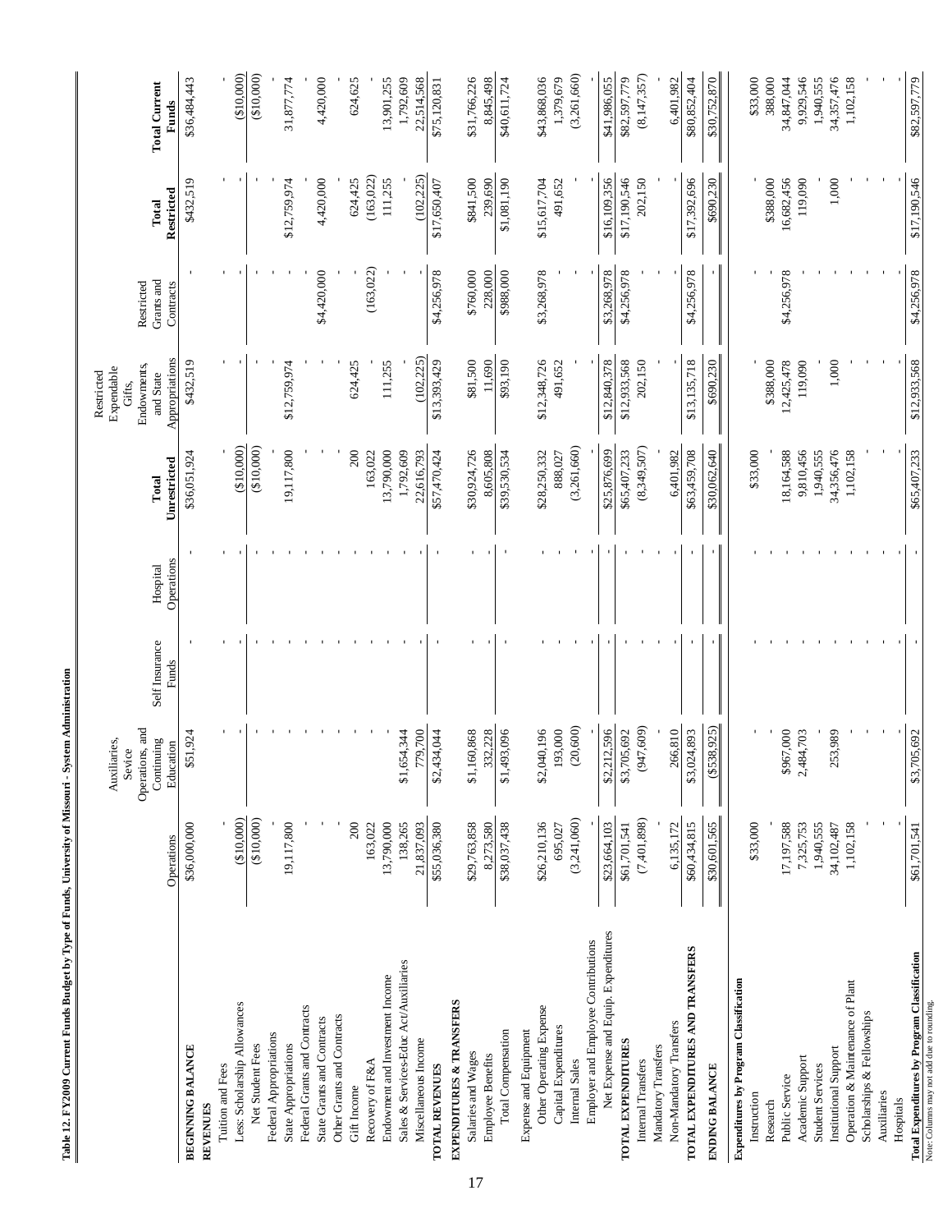**Table 12. FY2009 Current Funds Budget by Type of Funds, University of Missouri - System Administration**

| | Operations | Auxiliaries, Sevice Operations, and Continuing Education | Self Insurance Funds | Hospital Operations | Total Unrestricted | Restricted Expendable Gifts, Endowments, and State Appropriations | Restricted Grants and Contracts | Total Restricted | Total Current Funds |
|---|---|---|---|---|---|---|---|---|---|
| **BEGINNING BALANCE** | $36,000,000 | $51,924 | - | - | $36,051,924 | $432,519 | - | $432,519 | $36,484,443 |
| **REVENUES** | | | | | | | | | |
| Tuition and Fees | - | - | - | - | - | - | - | - | - |
| Less: Scholarship Allowances | ($10,000) | - | - | - | ($10,000) | - | - | - | ($10,000) |
| Net Student Fees | ($10,000) | - | - | - | ($10,000) | - | - | - | ($10,000) |
| Federal Appropriations | - | - | - | - | - | - | - | - | - |
| State Appropriations | 19,117,800 | - | - | - | 19,117,800 | $12,759,974 | - | $12,759,974 | 31,877,774 |
| Federal Grants and Contracts | - | - | - | - | - | - | - | - | - |
| State Grants and Contracts | - | - | - | - | - | - | $4,420,000 | 4,420,000 | 4,420,000 |
| Other Grants and Contracts | - | - | - | - | - | - | - | - | - |
| Gift Income | 200 | - | - | - | 200 | 624,425 | - | 624,425 | 624,625 |
| Recovery of F&A | 163,022 | - | - | - | 163,022 | - | (163,022) | (163,022) | - |
| Endowment and Investment Income | 13,790,000 | - | - | - | 13,790,000 | 111,255 | - | 111,255 | 13,901,255 |
| Sales & Services-Educ Act/Auxiliaries | 138,265 | $1,654,344 | - | - | 1,792,609 | - | - | - | 1,792,609 |
| Miscellaneous Income | 21,837,093 | 779,700 | - | - | 22,616,793 | (102,225) | - | (102,225) | 22,514,568 |
| **TOTAL REVENUES** | $55,036,380 | $2,434,044 | - | - | $57,470,424 | $13,393,429 | $4,256,978 | $17,650,407 | $75,120,831 |
| **EXPENDITURES & TRANSFERS** | | | | | | | | | |
| Salaries and Wages | $29,763,858 | $1,160,868 | - | - | $30,924,726 | $81,500 | $760,000 | $841,500 | $31,766,226 |
| Employee Benefits | 8,273,580 | 332,228 | - | - | 8,605,808 | 11,690 | 228,000 | 239,690 | 8,845,498 |
| Total Compensation | $38,037,438 | $1,493,096 | - | - | $39,530,534 | $93,190 | $988,000 | $1,081,190 | $40,611,724 |
| Expense and Equipment | | | | | | | | | |
| Other Operating Expense | $26,210,136 | $2,040,196 | - | - | $28,250,332 | $12,348,726 | $3,268,978 | $15,617,704 | $43,868,036 |
| Capital Expenditures | 695,027 | 193,000 | - | - | 888,027 | 491,652 | - | 491,652 | 1,379,679 |
| Internal Sales | (3,241,060) | (20,600) | - | - | (3,261,660) | - | - | - | (3,261,660) |
| Employer and Employee Contributions | - | - | - | - | - | - | - | - | - |
| Net Expense and Equip. Expenditures | $23,664,103 | $2,212,596 | - | - | $25,876,699 | $12,840,378 | $3,268,978 | $16,109,356 | $41,986,055 |
| **TOTAL EXPENDITURES** | $61,701,541 | $3,705,692 | - | - | $65,407,233 | $12,933,568 | $4,256,978 | $17,190,546 | $82,597,779 |
| Internal Transfers | (7,401,898) | (947,609) | - | - | (8,349,507) | 202,150 | - | 202,150 | (8,147,357) |
| Mandatory Transfers | - | - | - | - | - | - | - | - | - |
| Non-Mandatory Transfers | 6,135,172 | 266,810 | - | - | 6,401,982 | - | - | - | 6,401,982 |
| **TOTAL EXPENDITURES AND TRANSFERS** | $60,434,815 | $3,024,893 | - | - | $63,459,708 | $13,135,718 | $4,256,978 | $17,392,696 | $80,852,404 |
| **ENDING BALANCE** | $30,601,565 | ($538,925) | - | - | $30,062,640 | $690,230 | - | $690,230 | $30,752,870 |
| **Expenditures by Program Classification** | | | | | | | | | |
| Instruction | $33,000 | - | - | - | $33,000 | - | - | - | $33,000 |
| Research | - | - | - | - | - | $388,000 | - | $388,000 | 388,000 |
| Public Service | 17,197,588 | $967,000 | - | - | 18,164,588 | 12,425,478 | $4,256,978 | 16,682,456 | 34,847,044 |
| Academic Support | 7,325,753 | 2,484,703 | - | - | 9,810,456 | 119,090 | - | 119,090 | 9,929,546 |
| Student Services | 1,940,555 | - | - | - | 1,940,555 | - | - | - | 1,940,555 |
| Institutional Support | 34,102,487 | 253,989 | - | - | 34,356,476 | 1,000 | - | 1,000 | 34,357,476 |
| Operation & Maintenance of Plant | 1,102,158 | - | - | - | 1,102,158 | - | - | - | 1,102,158 |
| Scholarships & Fellowships | - | - | - | - | - | - | - | - | - |
| Auxiliaries | - | - | - | - | - | - | - | - | - |
| Hospitals | - | - | - | - | - | - | - | - | - |
| **Total Expenditures by Program Classification** | $61,701,541 | $3,705,692 | - | - | $65,407,233 | $12,933,568 | $4,256,978 | $17,190,546 | $82,597,779 |

Note: Columns may not add due to rounding.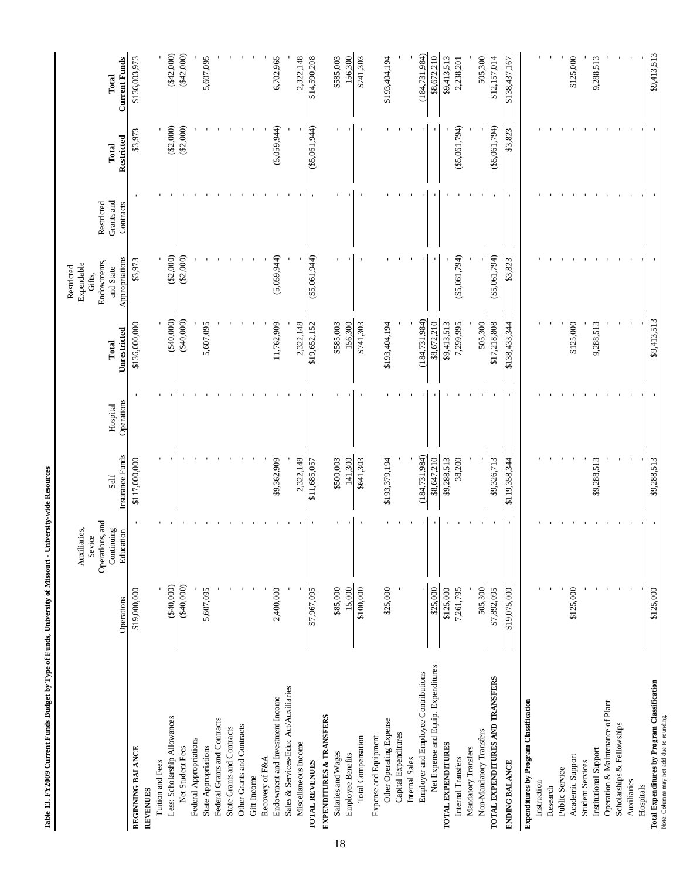**Table 13. FY2009 Current Funds Budget by Type of Funds, University of Missouri - University-wide Resources**

| | Operations | Auxiliaries, Sevice Operations, and Continuing Education | Self Insurance Funds | Hospital Operations | Total Unrestricted | Restricted Expendable Gifts, Endowments, and State Appropriations | Restricted Grants and Contracts | Total Restricted | Total Current Funds |
|---|---|---|---|---|---|---|---|---|---|
| **BEGINNING BALANCE** | $19,000,000 | - | $117,000,000 | - | $136,000,000 | $3,973 | - | $3,973 | $136,003,973 |
| **REVENUES** | | | | | | | | | |
| Tuition and Fees | - | - | - | - | - | - | - | - | - |
| Less: Scholarship Allowances | ($40,000) | - | - | - | ($40,000) | ($2,000) | - | ($2,000) | ($42,000) |
| Net Student Fees | ($40,000) | - | - | - | ($40,000) | ($2,000) | - | ($2,000) | ($42,000) |
| Federal Appropriations | - | - | - | - | - | - | - | - | - |
| State Appropriations | 5,607,095 | - | - | - | 5,607,095 | - | - | - | 5,607,095 |
| Federal Grants and Contracts | - | - | - | - | - | - | - | - | - |
| State Grants and Contracts | - | - | - | - | - | - | - | - | - |
| Other Grants and Contracts | - | - | - | - | - | - | - | - | - |
| Gift Income | - | - | - | - | - | - | - | - | - |
| Recovery of F&A | - | - | - | - | - | - | - | - | - |
| Endowment and Investment Income | 2,400,000 | - | $9,362,909 | - | 11,762,909 | (5,059,944) | - | (5,059,944) | 6,702,965 |
| Sales & Services-Educ Act/Auxiliaries | - | - | - | - | - | - | - | - | - |
| Miscellaneous Income | - | - | 2,322,148 | - | 2,322,148 | - | - | - | 2,322,148 |
| **TOTAL REVENUES** | $7,967,095 | - | $11,685,057 | - | $19,652,152 | ($5,061,944) | - | ($5,061,944) | $14,590,208 |
| **EXPENDITURES & TRANSFERS** | | | | | | | | | |
| Salaries and Wages | $85,000 | - | $500,003 | - | $585,003 | - | - | - | $585,003 |
| Employee Benefits | 15,000 | - | 141,300 | - | 156,300 | - | - | - | 156,300 |
| Total Compensation | $100,000 | - | $641,303 | - | $741,303 | - | - | - | $741,303 |
| Expense and Equipment | | | | | | | | | |
| Other Operating Expense | $25,000 | - | $193,379,194 | - | $193,404,194 | - | - | - | $193,404,194 |
| Capital Expenditures | - | - | - | - | - | - | - | - | - |
| Internal Sales | - | - | - | - | - | - | - | - | - |
| Employer and Employee Contributions | - | - | (184,731,984) | - | (184,731,984) | - | - | - | (184,731,984) |
| Net Expense and Equip. Expenditures | $25,000 | - | $8,647,210 | - | $8,672,210 | - | - | - | $8,672,210 |
| **TOTAL EXPENDITURES** | $125,000 | - | $9,288,513 | - | $9,413,513 | - | - | - | $9,413,513 |
| Internal Transfers | 7,261,795 | - | 38,200 | - | 7,299,995 | ($5,061,794) | - | ($5,061,794) | 2,238,201 |
| Mandatory Transfers | - | - | - | - | - | - | - | - | - |
| Non-Mandatory Transfers | 505,300 | - | - | - | 505,300 | - | - | - | 505,300 |
| **TOTAL EXPENDITURES AND TRANSFERS** | $7,892,095 | - | $9,326,713 | - | $17,218,808 | ($5,061,794) | - | ($5,061,794) | $12,157,014 |
| **ENDING BALANCE** | $19,075,000 | - | $119,358,344 | - | $138,433,344 | $3,823 | - | $3,823 | $138,437,167 |
| **Expenditures by Program Classification** | | | | | | | | | |
| Instruction | - | - | - | - | - | - | - | - | - |
| Research | - | - | - | - | - | - | - | - | - |
| Public Service | - | - | - | - | - | - | - | - | - |
| Academic Support | $125,000 | - | - | - | $125,000 | - | - | - | $125,000 |
| Student Services | - | - | - | - | - | - | - | - | - |
| Institutional Support | - | - | $9,288,513 | - | 9,288,513 | - | - | - | 9,288,513 |
| Operation & Maintenance of Plant | - | - | - | - | - | - | - | - | - |
| Scholarships & Fellowships | - | - | - | - | - | - | - | - | - |
| Auxiliaries | - | - | - | - | - | - | - | - | - |
| Hospitals | - | - | - | - | - | - | - | - | - |
| **Total Expenditures by Program Classification** | $125,000 | - | $9,288,513 | - | $9,413,513 | - | - | - | $9,413,513 |

Note: Columns may not add due to rounding.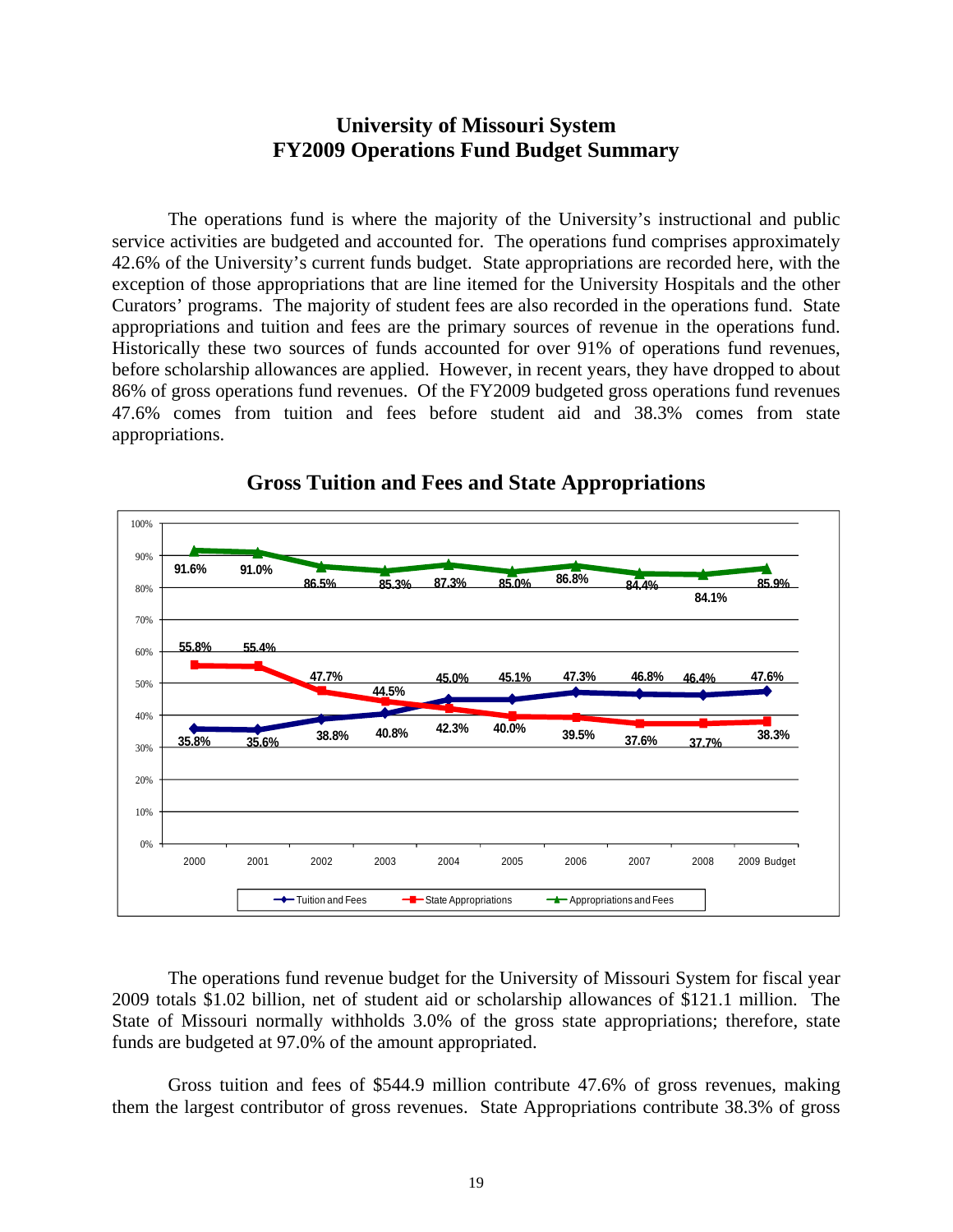# University of Missouri System
# FY2009 Operations Fund Budget Summary

The operations fund is where the majority of the University's instructional and public service activities are budgeted and accounted for. The operations fund comprises approximately 42.6% of the University's current funds budget. State appropriations are recorded here, with the exception of those appropriations that are line itemed for the University Hospitals and the other Curators' programs. The majority of student fees are also recorded in the operations fund. State appropriations and tuition and fees are the primary sources of revenue in the operations fund. Historically these two sources of funds accounted for over 91% of operations fund revenues, before scholarship allowances are applied. However, in recent years, they have dropped to about 86% of gross operations fund revenues. Of the FY2009 budgeted gross operations fund revenues 47.6% comes from tuition and fees before student aid and 38.3% comes from state appropriations.

## Gross Tuition and Fees and State Appropriations

| | 2000 | 2001 | 2002 | 2003 | 2004 | 2005 | 2006 | 2007 | 2008 | 2009 Budget |
|---|---|---|---|---|---|---|---|---|---|---|
| Tuition and Fees | 35.8% | 35.6% | 38.8% | 40.8% | 45.0% | 45.1% | 47.3% | 46.8% | 46.4% | 47.6% |
| State Appropriations | 55.8% | 55.4% | 47.7% | 44.5% | 42.3% | 40.0% | 39.5% | 37.6% | 37.7% | 38.3% |
| Appropriations and Fees | 91.6% | 91.0% | 86.5% | 85.3% | 87.3% | 85.0% | 86.8% | 84.4% | 84.1% | 85.9% |

The operations fund revenue budget for the University of Missouri System for fiscal year 2009 totals $1.02 billion, net of student aid or scholarship allowances of $121.1 million. The State of Missouri normally withholds 3.0% of the gross state appropriations; therefore, state funds are budgeted at 97.0% of the amount appropriated.

Gross tuition and fees of $544.9 million contribute 47.6% of gross revenues, making them the largest contributor of gross revenues. State Appropriations contribute 38.3% of gross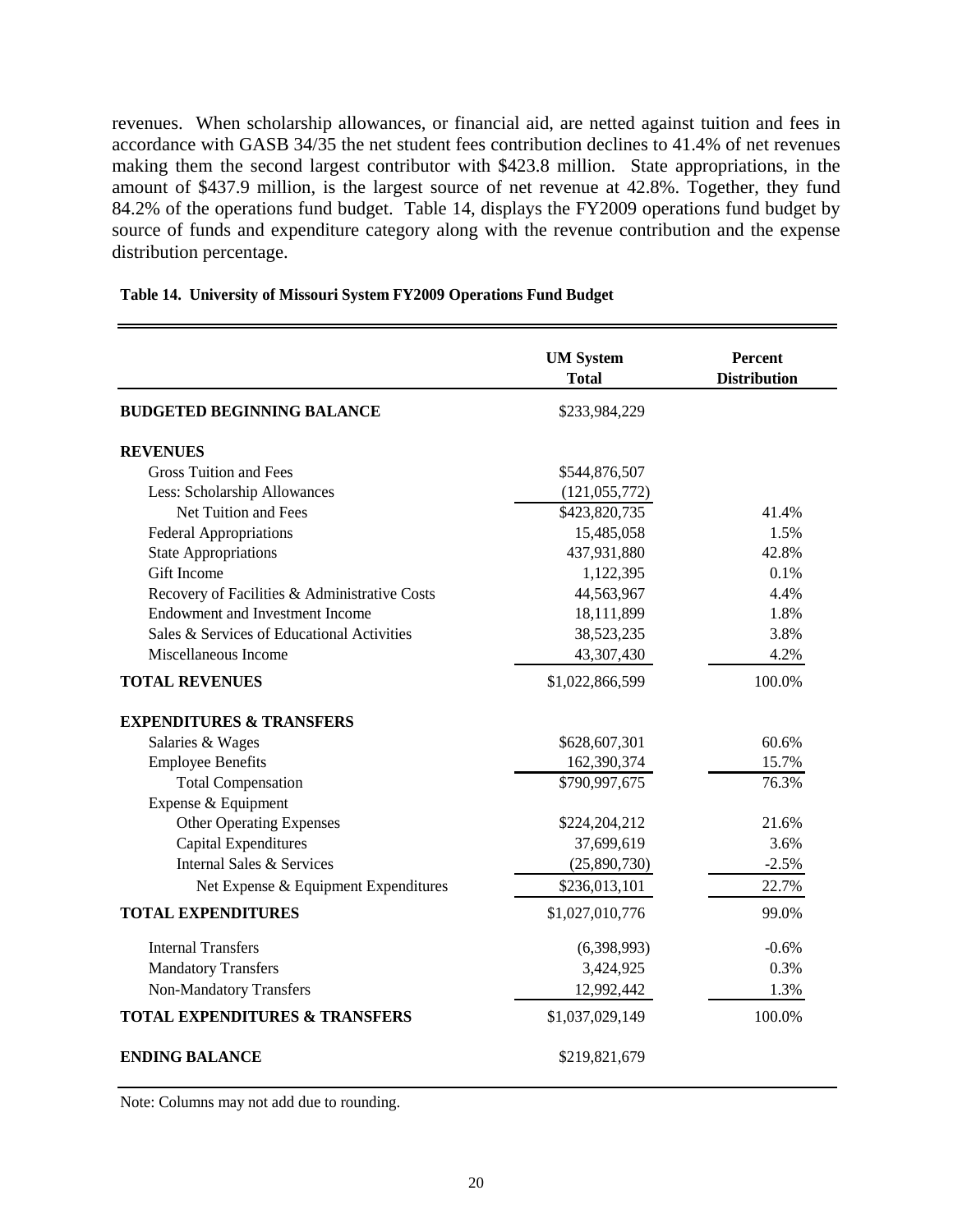revenues. When scholarship allowances, or financial aid, are netted against tuition and fees in accordance with GASB 34/35 the net student fees contribution declines to 41.4% of net revenues making them the second largest contributor with $423.8 million. State appropriations, in the amount of $437.9 million, is the largest source of net revenue at 42.8%. Together, they fund 84.2% of the operations fund budget. Table 14, displays the FY2009 operations fund budget by source of funds and expenditure category along with the revenue contribution and the expense distribution percentage.

**Table 14. University of Missouri System FY2009 Operations Fund Budget**

| | UM System Total | Percent Distribution |
|---|---|---|
| **BUDGETED BEGINNING BALANCE** | $233,984,229 | |
| **REVENUES** | | |
| Gross Tuition and Fees | $544,876,507 | |
| Less: Scholarship Allowances | (121,055,772) | |
| Net Tuition and Fees | $423,820,735 | 41.4% |
| Federal Appropriations | 15,485,058 | 1.5% |
| State Appropriations | 437,931,880 | 42.8% |
| Gift Income | 1,122,395 | 0.1% |
| Recovery of Facilities & Administrative Costs | 44,563,967 | 4.4% |
| Endowment and Investment Income | 18,111,899 | 1.8% |
| Sales & Services of Educational Activities | 38,523,235 | 3.8% |
| Miscellaneous Income | 43,307,430 | 4.2% |
| **TOTAL REVENUES** | $1,022,866,599 | 100.0% |
| **EXPENDITURES & TRANSFERS** | | |
| Salaries & Wages | $628,607,301 | 60.6% |
| Employee Benefits | 162,390,374 | 15.7% |
| Total Compensation | $790,997,675 | 76.3% |
| Expense & Equipment | | |
| Other Operating Expenses | $224,204,212 | 21.6% |
| Capital Expenditures | 37,699,619 | 3.6% |
| Internal Sales & Services | (25,890,730) | -2.5% |
| Net Expense & Equipment Expenditures | $236,013,101 | 22.7% |
| **TOTAL EXPENDITURES** | $1,027,010,776 | 99.0% |
| Internal Transfers | (6,398,993) | -0.6% |
| Mandatory Transfers | 3,424,925 | 0.3% |
| Non-Mandatory Transfers | 12,992,442 | 1.3% |
| **TOTAL EXPENDITURES & TRANSFERS** | $1,037,029,149 | 100.0% |
| **ENDING BALANCE** | $219,821,679 | |

Note: Columns may not add due to rounding.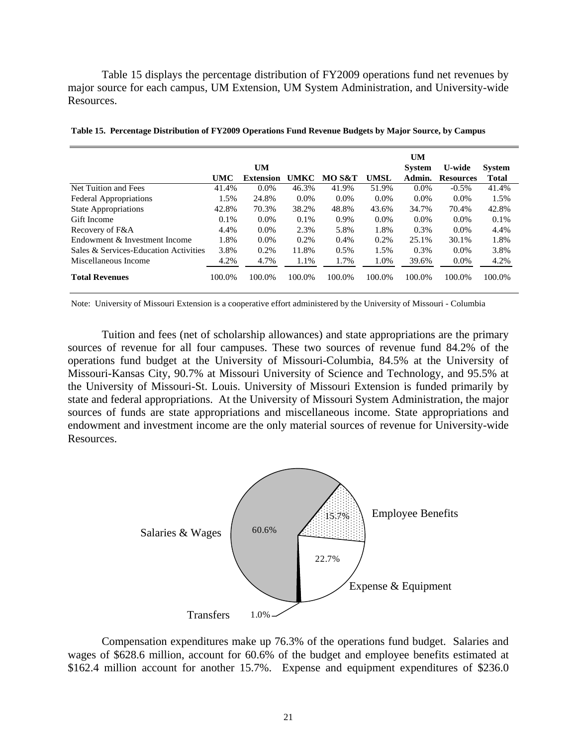Table 15 displays the percentage distribution of FY2009 operations fund net revenues by major source for each campus, UM Extension, UM System Administration, and University-wide Resources.

**Table 15. Percentage Distribution of FY2009 Operations Fund Revenue Budgets by Major Source, by Campus**

| | UMC | UM Extension | UMKC | MO S&T | UMSL | UM System Admin. | U-wide Resources | System Total |
|---|---|---|---|---|---|---|---|---|
| Net Tuition and Fees | 41.4% | 0.0% | 46.3% | 41.9% | 51.9% | 0.0% | -0.5% | 41.4% |
| Federal Appropriations | 1.5% | 24.8% | 0.0% | 0.0% | 0.0% | 0.0% | 0.0% | 1.5% |
| State Appropriations | 42.8% | 70.3% | 38.2% | 48.8% | 43.6% | 34.7% | 70.4% | 42.8% |
| Gift Income | 0.1% | 0.0% | 0.1% | 0.9% | 0.0% | 0.0% | 0.0% | 0.1% |
| Recovery of F&A | 4.4% | 0.0% | 2.3% | 5.8% | 1.8% | 0.3% | 0.0% | 4.4% |
| Endowment & Investment Income | 1.8% | 0.0% | 0.2% | 0.4% | 0.2% | 25.1% | 30.1% | 1.8% |
| Sales & Services-Education Activities | 3.8% | 0.2% | 11.8% | 0.5% | 1.5% | 0.3% | 0.0% | 3.8% |
| Miscellaneous Income | 4.2% | 4.7% | 1.1% | 1.7% | 1.0% | 39.6% | 0.0% | 4.2% |
| **Total Revenues** | 100.0% | 100.0% | 100.0% | 100.0% | 100.0% | 100.0% | 100.0% | 100.0% |

Note: University of Missouri Extension is a cooperative effort administered by the University of Missouri - Columbia

Tuition and fees (net of scholarship allowances) and state appropriations are the primary sources of revenue for all four campuses. These two sources of revenue fund 84.2% of the operations fund budget at the University of Missouri-Columbia, 84.5% at the University of Missouri-Kansas City, 90.7% at Missouri University of Science and Technology, and 95.5% at the University of Missouri-St. Louis. University of Missouri Extension is funded primarily by state and federal appropriations. At the University of Missouri System Administration, the major sources of funds are state appropriations and miscellaneous income. State appropriations and endowment and investment income are the only material sources of revenue for University-wide Resources.

Salaries & Wages 60.6%
Employee Benefits 15.7%
Expense & Equipment 22.7%
Transfers 1.0%

Compensation expenditures make up 76.3% of the operations fund budget. Salaries and wages of \$628.6 million, account for 60.6% of the budget and employee benefits estimated at \$162.4 million account for another 15.7%. Expense and equipment expenditures of \$236.0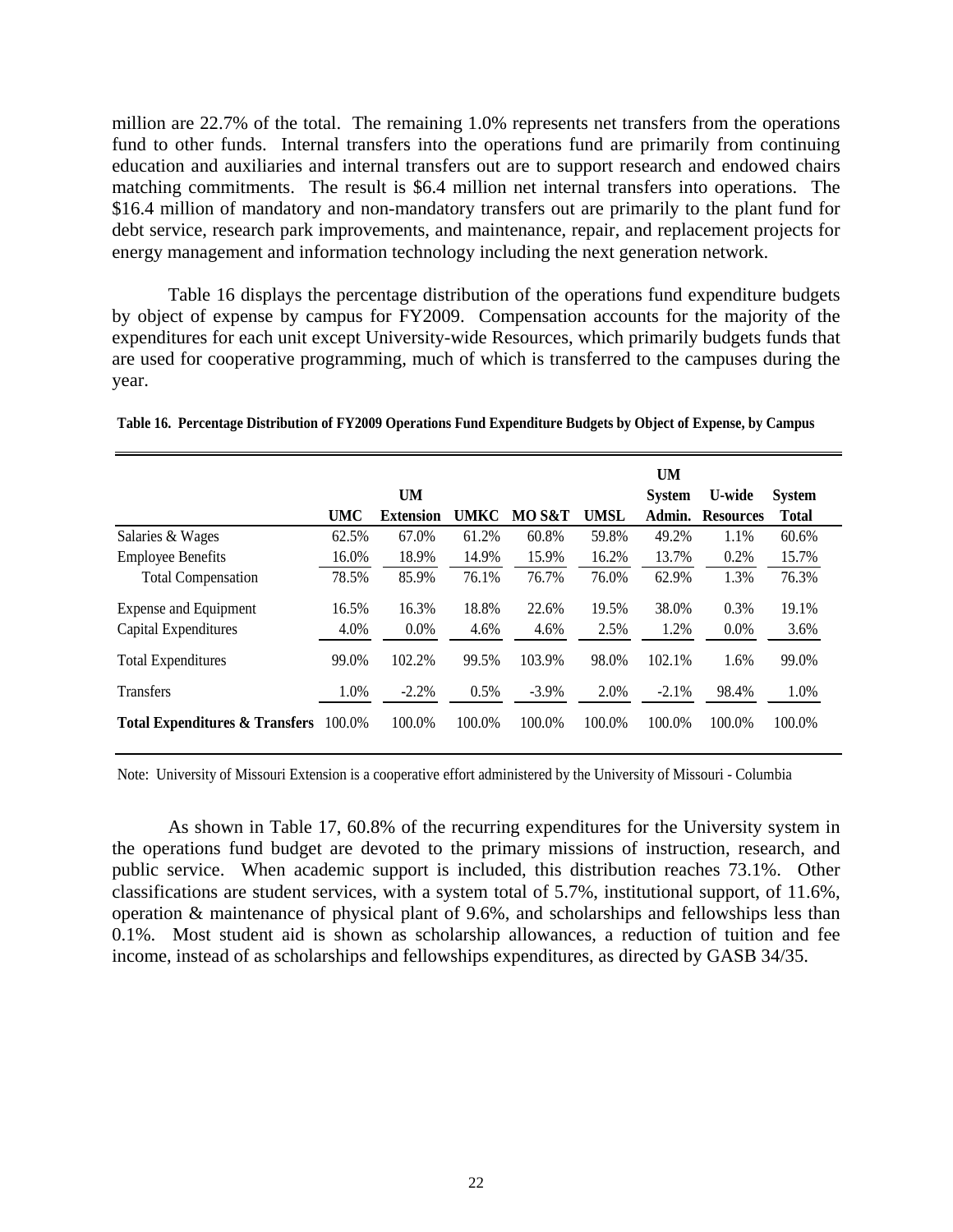million are 22.7% of the total. The remaining 1.0% represents net transfers from the operations fund to other funds. Internal transfers into the operations fund are primarily from continuing education and auxiliaries and internal transfers out are to support research and endowed chairs matching commitments. The result is $6.4 million net internal transfers into operations. The $16.4 million of mandatory and non-mandatory transfers out are primarily to the plant fund for debt service, research park improvements, and maintenance, repair, and replacement projects for energy management and information technology including the next generation network.

Table 16 displays the percentage distribution of the operations fund expenditure budgets by object of expense by campus for FY2009. Compensation accounts for the majority of the expenditures for each unit except University-wide Resources, which primarily budgets funds that are used for cooperative programming, much of which is transferred to the campuses during the year.

**Table 16. Percentage Distribution of FY2009 Operations Fund Expenditure Budgets by Object of Expense, by Campus**

| | UMC | UM Extension | UMKC | MO S&T | UMSL | UM System Admin. | U-wide Resources | System Total |
|---|---|---|---|---|---|---|---|---|
| Salaries & Wages | 62.5% | 67.0% | 61.2% | 60.8% | 59.8% | 49.2% | 1.1% | 60.6% |
| Employee Benefits | 16.0% | 18.9% | 14.9% | 15.9% | 16.2% | 13.7% | 0.2% | 15.7% |
| Total Compensation | 78.5% | 85.9% | 76.1% | 76.7% | 76.0% | 62.9% | 1.3% | 76.3% |
| Expense and Equipment | 16.5% | 16.3% | 18.8% | 22.6% | 19.5% | 38.0% | 0.3% | 19.1% |
| Capital Expenditures | 4.0% | 0.0% | 4.6% | 4.6% | 2.5% | 1.2% | 0.0% | 3.6% |
| Total Expenditures | 99.0% | 102.2% | 99.5% | 103.9% | 98.0% | 102.1% | 1.6% | 99.0% |
| Transfers | 1.0% | -2.2% | 0.5% | -3.9% | 2.0% | -2.1% | 98.4% | 1.0% |
| **Total Expenditures & Transfers** | 100.0% | 100.0% | 100.0% | 100.0% | 100.0% | 100.0% | 100.0% | 100.0% |

Note: University of Missouri Extension is a cooperative effort administered by the University of Missouri - Columbia

As shown in Table 17, 60.8% of the recurring expenditures for the University system in the operations fund budget are devoted to the primary missions of instruction, research, and public service. When academic support is included, this distribution reaches 73.1%. Other classifications are student services, with a system total of 5.7%, institutional support, of 11.6%, operation & maintenance of physical plant of 9.6%, and scholarships and fellowships less than 0.1%. Most student aid is shown as scholarship allowances, a reduction of tuition and fee income, instead of as scholarships and fellowships expenditures, as directed by GASB 34/35.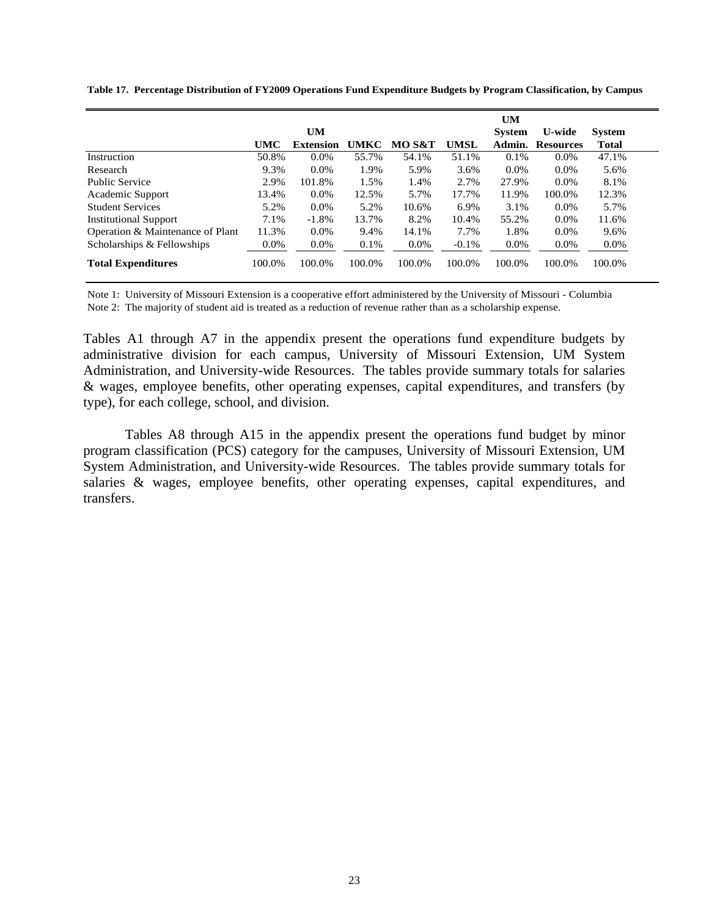**Table 17. Percentage Distribution of FY2009 Operations Fund Expenditure Budgets by Program Classification, by Campus**

| | UMC | UM Extension | UMKC | MO S&T | UMSL | UM System Admin. | U-wide Resources | System Total |
|---|---|---|---|---|---|---|---|---|
| Instruction | 50.8% | 0.0% | 55.7% | 54.1% | 51.1% | 0.1% | 0.0% | 47.1% |
| Research | 9.3% | 0.0% | 1.9% | 5.9% | 3.6% | 0.0% | 0.0% | 5.6% |
| Public Service | 2.9% | 101.8% | 1.5% | 1.4% | 2.7% | 27.9% | 0.0% | 8.1% |
| Academic Support | 13.4% | 0.0% | 12.5% | 5.7% | 17.7% | 11.9% | 100.0% | 12.3% |
| Student Services | 5.2% | 0.0% | 5.2% | 10.6% | 6.9% | 3.1% | 0.0% | 5.7% |
| Institutional Support | 7.1% | -1.8% | 13.7% | 8.2% | 10.4% | 55.2% | 0.0% | 11.6% |
| Operation & Maintenance of Plant | 11.3% | 0.0% | 9.4% | 14.1% | 7.7% | 1.8% | 0.0% | 9.6% |
| Scholarships & Fellowships | 0.0% | 0.0% | 0.1% | 0.0% | -0.1% | 0.0% | 0.0% | 0.0% |
| **Total Expenditures** | 100.0% | 100.0% | 100.0% | 100.0% | 100.0% | 100.0% | 100.0% | 100.0% |

Note 1: University of Missouri Extension is a cooperative effort administered by the University of Missouri - Columbia
Note 2: The majority of student aid is treated as a reduction of revenue rather than as a scholarship expense.

Tables A1 through A7 in the appendix present the operations fund expenditure budgets by administrative division for each campus, University of Missouri Extension, UM System Administration, and University-wide Resources. The tables provide summary totals for salaries & wages, employee benefits, other operating expenses, capital expenditures, and transfers (by type), for each college, school, and division.

Tables A8 through A15 in the appendix present the operations fund budget by minor program classification (PCS) category for the campuses, University of Missouri Extension, UM System Administration, and University-wide Resources. The tables provide summary totals for salaries & wages, employee benefits, other operating expenses, capital expenditures, and transfers.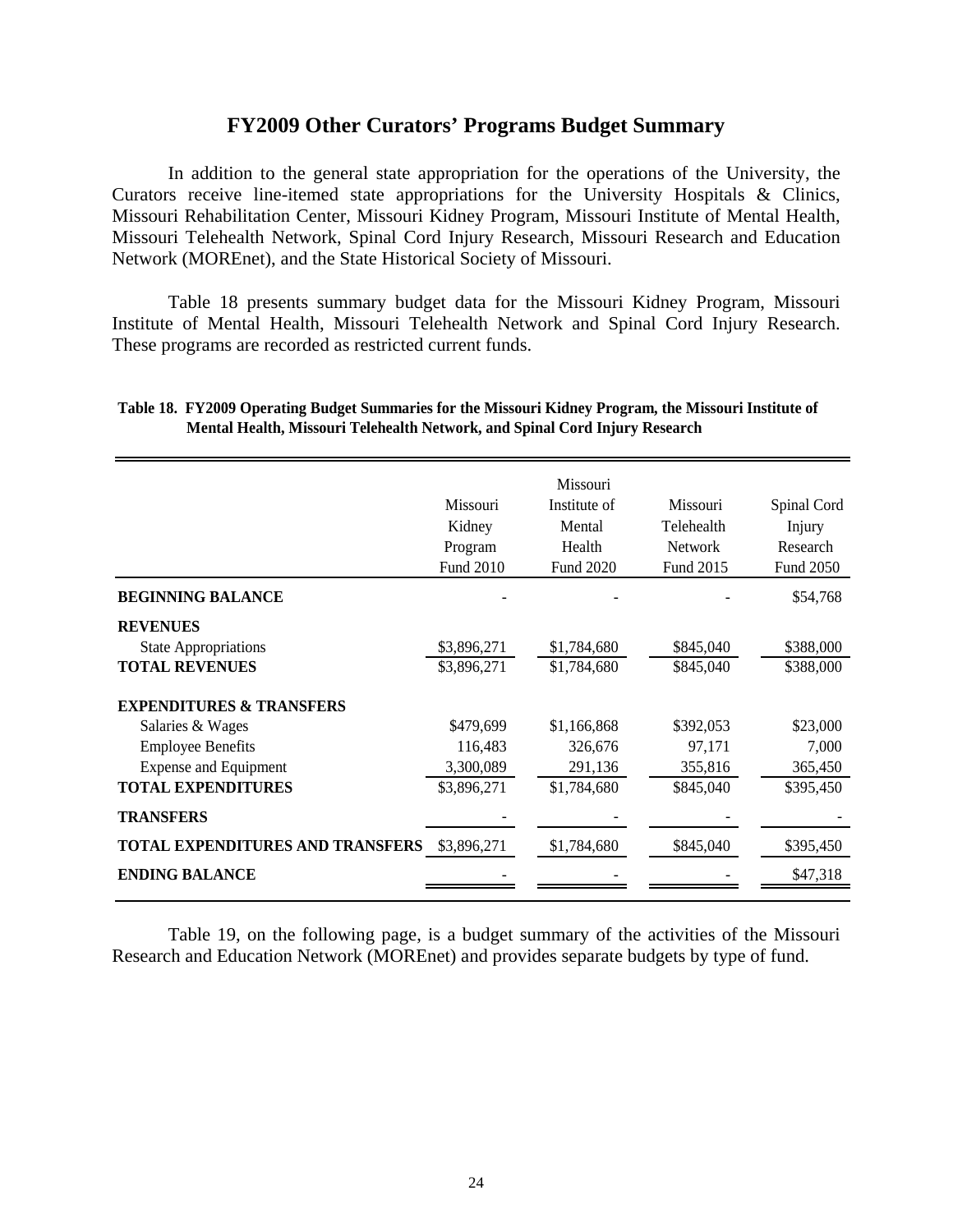# FY2009 Other Curators' Programs Budget Summary

In addition to the general state appropriation for the operations of the University, the Curators receive line-itemed state appropriations for the University Hospitals & Clinics, Missouri Rehabilitation Center, Missouri Kidney Program, Missouri Institute of Mental Health, Missouri Telehealth Network, Spinal Cord Injury Research, Missouri Research and Education Network (MOREnet), and the State Historical Society of Missouri.

Table 18 presents summary budget data for the Missouri Kidney Program, Missouri Institute of Mental Health, Missouri Telehealth Network and Spinal Cord Injury Research. These programs are recorded as restricted current funds.

**Table 18. FY2009 Operating Budget Summaries for the Missouri Kidney Program, the Missouri Institute of Mental Health, Missouri Telehealth Network, and Spinal Cord Injury Research**

| | Missouri Kidney Program Fund 2010 | Missouri Institute of Mental Health Fund 2020 | Missouri Telehealth Network Fund 2015 | Spinal Cord Injury Research Fund 2050 |
|---|---|---|---|---|
| **BEGINNING BALANCE** | - | - | - | $54,768 |
| **REVENUES** | | | | |
| State Appropriations | $3,896,271 | $1,784,680 | $845,040 | $388,000 |
| **TOTAL REVENUES** | $3,896,271 | $1,784,680 | $845,040 | $388,000 |
| **EXPENDITURES & TRANSFERS** | | | | |
| Salaries & Wages | $479,699 | $1,166,868 | $392,053 | $23,000 |
| Employee Benefits | 116,483 | 326,676 | 97,171 | 7,000 |
| Expense and Equipment | 3,300,089 | 291,136 | 355,816 | 365,450 |
| **TOTAL EXPENDITURES** | $3,896,271 | $1,784,680 | $845,040 | $395,450 |
| **TRANSFERS** | - | - | - | - |
| **TOTAL EXPENDITURES AND TRANSFERS** | $3,896,271 | $1,784,680 | $845,040 | $395,450 |
| **ENDING BALANCE** | - | - | - | $47,318 |

Table 19, on the following page, is a budget summary of the activities of the Missouri Research and Education Network (MOREnet) and provides separate budgets by type of fund.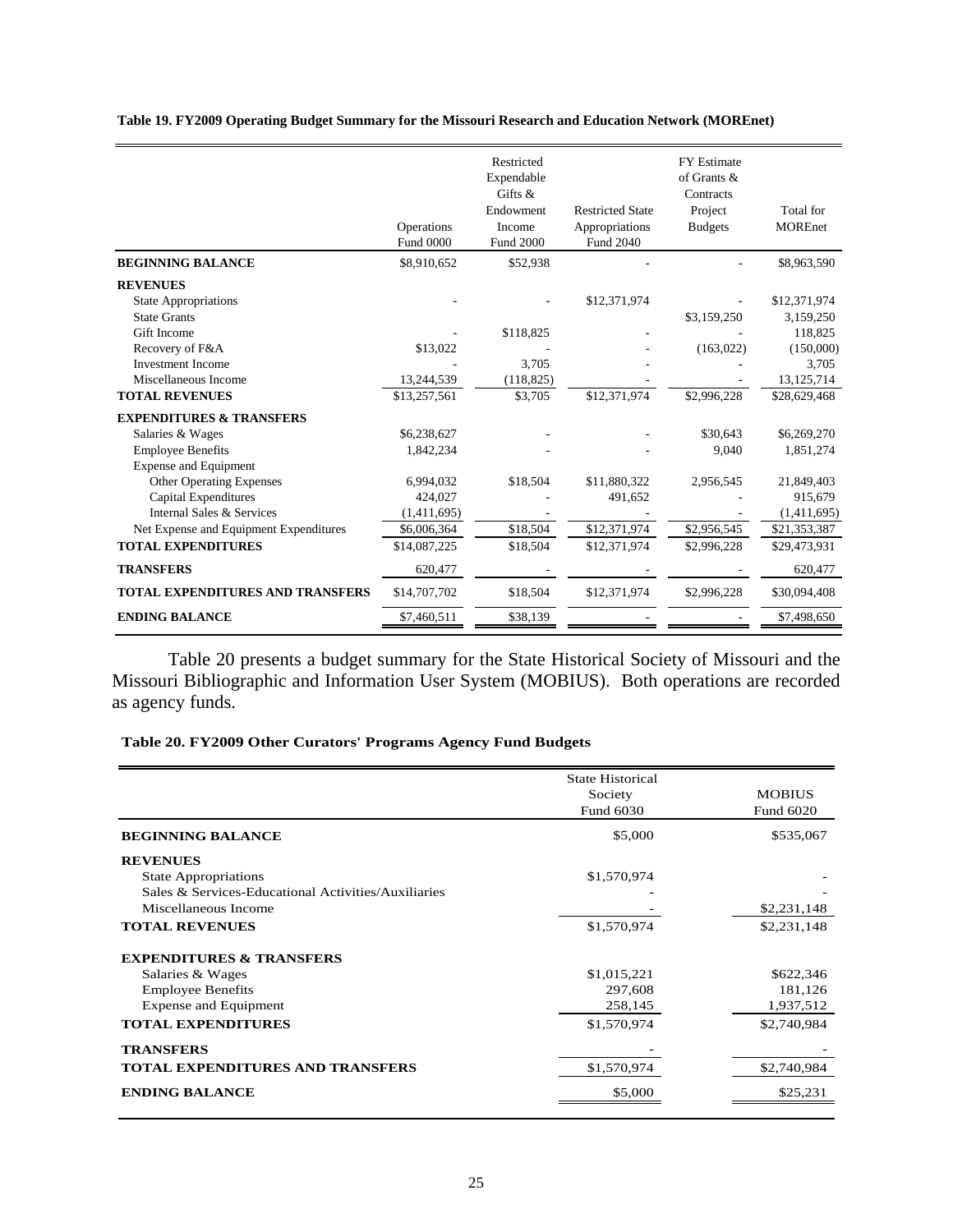**Table 19. FY2009 Operating Budget Summary for the Missouri Research and Education Network (MOREnet)**

| | Operations Fund 0000 | Restricted Expendable Gifts & Endowment Income Fund 2000 | Restricted State Appropriations Fund 2040 | FY Estimate of Grants & Contracts Project Budgets | Total for MOREnet |
|---|---|---|---|---|---|
| **BEGINNING BALANCE** | $8,910,652 | $52,938 | - | - | $8,963,590 |
| **REVENUES** | | | | | |
| State Appropriations | - | - | $12,371,974 | - | $12,371,974 |
| State Grants | | | | $3,159,250 | 3,159,250 |
| Gift Income | - | $118,825 | - | - | 118,825 |
| Recovery of F&A | $13,022 | - | - | (163,022) | (150,000) |
| Investment Income | - | 3,705 | - | - | 3,705 |
| Miscellaneous Income | 13,244,539 | (118,825) | - | - | 13,125,714 |
| **TOTAL REVENUES** | $13,257,561 | $3,705 | $12,371,974 | $2,996,228 | $28,629,468 |
| **EXPENDITURES & TRANSFERS** | | | | | |
| Salaries & Wages | $6,238,627 | - | - | $30,643 | $6,269,270 |
| Employee Benefits | 1,842,234 | - | - | 9,040 | 1,851,274 |
| Expense and Equipment | | | | | |
| Other Operating Expenses | 6,994,032 | $18,504 | $11,880,322 | 2,956,545 | 21,849,403 |
| Capital Expenditures | 424,027 | - | 491,652 | - | 915,679 |
| Internal Sales & Services | (1,411,695) | - | - | - | (1,411,695) |
| Net Expense and Equipment Expenditures | $6,006,364 | $18,504 | $12,371,974 | $2,956,545 | $21,353,387 |
| **TOTAL EXPENDITURES** | $14,087,225 | $18,504 | $12,371,974 | $2,996,228 | $29,473,931 |
| **TRANSFERS** | 620,477 | - | - | - | 620,477 |
| **TOTAL EXPENDITURES AND TRANSFERS** | $14,707,702 | $18,504 | $12,371,974 | $2,996,228 | $30,094,408 |
| **ENDING BALANCE** | $7,460,511 | $38,139 | - | - | $7,498,650 |

Table 20 presents a budget summary for the State Historical Society of Missouri and the Missouri Bibliographic and Information User System (MOBIUS). Both operations are recorded as agency funds.

**Table 20. FY2009 Other Curators' Programs Agency Fund Budgets**

| | State Historical Society Fund 6030 | MOBIUS Fund 6020 |
|---|---|---|
| **BEGINNING BALANCE** | $5,000 | $535,067 |
| **REVENUES** | | |
| State Appropriations | $1,570,974 | - |
| Sales & Services-Educational Activities/Auxiliaries | - | - |
| Miscellaneous Income | - | $2,231,148 |
| **TOTAL REVENUES** | $1,570,974 | $2,231,148 |
| **EXPENDITURES & TRANSFERS** | | |
| Salaries & Wages | $1,015,221 | $622,346 |
| Employee Benefits | 297,608 | 181,126 |
| Expense and Equipment | 258,145 | 1,937,512 |
| **TOTAL EXPENDITURES** | $1,570,974 | $2,740,984 |
| **TRANSFERS** | - | - |
| **TOTAL EXPENDITURES AND TRANSFERS** | $1,570,974 | $2,740,984 |
| **ENDING BALANCE** | $5,000 | $25,231 |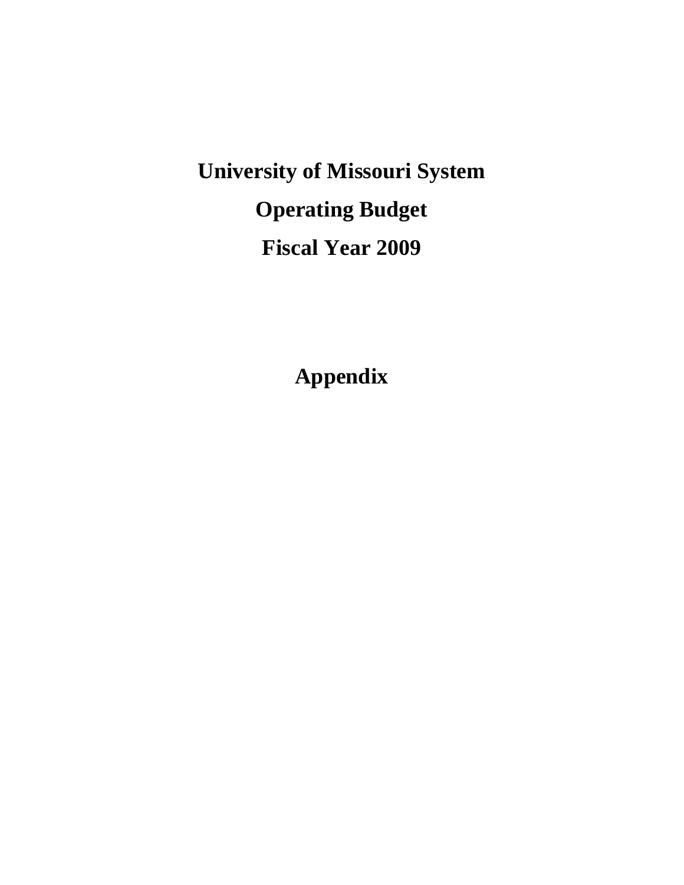# University of Missouri System

# Operating Budget

# Fiscal Year 2009

# Appendix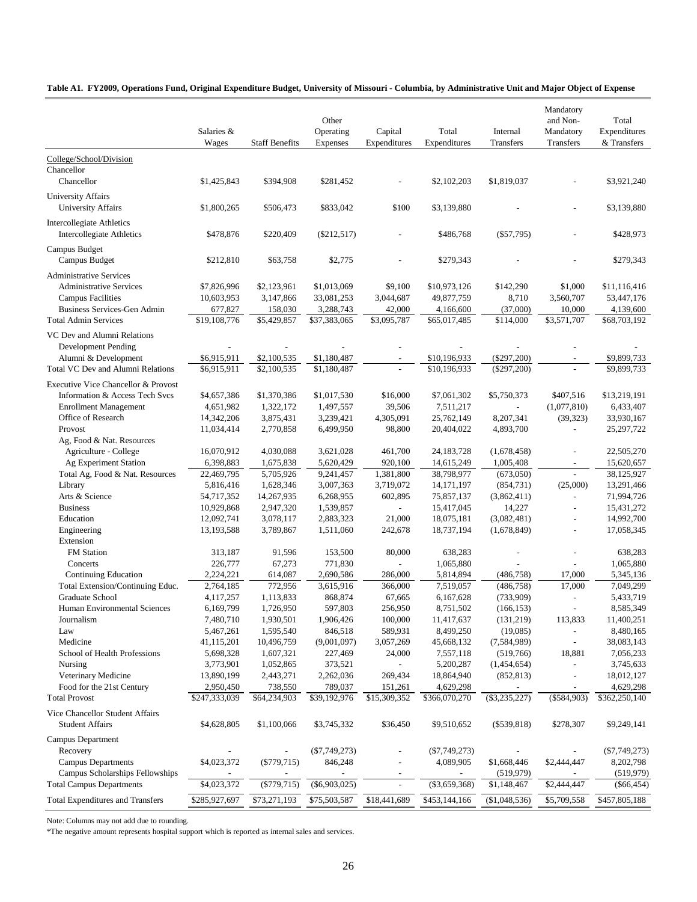**Table A1. FY2009, Operations Fund, Original Expenditure Budget, University of Missouri - Columbia, by Administrative Unit and Major Object of Expense**

| | Salaries & Wages | Staff Benefits | Other Operating Expenses | Capital Expenditures | Total Expenditures | Internal Transfers | Mandatory and Non-Mandatory Transfers | Total Expenditures & Transfers |
|---|---|---|---|---|---|---|---|---|
| College/School/Division | | | | | | | | |
| Chancellor | | | | | | | | |
| Chancellor | $1,425,843 | $394,908 | $281,452 | - | $2,102,203 | $1,819,037 | - | $3,921,240 |
| University Affairs | | | | | | | | |
| University Affairs | $1,800,265 | $506,473 | $833,042 | $100 | $3,139,880 | - | - | $3,139,880 |
| Intercollegiate Athletics | | | | | | | | |
| Intercollegiate Athletics | $478,876 | $220,409 | ($212,517) | - | $486,768 | ($57,795) | - | $428,973 |
| Campus Budget | | | | | | | | |
| Campus Budget | $212,810 | $63,758 | $2,775 | - | $279,343 | - | - | $279,343 |
| Administrative Services | | | | | | | | |
| Administrative Services | $7,826,996 | $2,123,961 | $1,013,069 | $9,100 | $10,973,126 | $142,290 | $1,000 | $11,116,416 |
| Campus Facilities | 10,603,953 | 3,147,866 | 33,081,253 | 3,044,687 | 49,877,759 | 8,710 | 3,560,707 | 53,447,176 |
| Business Services-Gen Admin | 677,827 | 158,030 | 3,288,743 | 42,000 | 4,166,600 | (37,000) | 10,000 | 4,139,600 |
| Total Admin Services | $19,108,776 | $5,429,857 | $37,383,065 | $3,095,787 | $65,017,485 | $114,000 | $3,571,707 | $68,703,192 |
| VC Dev and Alumni Relations | | | | | | | | |
| Development Pending | - | - | - | - | - | - | - | - |
| Alumni & Development | $6,915,911 | $2,100,535 | $1,180,487 | - | $10,196,933 | ($297,200) | - | $9,899,733 |
| Total VC Dev and Alumni Relations | $6,915,911 | $2,100,535 | $1,180,487 | - | $10,196,933 | ($297,200) | - | $9,899,733 |
| Executive Vice Chancellor & Provost | | | | | | | | |
| Information & Access Tech Svcs | $4,657,386 | $1,370,386 | $1,017,530 | $16,000 | $7,061,302 | $5,750,373 | $407,516 | $13,219,191 |
| Enrollment Management | 4,651,982 | 1,322,172 | 1,497,557 | 39,506 | 7,511,217 | - | (1,077,810) | 6,433,407 |
| Office of Research | 14,342,206 | 3,875,431 | 3,239,421 | 4,305,091 | 25,762,149 | 8,207,341 | (39,323) | 33,930,167 |
| Provost | 11,034,414 | 2,770,858 | 6,499,950 | 98,800 | 20,404,022 | 4,893,700 | - | 25,297,722 |
| Ag, Food & Nat. Resources | | | | | | | | |
| Agriculture - College | 16,070,912 | 4,030,088 | 3,621,028 | 461,700 | 24,183,728 | (1,678,458) | - | 22,505,270 |
| Ag Experiment Station | 6,398,883 | 1,675,838 | 5,620,429 | 920,100 | 14,615,249 | 1,005,408 | - | 15,620,657 |
| Total Ag, Food & Nat. Resources | 22,469,795 | 5,705,926 | 9,241,457 | 1,381,800 | 38,798,977 | (673,050) | - | 38,125,927 |
| Library | 5,816,416 | 1,628,346 | 3,007,363 | 3,719,072 | 14,171,197 | (854,731) | (25,000) | 13,291,466 |
| Arts & Science | 54,717,352 | 14,267,935 | 6,268,955 | 602,895 | 75,857,137 | (3,862,411) | - | 71,994,726 |
| Business | 10,929,868 | 2,947,320 | 1,539,857 | - | 15,417,045 | 14,227 | - | 15,431,272 |
| Education | 12,092,741 | 3,078,117 | 2,883,323 | 21,000 | 18,075,181 | (3,082,481) | - | 14,992,700 |
| Engineering | 13,193,588 | 3,789,867 | 1,511,060 | 242,678 | 18,737,194 | (1,678,849) | - | 17,058,345 |
| Extension | | | | | | | | |
| FM Station | 313,187 | 91,596 | 153,500 | 80,000 | 638,283 | - | - | 638,283 |
| Concerts | 226,777 | 67,273 | 771,830 | - | 1,065,880 | - | - | 1,065,880 |
| Continuing Education | 2,224,221 | 614,087 | 2,690,586 | 286,000 | 5,814,894 | (486,758) | 17,000 | 5,345,136 |
| Total Extension/Continuing Educ. | 2,764,185 | 772,956 | 3,615,916 | 366,000 | 7,519,057 | (486,758) | 17,000 | 7,049,299 |
| Graduate School | 4,117,257 | 1,113,833 | 868,874 | 67,665 | 6,167,628 | (733,909) | - | 5,433,719 |
| Human Environmental Sciences | 6,169,799 | 1,726,950 | 597,803 | 256,950 | 8,751,502 | (166,153) | - | 8,585,349 |
| Journalism | 7,480,710 | 1,930,501 | 1,906,426 | 100,000 | 11,417,637 | (131,219) | 113,833 | 11,400,251 |
| Law | 5,467,261 | 1,595,540 | 846,518 | 589,931 | 8,499,250 | (19,085) | - | 8,480,165 |
| Medicine | 41,115,201 | 10,496,759 | (9,001,097) | 3,057,269 | 45,668,132 | (7,584,989) | - | 38,083,143 |
| School of Health Professions | 5,698,328 | 1,607,321 | 227,469 | 24,000 | 7,557,118 | (519,766) | 18,881 | 7,056,233 |
| Nursing | 3,773,901 | 1,052,865 | 373,521 | - | 5,200,287 | (1,454,654) | - | 3,745,633 |
| Veterinary Medicine | 13,890,199 | 2,443,271 | 2,262,036 | 269,434 | 18,864,940 | (852,813) | - | 18,012,127 |
| Food for the 21st Century | 2,950,450 | 738,550 | 789,037 | 151,261 | 4,629,298 | - | - | 4,629,298 |
| Total Provost | $247,333,039 | $64,234,903 | $39,192,976 | $15,309,352 | $366,070,270 | ($3,235,227) | ($584,903) | $362,250,140 |
| Vice Chancellor Student Affairs | | | | | | | | |
| Student Affairs | $4,628,805 | $1,100,066 | $3,745,332 | $36,450 | $9,510,652 | ($539,818) | $278,307 | $9,249,141 |
| Campus Department | | | | | | | | |
| Recovery | - | - | ($7,749,273) | - | ($7,749,273) | - | - | ($7,749,273) |
| Campus Departments | $4,023,372 | ($779,715) | 846,248 | - | 4,089,905 | $1,668,446 | $2,444,447 | 8,202,798 |
| Campus Scholarships Fellowships | - | - | - | - | - | (519,979) | - | (519,979) |
| Total Campus Departments | $4,023,372 | ($779,715) | ($6,903,025) | - | ($3,659,368) | $1,148,467 | $2,444,447 | ($66,454) |
| Total Expenditures and Transfers | $285,927,697 | $73,271,193 | $75,503,587 | $18,441,689 | $453,144,166 | ($1,048,536) | $5,709,558 | $457,805,188 |

Note: Columns may not add due to rounding.

*The negative amount represents hospital support which is reported as internal sales and services.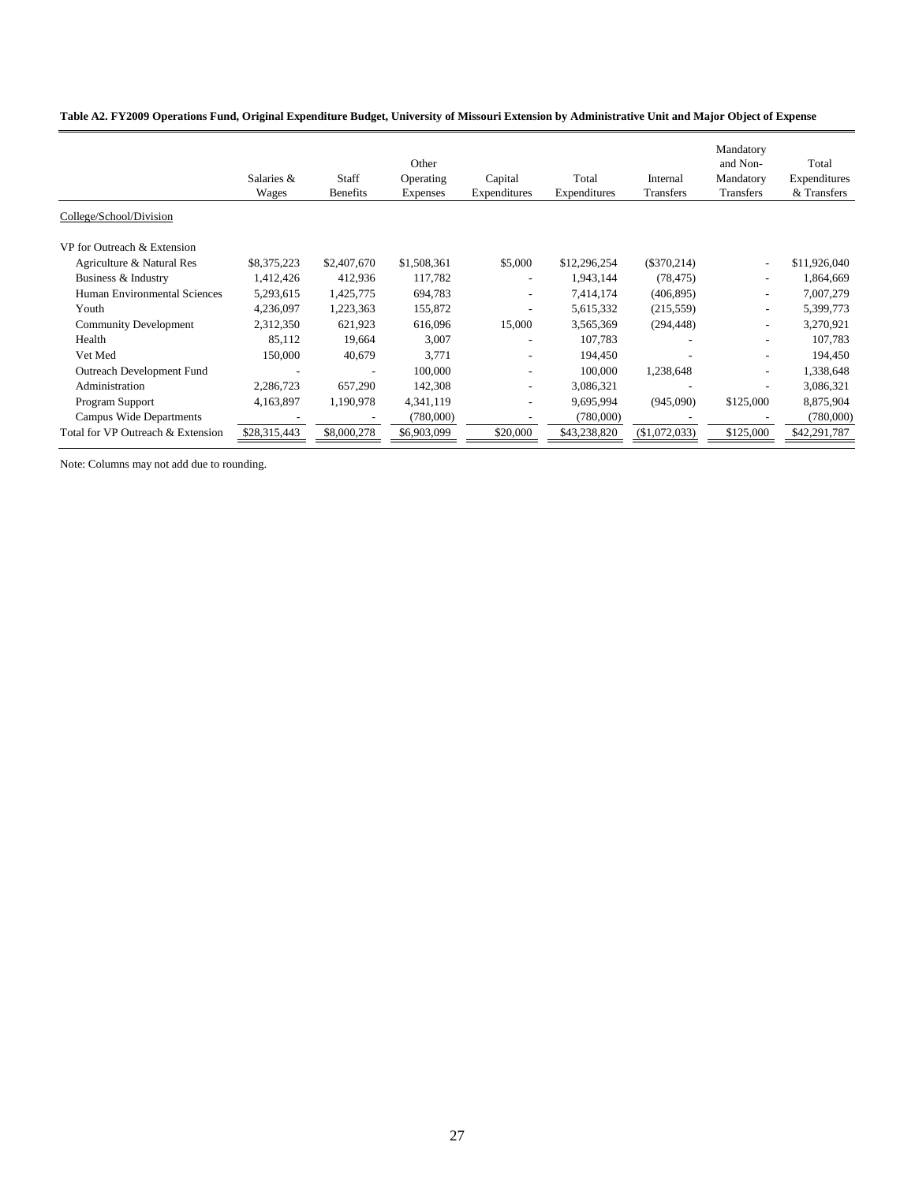**Table A2. FY2009 Operations Fund, Original Expenditure Budget, University of Missouri Extension by Administrative Unit and Major Object of Expense**

| | Salaries & Wages | Staff Benefits | Other Operating Expenses | Capital Expenditures | Total Expenditures | Internal Transfers | Mandatory and Non-Mandatory Transfers | Total Expenditures & Transfers |
|---|---|---|---|---|---|---|---|---|
| College/School/Division | | | | | | | | |
| VP for Outreach & Extension | | | | | | | | |
| Agriculture & Natural Res | $8,375,223 | $2,407,670 | $1,508,361 | $5,000 | $12,296,254 | ($370,214) | - | $11,926,040 |
| Business & Industry | 1,412,426 | 412,936 | 117,782 | - | 1,943,144 | (78,475) | - | 1,864,669 |
| Human Environmental Sciences | 5,293,615 | 1,425,775 | 694,783 | - | 7,414,174 | (406,895) | - | 7,007,279 |
| Youth | 4,236,097 | 1,223,363 | 155,872 | - | 5,615,332 | (215,559) | - | 5,399,773 |
| Community Development | 2,312,350 | 621,923 | 616,096 | 15,000 | 3,565,369 | (294,448) | - | 3,270,921 |
| Health | 85,112 | 19,664 | 3,007 | - | 107,783 | - | - | 107,783 |
| Vet Med | 150,000 | 40,679 | 3,771 | - | 194,450 | - | - | 194,450 |
| Outreach Development Fund | - | - | 100,000 | - | 100,000 | 1,238,648 | - | 1,338,648 |
| Administration | 2,286,723 | 657,290 | 142,308 | - | 3,086,321 | - | - | 3,086,321 |
| Program Support | 4,163,897 | 1,190,978 | 4,341,119 | - | 9,695,994 | (945,090) | $125,000 | 8,875,904 |
| Campus Wide Departments | - | - | (780,000) | - | (780,000) | - | - | (780,000) |
| Total for VP Outreach & Extension | $28,315,443 | $8,000,278 | $6,903,099 | $20,000 | $43,238,820 | ($1,072,033) | $125,000 | $42,291,787 |

Note: Columns may not add due to rounding.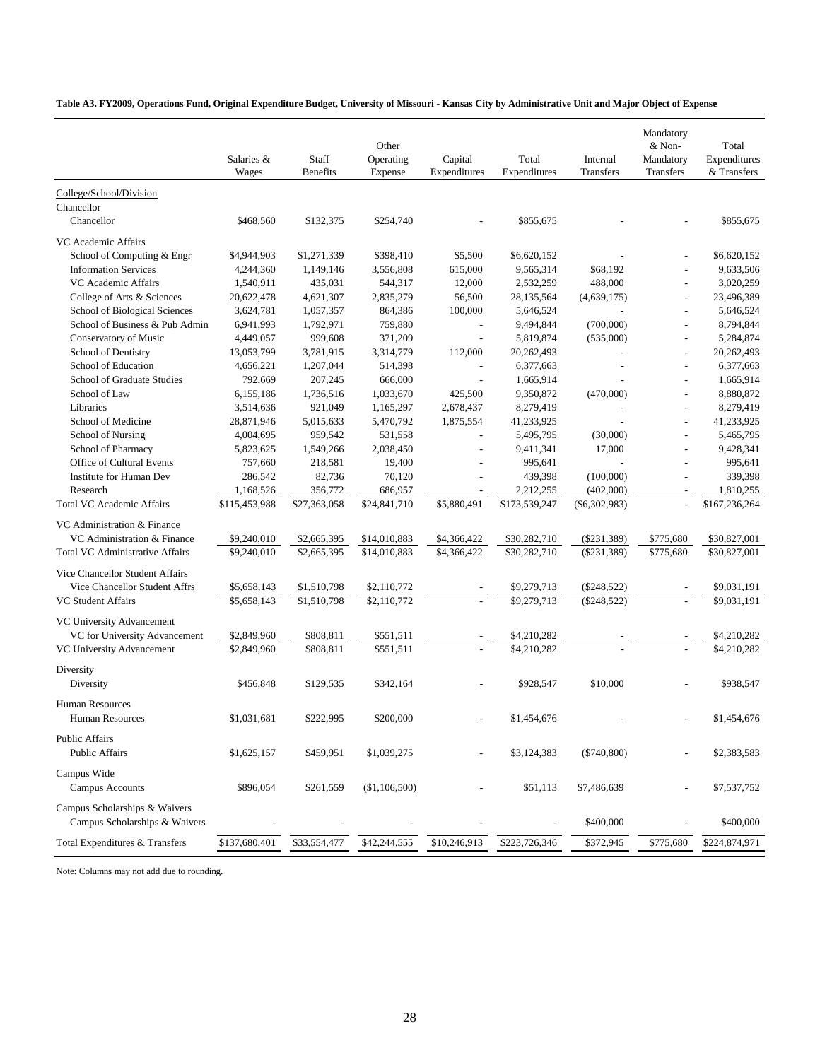**Table A3. FY2009, Operations Fund, Original Expenditure Budget, University of Missouri - Kansas City by Administrative Unit and Major Object of Expense**

| | Salaries & Wages | Staff Benefits | Other Operating Expense | Capital Expenditures | Total Expenditures | Internal Transfers | Mandatory & Non-Mandatory Transfers | Total Expenditures & Transfers |
|---|---|---|---|---|---|---|---|---|
| College/School/Division | | | | | | | | |
| Chancellor | | | | | | | | |
| Chancellor | $468,560 | $132,375 | $254,740 | - | $855,675 | - | - | $855,675 |
| VC Academic Affairs | | | | | | | | |
| School of Computing & Engr | $4,944,903 | $1,271,339 | $398,410 | $5,500 | $6,620,152 | - | - | $6,620,152 |
| Information Services | 4,244,360 | 1,149,146 | 3,556,808 | 615,000 | 9,565,314 | $68,192 | - | 9,633,506 |
| VC Academic Affairs | 1,540,911 | 435,031 | 544,317 | 12,000 | 2,532,259 | 488,000 | - | 3,020,259 |
| College of Arts & Sciences | 20,622,478 | 4,621,307 | 2,835,279 | 56,500 | 28,135,564 | (4,639,175) | - | 23,496,389 |
| School of Biological Sciences | 3,624,781 | 1,057,357 | 864,386 | 100,000 | 5,646,524 | - | - | 5,646,524 |
| School of Business & Pub Admin | 6,941,993 | 1,792,971 | 759,880 | - | 9,494,844 | (700,000) | - | 8,794,844 |
| Conservatory of Music | 4,449,057 | 999,608 | 371,209 | - | 5,819,874 | (535,000) | - | 5,284,874 |
| School of Dentistry | 13,053,799 | 3,781,915 | 3,314,779 | 112,000 | 20,262,493 | - | - | 20,262,493 |
| School of Education | 4,656,221 | 1,207,044 | 514,398 | - | 6,377,663 | - | - | 6,377,663 |
| School of Graduate Studies | 792,669 | 207,245 | 666,000 | - | 1,665,914 | - | - | 1,665,914 |
| School of Law | 6,155,186 | 1,736,516 | 1,033,670 | 425,500 | 9,350,872 | (470,000) | - | 8,880,872 |
| Libraries | 3,514,636 | 921,049 | 1,165,297 | 2,678,437 | 8,279,419 | - | - | 8,279,419 |
| School of Medicine | 28,871,946 | 5,015,633 | 5,470,792 | 1,875,554 | 41,233,925 | - | - | 41,233,925 |
| School of Nursing | 4,004,695 | 959,542 | 531,558 | - | 5,495,795 | (30,000) | - | 5,465,795 |
| School of Pharmacy | 5,823,625 | 1,549,266 | 2,038,450 | - | 9,411,341 | 17,000 | - | 9,428,341 |
| Office of Cultural Events | 757,660 | 218,581 | 19,400 | - | 995,641 | - | - | 995,641 |
| Institute for Human Dev | 286,542 | 82,736 | 70,120 | - | 439,398 | (100,000) | - | 339,398 |
| Research | 1,168,526 | 356,772 | 686,957 | - | 2,212,255 | (402,000) | - | 1,810,255 |
| Total VC Academic Affairs | $115,453,988 | $27,363,058 | $24,841,710 | $5,880,491 | $173,539,247 | ($6,302,983) | - | $167,236,264 |
| VC Administration & Finance | | | | | | | | |
| VC Administration & Finance | $9,240,010 | $2,665,395 | $14,010,883 | $4,366,422 | $30,282,710 | ($231,389) | $775,680 | $30,827,001 |
| Total VC Administrative Affairs | $9,240,010 | $2,665,395 | $14,010,883 | $4,366,422 | $30,282,710 | ($231,389) | $775,680 | $30,827,001 |
| Vice Chancellor Student Affairs | | | | | | | | |
| Vice Chancellor Student Affrs | $5,658,143 | $1,510,798 | $2,110,772 | - | $9,279,713 | ($248,522) | - | $9,031,191 |
| VC Student Affairs | $5,658,143 | $1,510,798 | $2,110,772 | - | $9,279,713 | ($248,522) | - | $9,031,191 |
| VC University Advancement | | | | | | | | |
| VC for University Advancement | $2,849,960 | $808,811 | $551,511 | - | $4,210,282 | - | - | $4,210,282 |
| VC University Advancement | $2,849,960 | $808,811 | $551,511 | - | $4,210,282 | - | - | $4,210,282 |
| Diversity | | | | | | | | |
| Diversity | $456,848 | $129,535 | $342,164 | - | $928,547 | $10,000 | - | $938,547 |
| Human Resources | | | | | | | | |
| Human Resources | $1,031,681 | $222,995 | $200,000 | - | $1,454,676 | - | - | $1,454,676 |
| Public Affairs | | | | | | | | |
| Public Affairs | $1,625,157 | $459,951 | $1,039,275 | - | $3,124,383 | ($740,800) | - | $2,383,583 |
| Campus Wide | | | | | | | | |
| Campus Accounts | $896,054 | $261,559 | ($1,106,500) | - | $51,113 | $7,486,639 | - | $7,537,752 |
| Campus Scholarships & Waivers | | | | | | | | |
| Campus Scholarships & Waivers | - | - | - | - | - | $400,000 | - | $400,000 |
| Total Expenditures & Transfers | $137,680,401 | $33,554,477 | $42,244,555 | $10,246,913 | $223,726,346 | $372,945 | $775,680 | $224,874,971 |

Note: Columns may not add due to rounding.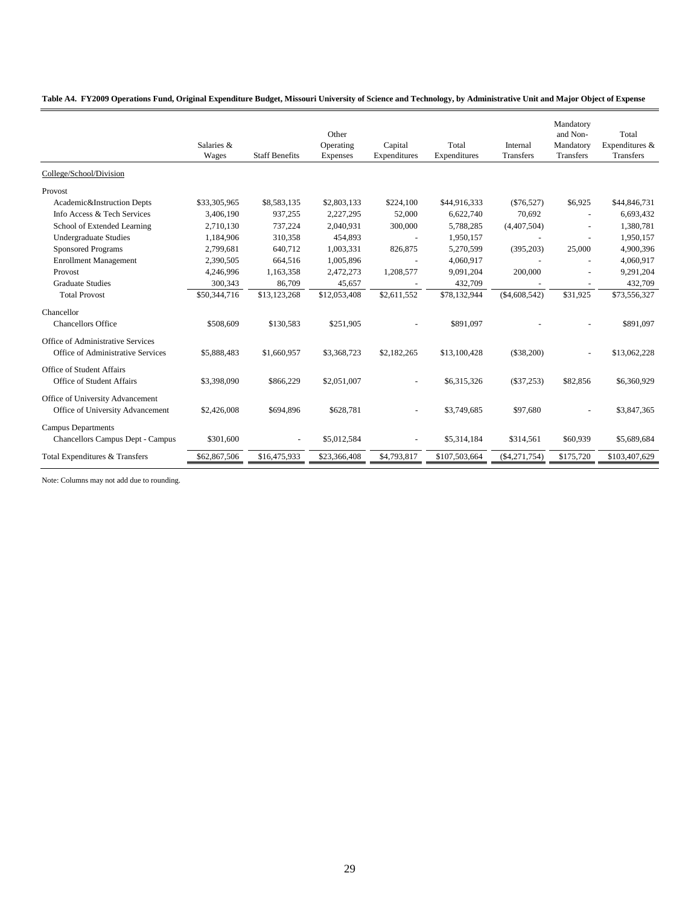**Table A4. FY2009 Operations Fund, Original Expenditure Budget, Missouri University of Science and Technology, by Administrative Unit and Major Object of Expense**

| | Salaries & Wages | Staff Benefits | Other Operating Expenses | Capital Expenditures | Total Expenditures | Internal Transfers | Mandatory and Non-Mandatory Transfers | Total Expenditures & Transfers |
|---|---|---|---|---|---|---|---|---|
| College/School/Division | | | | | | | | |
| Provost | | | | | | | | |
| Academic&Instruction Depts | $33,305,965 | $8,583,135 | $2,803,133 | $224,100 | $44,916,333 | ($76,527) | $6,925 | $44,846,731 |
| Info Access & Tech Services | 3,406,190 | 937,255 | 2,227,295 | 52,000 | 6,622,740 | 70,692 | - | 6,693,432 |
| School of Extended Learning | 2,710,130 | 737,224 | 2,040,931 | 300,000 | 5,788,285 | (4,407,504) | - | 1,380,781 |
| Undergraduate Studies | 1,184,906 | 310,358 | 454,893 | - | 1,950,157 | - | - | 1,950,157 |
| Sponsored Programs | 2,799,681 | 640,712 | 1,003,331 | 826,875 | 5,270,599 | (395,203) | 25,000 | 4,900,396 |
| Enrollment Management | 2,390,505 | 664,516 | 1,005,896 | - | 4,060,917 | - | - | 4,060,917 |
| Provost | 4,246,996 | 1,163,358 | 2,472,273 | 1,208,577 | 9,091,204 | 200,000 | - | 9,291,204 |
| Graduate Studies | 300,343 | 86,709 | 45,657 | - | 432,709 | - | - | 432,709 |
| Total Provost | $50,344,716 | $13,123,268 | $12,053,408 | $2,611,552 | $78,132,944 | ($4,608,542) | $31,925 | $73,556,327 |
| Chancellor | | | | | | | | |
| Chancellors Office | $508,609 | $130,583 | $251,905 | - | $891,097 | - | - | $891,097 |
| Office of Administrative Services | | | | | | | | |
| Office of Administrative Services | $5,888,483 | $1,660,957 | $3,368,723 | $2,182,265 | $13,100,428 | ($38,200) | - | $13,062,228 |
| Office of Student Affairs | | | | | | | | |
| Office of Student Affairs | $3,398,090 | $866,229 | $2,051,007 | - | $6,315,326 | ($37,253) | $82,856 | $6,360,929 |
| Office of University Advancement | | | | | | | | |
| Office of University Advancement | $2,426,008 | $694,896 | $628,781 | - | $3,749,685 | $97,680 | - | $3,847,365 |
| Campus Departments | | | | | | | | |
| Chancellors Campus Dept - Campus | $301,600 | - | $5,012,584 | - | $5,314,184 | $314,561 | $60,939 | $5,689,684 |
| Total Expenditures & Transfers | $62,867,506 | $16,475,933 | $23,366,408 | $4,793,817 | $107,503,664 | ($4,271,754) | $175,720 | $103,407,629 |

Note: Columns may not add due to rounding.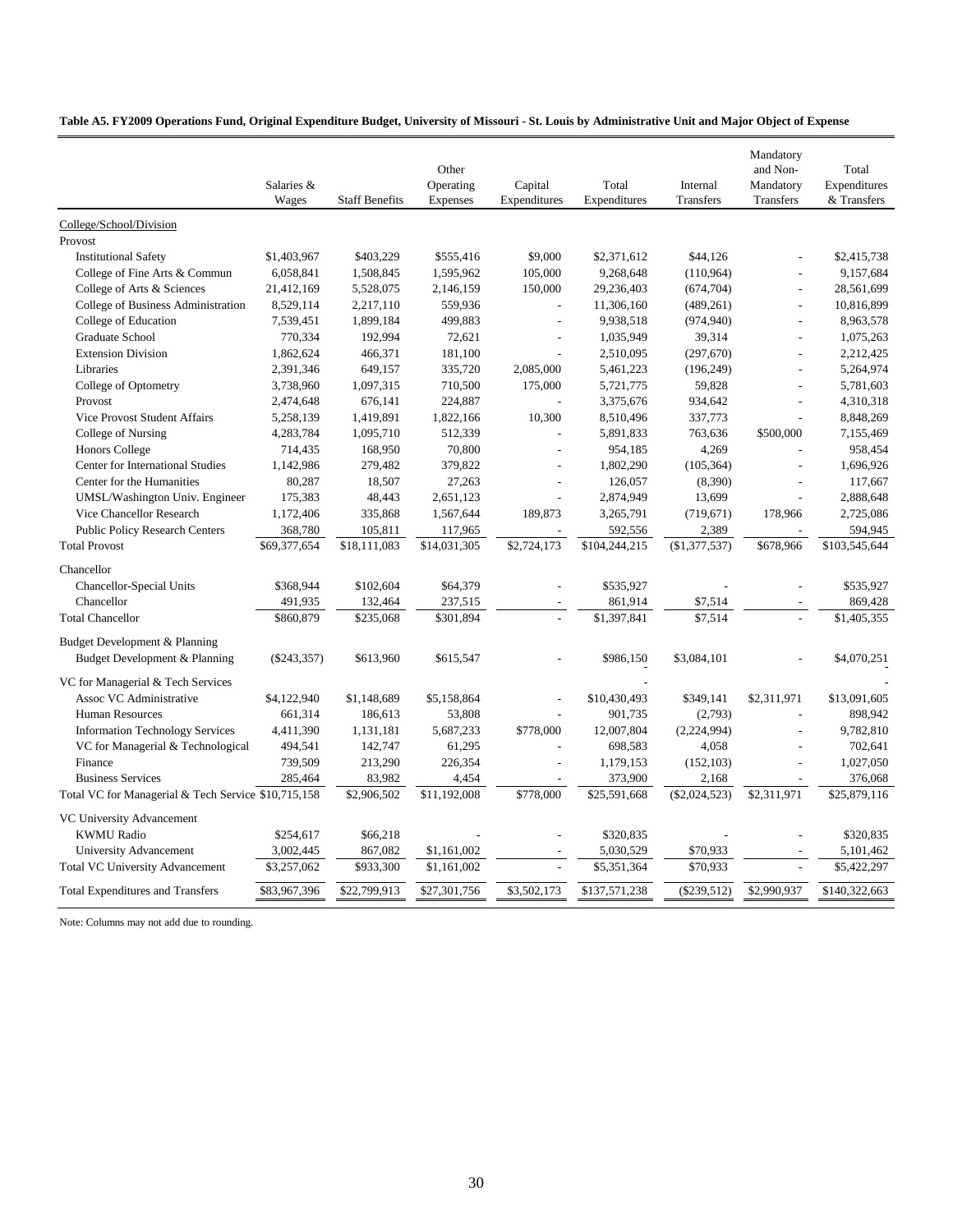**Table A5. FY2009 Operations Fund, Original Expenditure Budget, University of Missouri - St. Louis by Administrative Unit and Major Object of Expense**

| | Salaries & Wages | Staff Benefits | Other Operating Expenses | Capital Expenditures | Total Expenditures | Internal Transfers | Mandatory and Non-Mandatory Transfers | Total Expenditures & Transfers |
|---|---|---|---|---|---|---|---|---|
| College/School/Division | | | | | | | | |
| Provost | | | | | | | | |
| Institutional Safety | $1,403,967 | $403,229 | $555,416 | $9,000 | $2,371,612 | $44,126 | - | $2,415,738 |
| College of Fine Arts & Commun | 6,058,841 | 1,508,845 | 1,595,962 | 105,000 | 9,268,648 | (110,964) | - | 9,157,684 |
| College of Arts & Sciences | 21,412,169 | 5,528,075 | 2,146,159 | 150,000 | 29,236,403 | (674,704) | - | 28,561,699 |
| College of Business Administration | 8,529,114 | 2,217,110 | 559,936 | - | 11,306,160 | (489,261) | - | 10,816,899 |
| College of Education | 7,539,451 | 1,899,184 | 499,883 | - | 9,938,518 | (974,940) | - | 8,963,578 |
| Graduate School | 770,334 | 192,994 | 72,621 | - | 1,035,949 | 39,314 | - | 1,075,263 |
| Extension Division | 1,862,624 | 466,371 | 181,100 | - | 2,510,095 | (297,670) | - | 2,212,425 |
| Libraries | 2,391,346 | 649,157 | 335,720 | 2,085,000 | 5,461,223 | (196,249) | - | 5,264,974 |
| College of Optometry | 3,738,960 | 1,097,315 | 710,500 | 175,000 | 5,721,775 | 59,828 | - | 5,781,603 |
| Provost | 2,474,648 | 676,141 | 224,887 | - | 3,375,676 | 934,642 | - | 4,310,318 |
| Vice Provost Student Affairs | 5,258,139 | 1,419,891 | 1,822,166 | 10,300 | 8,510,496 | 337,773 | - | 8,848,269 |
| College of Nursing | 4,283,784 | 1,095,710 | 512,339 | - | 5,891,833 | 763,636 | $500,000 | 7,155,469 |
| Honors College | 714,435 | 168,950 | 70,800 | - | 954,185 | 4,269 | - | 958,454 |
| Center for International Studies | 1,142,986 | 279,482 | 379,822 | - | 1,802,290 | (105,364) | - | 1,696,926 |
| Center for the Humanities | 80,287 | 18,507 | 27,263 | - | 126,057 | (8,390) | - | 117,667 |
| UMSL/Washington Univ. Engineer | 175,383 | 48,443 | 2,651,123 | - | 2,874,949 | 13,699 | - | 2,888,648 |
| Vice Chancellor Research | 1,172,406 | 335,868 | 1,567,644 | 189,873 | 3,265,791 | (719,671) | 178,966 | 2,725,086 |
| Public Policy Research Centers | 368,780 | 105,811 | 117,965 | - | 592,556 | 2,389 | - | 594,945 |
| Total Provost | $69,377,654 | $18,111,083 | $14,031,305 | $2,724,173 | $104,244,215 | ($1,377,537) | $678,966 | $103,545,644 |
| Chancellor | | | | | | | | |
| Chancellor-Special Units | $368,944 | $102,604 | $64,379 | - | $535,927 | - | - | $535,927 |
| Chancellor | 491,935 | 132,464 | 237,515 | - | 861,914 | $7,514 | - | 869,428 |
| Total Chancellor | $860,879 | $235,068 | $301,894 | - | $1,397,841 | $7,514 | - | $1,405,355 |
| Budget Development & Planning | | | | | | | | |
| Budget Development & Planning | ($243,357) | $613,960 | $615,547 | - | $986,150 | $3,084,101 | - | $4,070,251 |
| VC for Managerial & Tech Services | | | | | - | | | - |
| Assoc VC Administrative | $4,122,940 | $1,148,689 | $5,158,864 | - | $10,430,493 | $349,141 | $2,311,971 | $13,091,605 |
| Human Resources | 661,314 | 186,613 | 53,808 | - | 901,735 | (2,793) | - | 898,942 |
| Information Technology Services | 4,411,390 | 1,131,181 | 5,687,233 | $778,000 | 12,007,804 | (2,224,994) | - | 9,782,810 |
| VC for Managerial & Technological | 494,541 | 142,747 | 61,295 | - | 698,583 | 4,058 | - | 702,641 |
| Finance | 739,509 | 213,290 | 226,354 | - | 1,179,153 | (152,103) | - | 1,027,050 |
| Business Services | 285,464 | 83,982 | 4,454 | - | 373,900 | 2,168 | - | 376,068 |
| Total VC for Managerial & Tech Service | $10,715,158 | $2,906,502 | $11,192,008 | $778,000 | $25,591,668 | ($2,024,523) | $2,311,971 | $25,879,116 |
| VC University Advancement | | | | | | | | |
| KWMU Radio | $254,617 | $66,218 | - | - | $320,835 | - | - | $320,835 |
| University Advancement | 3,002,445 | 867,082 | $1,161,002 | - | 5,030,529 | $70,933 | - | 5,101,462 |
| Total VC University Advancement | $3,257,062 | $933,300 | $1,161,002 | - | $5,351,364 | $70,933 | - | $5,422,297 |
| Total Expenditures and Transfers | $83,967,396 | $22,799,913 | $27,301,756 | $3,502,173 | $137,571,238 | ($239,512) | $2,990,937 | $140,322,663 |

Note: Columns may not add due to rounding.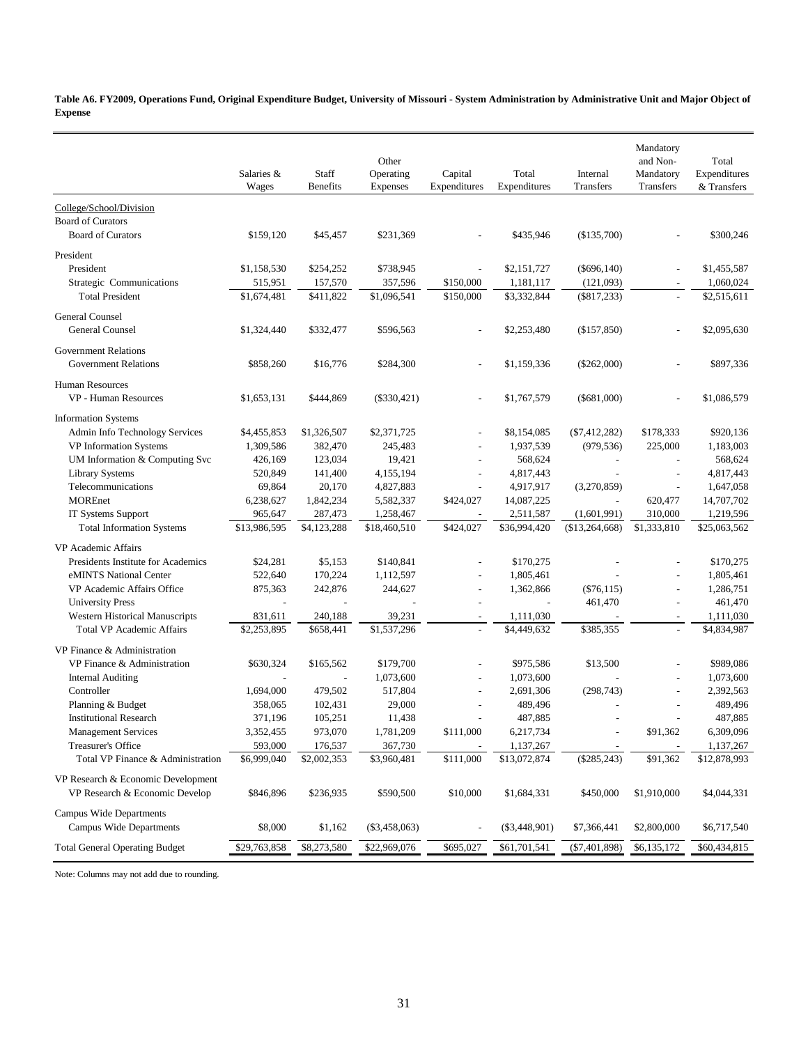**Table A6. FY2009, Operations Fund, Original Expenditure Budget, University of Missouri - System Administration by Administrative Unit and Major Object of Expense**

| | Salaries & Wages | Staff Benefits | Other Operating Expenses | Capital Expenditures | Total Expenditures | Internal Transfers | Mandatory and Non-Mandatory Transfers | Total Expenditures & Transfers |
|---|---|---|---|---|---|---|---|---|
| College/School/Division | | | | | | | | |
| Board of Curators | | | | | | | | |
| Board of Curators | $159,120 | $45,457 | $231,369 | - | $435,946 | ($135,700) | - | $300,246 |
| President | | | | | | | | |
| President | $1,158,530 | $254,252 | $738,945 | - | $2,151,727 | ($696,140) | - | $1,455,587 |
| Strategic Communications | 515,951 | 157,570 | 357,596 | $150,000 | 1,181,117 | (121,093) | - | 1,060,024 |
| Total President | $1,674,481 | $411,822 | $1,096,541 | $150,000 | $3,332,844 | ($817,233) | - | $2,515,611 |
| General Counsel | | | | | | | | |
| General Counsel | $1,324,440 | $332,477 | $596,563 | - | $2,253,480 | ($157,850) | - | $2,095,630 |
| Government Relations | | | | | | | | |
| Government Relations | $858,260 | $16,776 | $284,300 | - | $1,159,336 | ($262,000) | - | $897,336 |
| Human Resources | | | | | | | | |
| VP - Human Resources | $1,653,131 | $444,869 | ($330,421) | - | $1,767,579 | ($681,000) | - | $1,086,579 |
| Information Systems | | | | | | | | |
| Admin Info Technology Services | $4,455,853 | $1,326,507 | $2,371,725 | - | $8,154,085 | ($7,412,282) | $178,333 | $920,136 |
| VP Information Systems | 1,309,586 | 382,470 | 245,483 | - | 1,937,539 | (979,536) | 225,000 | 1,183,003 |
| UM Information & Computing Svc | 426,169 | 123,034 | 19,421 | - | 568,624 | - | - | 568,624 |
| Library Systems | 520,849 | 141,400 | 4,155,194 | - | 4,817,443 | - | - | 4,817,443 |
| Telecommunications | 69,864 | 20,170 | 4,827,883 | - | 4,917,917 | (3,270,859) | - | 1,647,058 |
| MOREnet | 6,238,627 | 1,842,234 | 5,582,337 | $424,027 | 14,087,225 | - | 620,477 | 14,707,702 |
| IT Systems Support | 965,647 | 287,473 | 1,258,467 | - | 2,511,587 | (1,601,991) | 310,000 | 1,219,596 |
| Total Information Systems | $13,986,595 | $4,123,288 | $18,460,510 | $424,027 | $36,994,420 | ($13,264,668) | $1,333,810 | $25,063,562 |
| VP Academic Affairs | | | | | | | | |
| Presidents Institute for Academics | $24,281 | $5,153 | $140,841 | - | $170,275 | - | - | $170,275 |
| eMINTS National Center | 522,640 | 170,224 | 1,112,597 | - | 1,805,461 | - | - | 1,805,461 |
| VP Academic Affairs Office | 875,363 | 242,876 | 244,627 | - | 1,362,866 | ($76,115) | - | 1,286,751 |
| University Press | - | - | - | - | - | 461,470 | - | 461,470 |
| Western Historical Manuscripts | 831,611 | 240,188 | 39,231 | - | 1,111,030 | - | - | 1,111,030 |
| Total VP Academic Affairs | $2,253,895 | $658,441 | $1,537,296 | - | $4,449,632 | $385,355 | - | $4,834,987 |
| VP Finance & Administration | | | | | | | | |
| VP Finance & Administration | $630,324 | $165,562 | $179,700 | - | $975,586 | $13,500 | - | $989,086 |
| Internal Auditing | - | - | 1,073,600 | - | 1,073,600 | - | - | 1,073,600 |
| Controller | 1,694,000 | 479,502 | 517,804 | - | 2,691,306 | (298,743) | - | 2,392,563 |
| Planning & Budget | 358,065 | 102,431 | 29,000 | - | 489,496 | - | - | 489,496 |
| Institutional Research | 371,196 | 105,251 | 11,438 | - | 487,885 | - | - | 487,885 |
| Management Services | 3,352,455 | 973,070 | 1,781,209 | $111,000 | 6,217,734 | - | $91,362 | 6,309,096 |
| Treasurer's Office | 593,000 | 176,537 | 367,730 | - | 1,137,267 | - | - | 1,137,267 |
| Total VP Finance & Administration | $6,999,040 | $2,002,353 | $3,960,481 | $111,000 | $13,072,874 | ($285,243) | $91,362 | $12,878,993 |
| VP Research & Economic Development | | | | | | | | |
| VP Research & Economic Develop | $846,896 | $236,935 | $590,500 | $10,000 | $1,684,331 | $450,000 | $1,910,000 | $4,044,331 |
| Campus Wide Departments | | | | | | | | |
| Campus Wide Departments | $8,000 | $1,162 | ($3,458,063) | - | ($3,448,901) | $7,366,441 | $2,800,000 | $6,717,540 |
| Total General Operating Budget | $29,763,858 | $8,273,580 | $22,969,076 | $695,027 | $61,701,541 | ($7,401,898) | $6,135,172 | $60,434,815 |

Note: Columns may not add due to rounding.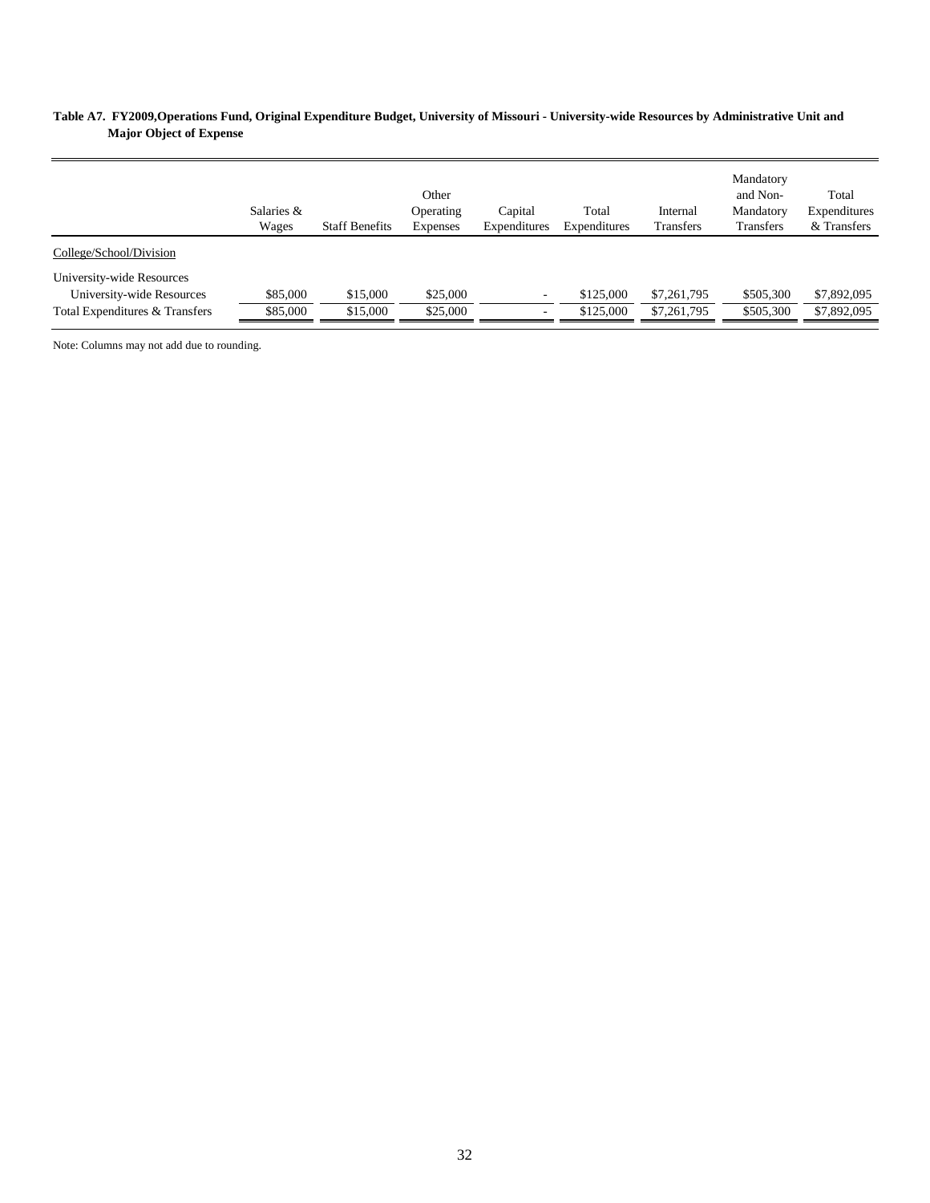**Table A7. FY2009,Operations Fund, Original Expenditure Budget, University of Missouri - University-wide Resources by Administrative Unit and Major Object of Expense**

| | Salaries & Wages | Staff Benefits | Other Operating Expenses | Capital Expenditures | Total Expenditures | Internal Transfers | Mandatory and Non-Mandatory Transfers | Total Expenditures & Transfers |
|---|---|---|---|---|---|---|---|---|
| College/School/Division | | | | | | | | |
| University-wide Resources | | | | | | | | |
| University-wide Resources | $85,000 | $15,000 | $25,000 | - | $125,000 | $7,261,795 | $505,300 | $7,892,095 |
| Total Expenditures & Transfers | $85,000 | $15,000 | $25,000 | - | $125,000 | $7,261,795 | $505,300 | $7,892,095 |

Note: Columns may not add due to rounding.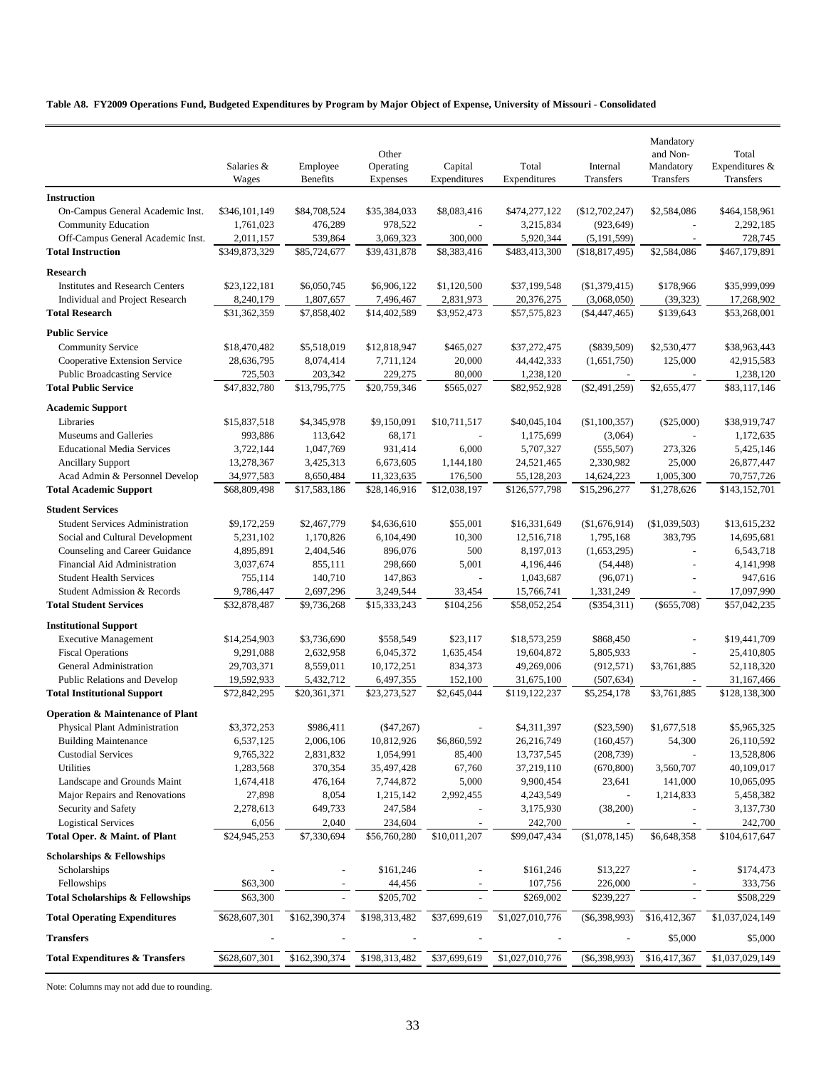**Table A8. FY2009 Operations Fund, Budgeted Expenditures by Program by Major Object of Expense, University of Missouri - Consolidated**

| | Salaries & Wages | Employee Benefits | Other Operating Expenses | Capital Expenditures | Total Expenditures | Internal Transfers | Mandatory and Non-Mandatory Transfers | Total Expenditures & Transfers |
|---|---|---|---|---|---|---|---|---|
| **Instruction** | | | | | | | | |
| On-Campus General Academic Inst. | $346,101,149 | $84,708,524 | $35,384,033 | $8,083,416 | $474,277,122 | ($12,702,247) | $2,584,086 | $464,158,961 |
| Community Education | 1,761,023 | 476,289 | 978,522 | - | 3,215,834 | (923,649) | - | 2,292,185 |
| Off-Campus General Academic Inst. | 2,011,157 | 539,864 | 3,069,323 | 300,000 | 5,920,344 | (5,191,599) | - | 728,745 |
| **Total Instruction** | $349,873,329 | $85,724,677 | $39,431,878 | $8,383,416 | $483,413,300 | ($18,817,495) | $2,584,086 | $467,179,891 |
| **Research** | | | | | | | | |
| Institutes and Research Centers | $23,122,181 | $6,050,745 | $6,906,122 | $1,120,500 | $37,199,548 | ($1,379,415) | $178,966 | $35,999,099 |
| Individual and Project Research | 8,240,179 | 1,807,657 | 7,496,467 | 2,831,973 | 20,376,275 | (3,068,050) | (39,323) | 17,268,902 |
| **Total Research** | $31,362,359 | $7,858,402 | $14,402,589 | $3,952,473 | $57,575,823 | ($4,447,465) | $139,643 | $53,268,001 |
| **Public Service** | | | | | | | | |
| Community Service | $18,470,482 | $5,518,019 | $12,818,947 | $465,027 | $37,272,475 | ($839,509) | $2,530,477 | $38,963,443 |
| Cooperative Extension Service | 28,636,795 | 8,074,414 | 7,711,124 | 20,000 | 44,442,333 | (1,651,750) | 125,000 | 42,915,583 |
| Public Broadcasting Service | 725,503 | 203,342 | 229,275 | 80,000 | 1,238,120 | - | - | 1,238,120 |
| **Total Public Service** | $47,832,780 | $13,795,775 | $20,759,346 | $565,027 | $82,952,928 | ($2,491,259) | $2,655,477 | $83,117,146 |
| **Academic Support** | | | | | | | | |
| Libraries | $15,837,518 | $4,345,978 | $9,150,091 | $10,711,517 | $40,045,104 | ($1,100,357) | ($25,000) | $38,919,747 |
| Museums and Galleries | 993,886 | 113,642 | 68,171 | - | 1,175,699 | (3,064) | - | 1,172,635 |
| Educational Media Services | 3,722,144 | 1,047,769 | 931,414 | 6,000 | 5,707,327 | (555,507) | 273,326 | 5,425,146 |
| Ancillary Support | 13,278,367 | 3,425,313 | 6,673,605 | 1,144,180 | 24,521,465 | 2,330,982 | 25,000 | 26,877,447 |
| Acad Admin & Personnel Develop | 34,977,583 | 8,650,484 | 11,323,635 | 176,500 | 55,128,203 | 14,624,223 | 1,005,300 | 70,757,726 |
| **Total Academic Support** | $68,809,498 | $17,583,186 | $28,146,916 | $12,038,197 | $126,577,798 | $15,296,277 | $1,278,626 | $143,152,701 |
| **Student Services** | | | | | | | | |
| Student Services Administration | $9,172,259 | $2,467,779 | $4,636,610 | $55,001 | $16,331,649 | ($1,676,914) | ($1,039,503) | $13,615,232 |
| Social and Cultural Development | 5,231,102 | 1,170,826 | 6,104,490 | 10,300 | 12,516,718 | 1,795,168 | 383,795 | 14,695,681 |
| Counseling and Career Guidance | 4,895,891 | 2,404,546 | 896,076 | 500 | 8,197,013 | (1,653,295) | - | 6,543,718 |
| Financial Aid Administration | 3,037,674 | 855,111 | 298,660 | 5,001 | 4,196,446 | (54,448) | - | 4,141,998 |
| Student Health Services | 755,114 | 140,710 | 147,863 | - | 1,043,687 | (96,071) | - | 947,616 |
| Student Admission & Records | 9,786,447 | 2,697,296 | 3,249,544 | 33,454 | 15,766,741 | 1,331,249 | - | 17,097,990 |
| **Total Student Services** | $32,878,487 | $9,736,268 | $15,333,243 | $104,256 | $58,052,254 | ($354,311) | ($655,708) | $57,042,235 |
| **Institutional Support** | | | | | | | | |
| Executive Management | $14,254,903 | $3,736,690 | $558,549 | $23,117 | $18,573,259 | $868,450 | - | $19,441,709 |
| Fiscal Operations | 9,291,088 | 2,632,958 | 6,045,372 | 1,635,454 | 19,604,872 | 5,805,933 | - | 25,410,805 |
| General Administration | 29,703,371 | 8,559,011 | 10,172,251 | 834,373 | 49,269,006 | (912,571) | $3,761,885 | 52,118,320 |
| Public Relations and Develop | 19,592,933 | 5,432,712 | 6,497,355 | 152,100 | 31,675,100 | (507,634) | - | 31,167,466 |
| **Total Institutional Support** | $72,842,295 | $20,361,371 | $23,273,527 | $2,645,044 | $119,122,237 | $5,254,178 | $3,761,885 | $128,138,300 |
| **Operation & Maintenance of Plant** | | | | | | | | |
| Physical Plant Administration | $3,372,253 | $986,411 | ($47,267) | - | $4,311,397 | ($23,590) | $1,677,518 | $5,965,325 |
| Building Maintenance | 6,537,125 | 2,006,106 | 10,812,926 | $6,860,592 | 26,216,749 | (160,457) | 54,300 | 26,110,592 |
| Custodial Services | 9,765,322 | 2,831,832 | 1,054,991 | 85,400 | 13,737,545 | (208,739) | - | 13,528,806 |
| Utilities | 1,283,568 | 370,354 | 35,497,428 | 67,760 | 37,219,110 | (670,800) | 3,560,707 | 40,109,017 |
| Landscape and Grounds Maint | 1,674,418 | 476,164 | 7,744,872 | 5,000 | 9,900,454 | 23,641 | 141,000 | 10,065,095 |
| Major Repairs and Renovations | 27,898 | 8,054 | 1,215,142 | 2,992,455 | 4,243,549 | - | 1,214,833 | 5,458,382 |
| Security and Safety | 2,278,613 | 649,733 | 247,584 | - | 3,175,930 | (38,200) | - | 3,137,730 |
| Logistical Services | 6,056 | 2,040 | 234,604 | - | 242,700 | - | - | 242,700 |
| **Total Oper. & Maint. of Plant** | $24,945,253 | $7,330,694 | $56,760,280 | $10,011,207 | $99,047,434 | ($1,078,145) | $6,648,358 | $104,617,647 |
| **Scholarships & Fellowships** | | | | | | | | |
| Scholarships | - | - | $161,246 | - | $161,246 | $13,227 | - | $174,473 |
| Fellowships | $63,300 | - | 44,456 | - | 107,756 | 226,000 | - | 333,756 |
| **Total Scholarships & Fellowships** | $63,300 | - | $205,702 | - | $269,002 | $239,227 | - | $508,229 |
| **Total Operating Expenditures** | $628,607,301 | $162,390,374 | $198,313,482 | $37,699,619 | $1,027,010,776 | ($6,398,993) | $16,412,367 | $1,037,024,149 |
| **Transfers** | - | - | - | - | - | - | $5,000 | $5,000 |
| **Total Expenditures & Transfers** | $628,607,301 | $162,390,374 | $198,313,482 | $37,699,619 | $1,027,010,776 | ($6,398,993) | $16,417,367 | $1,037,029,149 |

Note: Columns may not add due to rounding.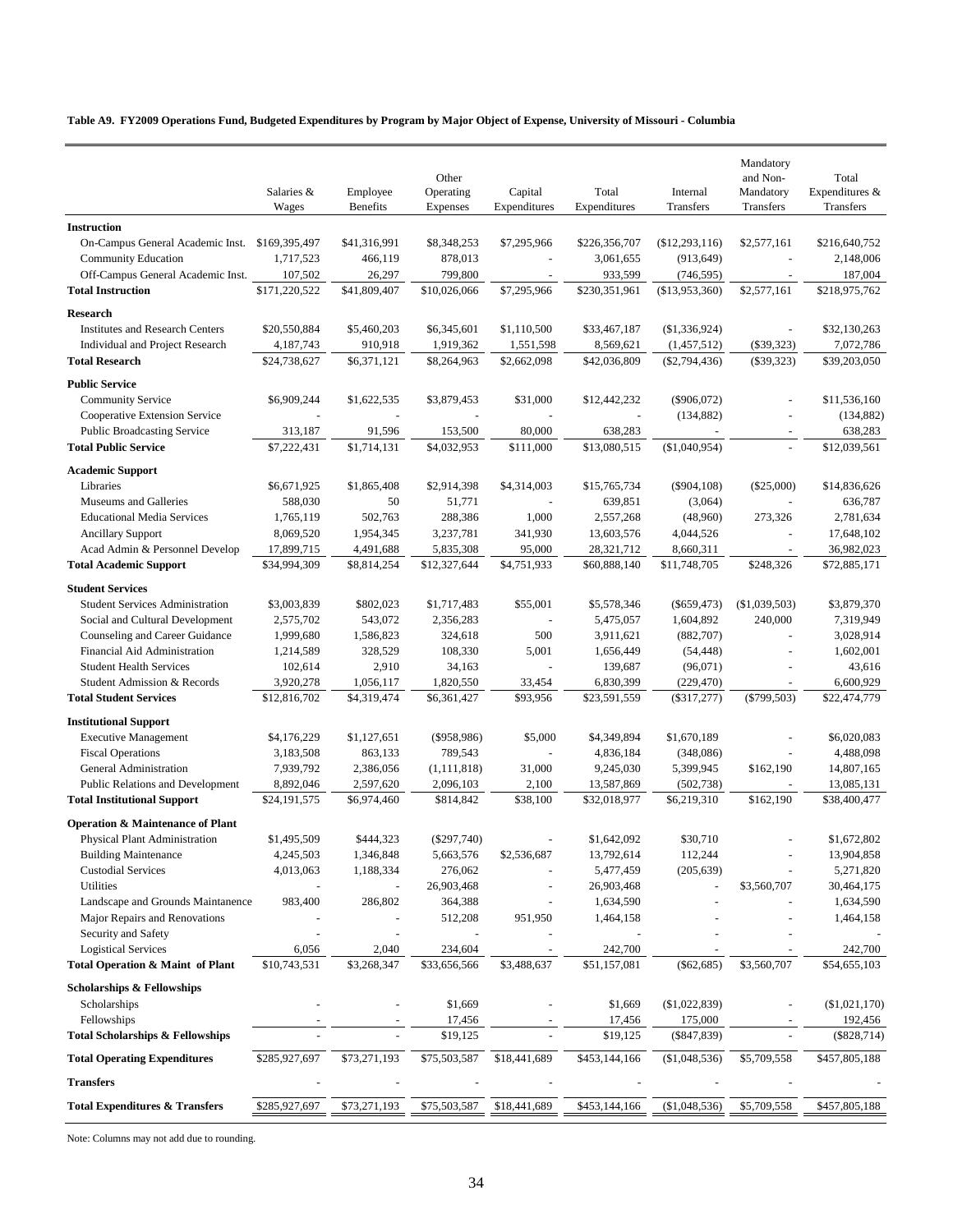**Table A9. FY2009 Operations Fund, Budgeted Expenditures by Program by Major Object of Expense, University of Missouri - Columbia**

| | Salaries & Wages | Employee Benefits | Other Operating Expenses | Capital Expenditures | Total Expenditures | Internal Transfers | Mandatory and Non-Mandatory Transfers | Total Expenditures & Transfers |
|---|---|---|---|---|---|---|---|---|
| **Instruction** | | | | | | | | |
| On-Campus General Academic Inst. | $169,395,497 | $41,316,991 | $8,348,253 | $7,295,966 | $226,356,707 | ($12,293,116) | $2,577,161 | $216,640,752 |
| Community Education | 1,717,523 | 466,119 | 878,013 | - | 3,061,655 | (913,649) | - | 2,148,006 |
| Off-Campus General Academic Inst. | 107,502 | 26,297 | 799,800 | - | 933,599 | (746,595) | - | 187,004 |
| **Total Instruction** | $171,220,522 | $41,809,407 | $10,026,066 | $7,295,966 | $230,351,961 | ($13,953,360) | $2,577,161 | $218,975,762 |
| **Research** | | | | | | | | |
| Institutes and Research Centers | $20,550,884 | $5,460,203 | $6,345,601 | $1,110,500 | $33,467,187 | ($1,336,924) | - | $32,130,263 |
| Individual and Project Research | 4,187,743 | 910,918 | 1,919,362 | 1,551,598 | 8,569,621 | (1,457,512) | ($39,323) | 7,072,786 |
| **Total Research** | $24,738,627 | $6,371,121 | $8,264,963 | $2,662,098 | $42,036,809 | ($2,794,436) | ($39,323) | $39,203,050 |
| **Public Service** | | | | | | | | |
| Community Service | $6,909,244 | $1,622,535 | $3,879,453 | $31,000 | $12,442,232 | ($906,072) | - | $11,536,160 |
| Cooperative Extension Service | - | - | - | - | - | (134,882) | - | (134,882) |
| Public Broadcasting Service | 313,187 | 91,596 | 153,500 | 80,000 | 638,283 | - | - | 638,283 |
| **Total Public Service** | $7,222,431 | $1,714,131 | $4,032,953 | $111,000 | $13,080,515 | ($1,040,954) | - | $12,039,561 |
| **Academic Support** | | | | | | | | |
| Libraries | $6,671,925 | $1,865,408 | $2,914,398 | $4,314,003 | $15,765,734 | ($904,108) | ($25,000) | $14,836,626 |
| Museums and Galleries | 588,030 | 50 | 51,771 | - | 639,851 | (3,064) | - | 636,787 |
| Educational Media Services | 1,765,119 | 502,763 | 288,386 | 1,000 | 2,557,268 | (48,960) | 273,326 | 2,781,634 |
| Ancillary Support | 8,069,520 | 1,954,345 | 3,237,781 | 341,930 | 13,603,576 | 4,044,526 | - | 17,648,102 |
| Acad Admin & Personnel Develop | 17,899,715 | 4,491,688 | 5,835,308 | 95,000 | 28,321,712 | 8,660,311 | - | 36,982,023 |
| **Total Academic Support** | $34,994,309 | $8,814,254 | $12,327,644 | $4,751,933 | $60,888,140 | $11,748,705 | $248,326 | $72,885,171 |
| **Student Services** | | | | | | | | |
| Student Services Administration | $3,003,839 | $802,023 | $1,717,483 | $55,001 | $5,578,346 | ($659,473) | ($1,039,503) | $3,879,370 |
| Social and Cultural Development | 2,575,702 | 543,072 | 2,356,283 | - | 5,475,057 | 1,604,892 | 240,000 | 7,319,949 |
| Counseling and Career Guidance | 1,999,680 | 1,586,823 | 324,618 | 500 | 3,911,621 | (882,707) | - | 3,028,914 |
| Financial Aid Administration | 1,214,589 | 328,529 | 108,330 | 5,001 | 1,656,449 | (54,448) | - | 1,602,001 |
| Student Health Services | 102,614 | 2,910 | 34,163 | - | 139,687 | (96,071) | - | 43,616 |
| Student Admission & Records | 3,920,278 | 1,056,117 | 1,820,550 | 33,454 | 6,830,399 | (229,470) | - | 6,600,929 |
| **Total Student Services** | $12,816,702 | $4,319,474 | $6,361,427 | $93,956 | $23,591,559 | ($317,277) | ($799,503) | $22,474,779 |
| **Institutional Support** | | | | | | | | |
| Executive Management | $4,176,229 | $1,127,651 | ($958,986) | $5,000 | $4,349,894 | $1,670,189 | - | $6,020,083 |
| Fiscal Operations | 3,183,508 | 863,133 | 789,543 | - | 4,836,184 | (348,086) | - | 4,488,098 |
| General Administration | 7,939,792 | 2,386,056 | (1,111,818) | 31,000 | 9,245,030 | 5,399,945 | $162,190 | 14,807,165 |
| Public Relations and Development | 8,892,046 | 2,597,620 | 2,096,103 | 2,100 | 13,587,869 | (502,738) | - | 13,085,131 |
| **Total Institutional Support** | $24,191,575 | $6,974,460 | $814,842 | $38,100 | $32,018,977 | $6,219,310 | $162,190 | $38,400,477 |
| **Operation & Maintenance of Plant** | | | | | | | | |
| Physical Plant Administration | $1,495,509 | $444,323 | ($297,740) | - | $1,642,092 | $30,710 | - | $1,672,802 |
| Building Maintenance | 4,245,503 | 1,346,848 | 5,663,576 | $2,536,687 | 13,792,614 | 112,244 | - | 13,904,858 |
| Custodial Services | 4,013,063 | 1,188,334 | 276,062 | - | 5,477,459 | (205,639) | - | 5,271,820 |
| Utilities | - | - | 26,903,468 | - | 26,903,468 | - | $3,560,707 | 30,464,175 |
| Landscape and Grounds Maintanence | 983,400 | 286,802 | 364,388 | - | 1,634,590 | - | - | 1,634,590 |
| Major Repairs and Renovations | - | - | 512,208 | 951,950 | 1,464,158 | - | - | 1,464,158 |
| Security and Safety | - | - | - | - | - | - | - | - |
| Logistical Services | 6,056 | 2,040 | 234,604 | - | 242,700 | - | - | 242,700 |
| **Total Operation & Maint of Plant** | $10,743,531 | $3,268,347 | $33,656,566 | $3,488,637 | $51,157,081 | ($62,685) | $3,560,707 | $54,655,103 |
| **Scholarships & Fellowships** | | | | | | | | |
| Scholarships | - | - | $1,669 | - | $1,669 | ($1,022,839) | - | ($1,021,170) |
| Fellowships | - | - | 17,456 | - | 17,456 | 175,000 | - | 192,456 |
| **Total Scholarships & Fellowships** | - | - | $19,125 | - | $19,125 | ($847,839) | - | ($828,714) |
| **Total Operating Expenditures** | $285,927,697 | $73,271,193 | $75,503,587 | $18,441,689 | $453,144,166 | ($1,048,536) | $5,709,558 | $457,805,188 |
| **Transfers** | - | - | - | - | - | - | - | - |
| **Total Expenditures & Transfers** | $285,927,697 | $73,271,193 | $75,503,587 | $18,441,689 | $453,144,166 | ($1,048,536) | $5,709,558 | $457,805,188 |

Note: Columns may not add due to rounding.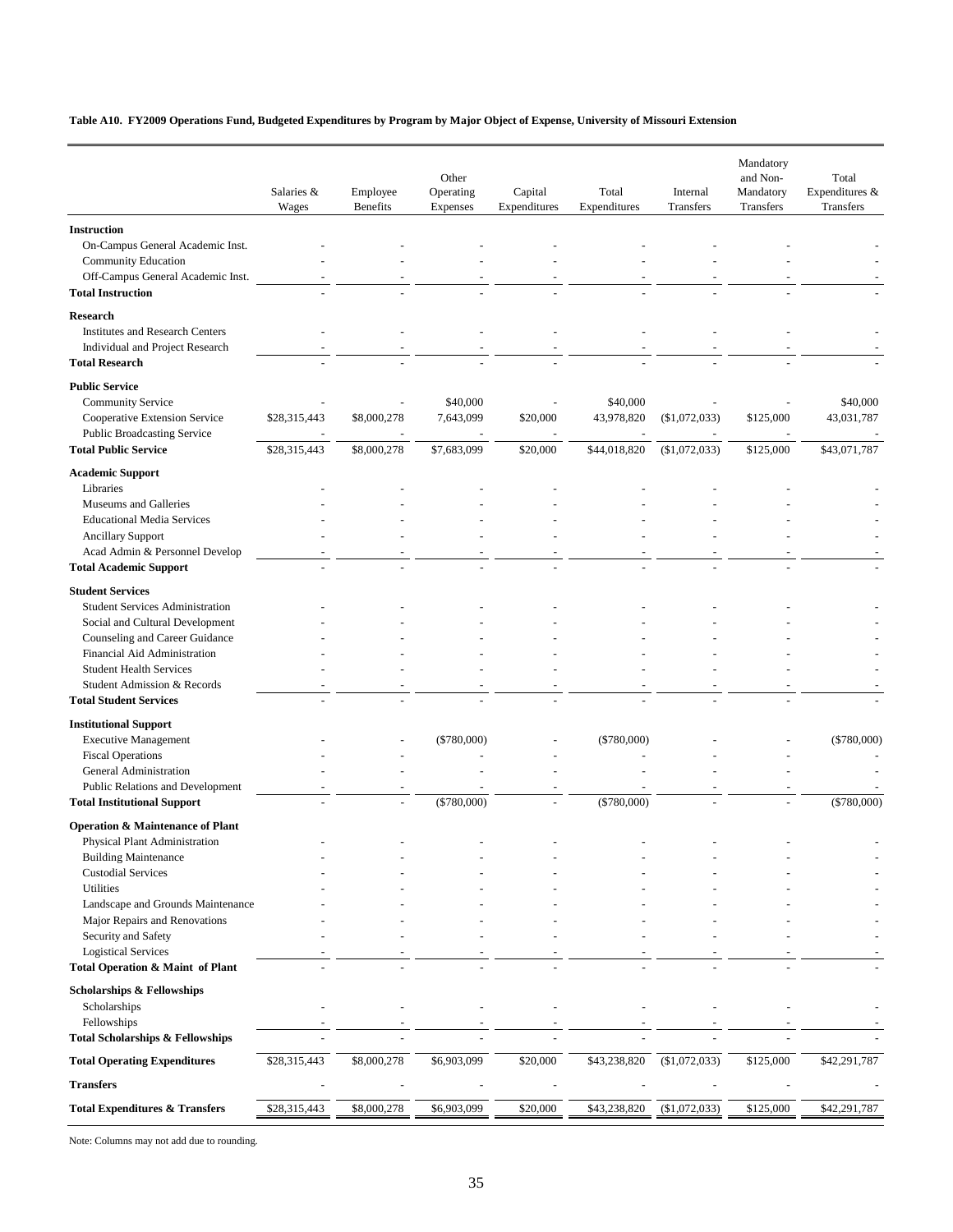**Table A10. FY2009 Operations Fund, Budgeted Expenditures by Program by Major Object of Expense, University of Missouri Extension**

| | Salaries & Wages | Employee Benefits | Other Operating Expenses | Capital Expenditures | Total Expenditures | Internal Transfers | Mandatory and Non-Mandatory Transfers | Total Expenditures & Transfers |
|---|---|---|---|---|---|---|---|---|
| **Instruction** | | | | | | | | |
| On-Campus General Academic Inst. | - | - | - | - | - | - | - | - |
| Community Education | - | - | - | - | - | - | - | - |
| Off-Campus General Academic Inst. | - | - | - | - | - | - | - | - |
| **Total Instruction** | - | - | - | - | - | - | - | - |
| **Research** | | | | | | | | |
| Institutes and Research Centers | - | - | - | - | - | - | - | - |
| Individual and Project Research | - | - | - | - | - | - | - | - |
| **Total Research** | - | - | - | - | - | - | - | - |
| **Public Service** | | | | | | | | |
| Community Service | - | - | $40,000 | - | $40,000 | - | - | $40,000 |
| Cooperative Extension Service | $28,315,443 | $8,000,278 | 7,643,099 | $20,000 | 43,978,820 | ($1,072,033) | $125,000 | 43,031,787 |
| Public Broadcasting Service | - | - | - | - | - | - | - | - |
| **Total Public Service** | $28,315,443 | $8,000,278 | $7,683,099 | $20,000 | $44,018,820 | ($1,072,033) | $125,000 | $43,071,787 |
| **Academic Support** | | | | | | | | |
| Libraries | - | - | - | - | - | - | - | - |
| Museums and Galleries | - | - | - | - | - | - | - | - |
| Educational Media Services | - | - | - | - | - | - | - | - |
| Ancillary Support | - | - | - | - | - | - | - | - |
| Acad Admin & Personnel Develop | - | - | - | - | - | - | - | - |
| **Total Academic Support** | - | - | - | - | - | - | - | - |
| **Student Services** | | | | | | | | |
| Student Services Administration | - | - | - | - | - | - | - | - |
| Social and Cultural Development | - | - | - | - | - | - | - | - |
| Counseling and Career Guidance | - | - | - | - | - | - | - | - |
| Financial Aid Administration | - | - | - | - | - | - | - | - |
| Student Health Services | - | - | - | - | - | - | - | - |
| Student Admission & Records | - | - | - | - | - | - | - | - |
| **Total Student Services** | - | - | - | - | - | - | - | - |
| **Institutional Support** | | | | | | | | |
| Executive Management | - | - | ($780,000) | - | ($780,000) | - | - | ($780,000) |
| Fiscal Operations | - | - | - | - | - | - | - | - |
| General Administration | - | - | - | - | - | - | - | - |
| Public Relations and Development | - | - | - | - | - | - | - | - |
| **Total Institutional Support** | - | - | ($780,000) | - | ($780,000) | - | - | ($780,000) |
| **Operation & Maintenance of Plant** | | | | | | | | |
| Physical Plant Administration | - | - | - | - | - | - | - | - |
| Building Maintenance | - | - | - | - | - | - | - | - |
| Custodial Services | - | - | - | - | - | - | - | - |
| Utilities | - | - | - | - | - | - | - | - |
| Landscape and Grounds Maintenance | - | - | - | - | - | - | - | - |
| Major Repairs and Renovations | - | - | - | - | - | - | - | - |
| Security and Safety | - | - | - | - | - | - | - | - |
| Logistical Services | - | - | - | - | - | - | - | - |
| **Total Operation & Maint of Plant** | - | - | - | - | - | - | - | - |
| **Scholarships & Fellowships** | | | | | | | | |
| Scholarships | - | - | - | - | - | - | - | - |
| Fellowships | - | - | - | - | - | - | - | - |
| **Total Scholarships & Fellowships** | - | - | - | - | - | - | - | - |
| **Total Operating Expenditures** | $28,315,443 | $8,000,278 | $6,903,099 | $20,000 | $43,238,820 | ($1,072,033) | $125,000 | $42,291,787 |
| **Transfers** | - | - | - | - | - | - | - | - |
| **Total Expenditures & Transfers** | $28,315,443 | $8,000,278 | $6,903,099 | $20,000 | $43,238,820 | ($1,072,033) | $125,000 | $42,291,787 |

Note: Columns may not add due to rounding.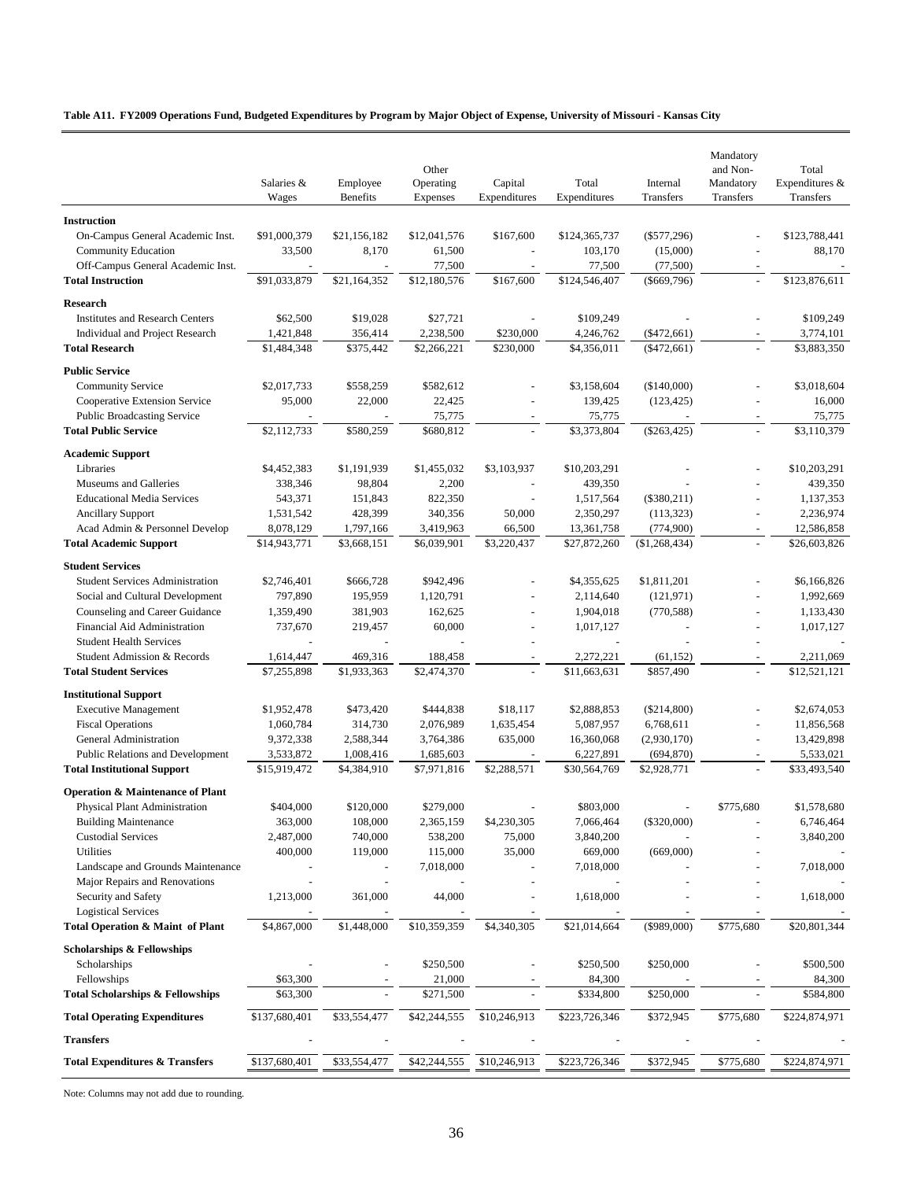**Table A11. FY2009 Operations Fund, Budgeted Expenditures by Program by Major Object of Expense, University of Missouri - Kansas City**

| | Salaries & Wages | Employee Benefits | Other Operating Expenses | Capital Expenditures | Total Expenditures | Internal Transfers | Mandatory and Non-Mandatory Transfers | Total Expenditures & Transfers |
|---|---|---|---|---|---|---|---|---|
| **Instruction** | | | | | | | | |
| On-Campus General Academic Inst. | $91,000,379 | $21,156,182 | $12,041,576 | $167,600 | $124,365,737 | ($577,296) | - | $123,788,441 |
| Community Education | 33,500 | 8,170 | 61,500 | - | 103,170 | (15,000) | - | 88,170 |
| Off-Campus General Academic Inst. | - | - | 77,500 | - | 77,500 | (77,500) | - | - |
| **Total Instruction** | $91,033,879 | $21,164,352 | $12,180,576 | $167,600 | $124,546,407 | ($669,796) | - | $123,876,611 |
| **Research** | | | | | | | | |
| Institutes and Research Centers | $62,500 | $19,028 | $27,721 | - | $109,249 | - | - | $109,249 |
| Individual and Project Research | 1,421,848 | 356,414 | 2,238,500 | $230,000 | 4,246,762 | ($472,661) | - | 3,774,101 |
| **Total Research** | $1,484,348 | $375,442 | $2,266,221 | $230,000 | $4,356,011 | ($472,661) | - | $3,883,350 |
| **Public Service** | | | | | | | | |
| Community Service | $2,017,733 | $558,259 | $582,612 | - | $3,158,604 | ($140,000) | - | $3,018,604 |
| Cooperative Extension Service | 95,000 | 22,000 | 22,425 | - | 139,425 | (123,425) | - | 16,000 |
| Public Broadcasting Service | - | - | 75,775 | - | 75,775 | - | - | 75,775 |
| **Total Public Service** | $2,112,733 | $580,259 | $680,812 | - | $3,373,804 | ($263,425) | - | $3,110,379 |
| **Academic Support** | | | | | | | | |
| Libraries | $4,452,383 | $1,191,939 | $1,455,032 | $3,103,937 | $10,203,291 | - | - | $10,203,291 |
| Museums and Galleries | 338,346 | 98,804 | 2,200 | - | 439,350 | - | - | 439,350 |
| Educational Media Services | 543,371 | 151,843 | 822,350 | - | 1,517,564 | ($380,211) | - | 1,137,353 |
| Ancillary Support | 1,531,542 | 428,399 | 340,356 | 50,000 | 2,350,297 | (113,323) | - | 2,236,974 |
| Acad Admin & Personnel Develop | 8,078,129 | 1,797,166 | 3,419,963 | 66,500 | 13,361,758 | (774,900) | - | 12,586,858 |
| **Total Academic Support** | $14,943,771 | $3,668,151 | $6,039,901 | $3,220,437 | $27,872,260 | ($1,268,434) | - | $26,603,826 |
| **Student Services** | | | | | | | | |
| Student Services Administration | $2,746,401 | $666,728 | $942,496 | - | $4,355,625 | $1,811,201 | - | $6,166,826 |
| Social and Cultural Development | 797,890 | 195,959 | 1,120,791 | - | 2,114,640 | (121,971) | - | 1,992,669 |
| Counseling and Career Guidance | 1,359,490 | 381,903 | 162,625 | - | 1,904,018 | (770,588) | - | 1,133,430 |
| Financial Aid Administration | 737,670 | 219,457 | 60,000 | - | 1,017,127 | - | - | 1,017,127 |
| Student Health Services | - | - | - | - | - | - | - | - |
| Student Admission & Records | 1,614,447 | 469,316 | 188,458 | - | 2,272,221 | (61,152) | - | 2,211,069 |
| **Total Student Services** | $7,255,898 | $1,933,363 | $2,474,370 | - | $11,663,631 | $857,490 | - | $12,521,121 |
| **Institutional Support** | | | | | | | | |
| Executive Management | $1,952,478 | $473,420 | $444,838 | $18,117 | $2,888,853 | ($214,800) | - | $2,674,053 |
| Fiscal Operations | 1,060,784 | 314,730 | 2,076,989 | 1,635,454 | 5,087,957 | 6,768,611 | - | 11,856,568 |
| General Administration | 9,372,338 | 2,588,344 | 3,764,386 | 635,000 | 16,360,068 | (2,930,170) | - | 13,429,898 |
| Public Relations and Development | 3,533,872 | 1,008,416 | 1,685,603 | - | 6,227,891 | (694,870) | - | 5,533,021 |
| **Total Institutional Support** | $15,919,472 | $4,384,910 | $7,971,816 | $2,288,571 | $30,564,769 | $2,928,771 | - | $33,493,540 |
| **Operation & Maintenance of Plant** | | | | | | | | |
| Physical Plant Administration | $404,000 | $120,000 | $279,000 | - | $803,000 | - | $775,680 | $1,578,680 |
| Building Maintenance | 363,000 | 108,000 | 2,365,159 | $4,230,305 | 7,066,464 | ($320,000) | - | 6,746,464 |
| Custodial Services | 2,487,000 | 740,000 | 538,200 | 75,000 | 3,840,200 | - | - | 3,840,200 |
| Utilities | 400,000 | 119,000 | 115,000 | 35,000 | 669,000 | (669,000) | - | - |
| Landscape and Grounds Maintenance | - | - | 7,018,000 | - | 7,018,000 | - | - | 7,018,000 |
| Major Repairs and Renovations | - | - | - | - | - | - | - | - |
| Security and Safety | 1,213,000 | 361,000 | 44,000 | - | 1,618,000 | - | - | 1,618,000 |
| Logistical Services | - | - | - | - | - | - | - | - |
| **Total Operation & Maint of Plant** | $4,867,000 | $1,448,000 | $10,359,359 | $4,340,305 | $21,014,664 | ($989,000) | $775,680 | $20,801,344 |
| **Scholarships & Fellowships** | | | | | | | | |
| Scholarships | - | - | $250,500 | - | $250,500 | $250,000 | - | $500,500 |
| Fellowships | $63,300 | - | 21,000 | - | 84,300 | - | - | 84,300 |
| **Total Scholarships & Fellowships** | $63,300 | - | $271,500 | - | $334,800 | $250,000 | - | $584,800 |
| **Total Operating Expenditures** | $137,680,401 | $33,554,477 | $42,244,555 | $10,246,913 | $223,726,346 | $372,945 | $775,680 | $224,874,971 |
| **Transfers** | - | - | - | - | - | - | - | - |
| **Total Expenditures & Transfers** | $137,680,401 | $33,554,477 | $42,244,555 | $10,246,913 | $223,726,346 | $372,945 | $775,680 | $224,874,971 |

Note: Columns may not add due to rounding.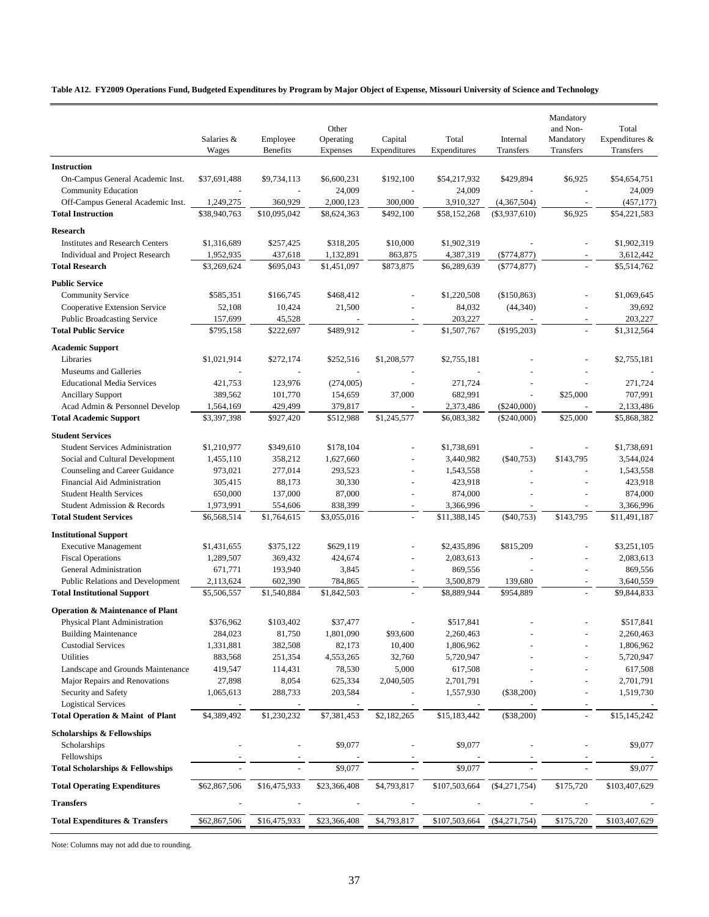**Table A12. FY2009 Operations Fund, Budgeted Expenditures by Program by Major Object of Expense, Missouri University of Science and Technology**

| | Salaries & Wages | Employee Benefits | Other Operating Expenses | Capital Expenditures | Total Expenditures | Internal Transfers | Mandatory and Non-Mandatory Transfers | Total Expenditures & Transfers |
|---|---|---|---|---|---|---|---|---|
| **Instruction** | | | | | | | | |
| On-Campus General Academic Inst. | $37,691,488 | $9,734,113 | $6,600,231 | $192,100 | $54,217,932 | $429,894 | $6,925 | $54,654,751 |
| Community Education | - | - | 24,009 | - | 24,009 | - | - | 24,009 |
| Off-Campus General Academic Inst. | 1,249,275 | 360,929 | 2,000,123 | 300,000 | 3,910,327 | (4,367,504) | - | (457,177) |
| **Total Instruction** | $38,940,763 | $10,095,042 | $8,624,363 | $492,100 | $58,152,268 | ($3,937,610) | $6,925 | $54,221,583 |
| **Research** | | | | | | | | |
| Institutes and Research Centers | $1,316,689 | $257,425 | $318,205 | $10,000 | $1,902,319 | - | - | $1,902,319 |
| Individual and Project Research | 1,952,935 | 437,618 | 1,132,891 | 863,875 | 4,387,319 | ($774,877) | - | 3,612,442 |
| **Total Research** | $3,269,624 | $695,043 | $1,451,097 | $873,875 | $6,289,639 | ($774,877) | - | $5,514,762 |
| **Public Service** | | | | | | | | |
| Community Service | $585,351 | $166,745 | $468,412 | - | $1,220,508 | ($150,863) | - | $1,069,645 |
| Cooperative Extension Service | 52,108 | 10,424 | 21,500 | - | 84,032 | (44,340) | - | 39,692 |
| Public Broadcasting Service | 157,699 | 45,528 | - | - | 203,227 | - | - | 203,227 |
| **Total Public Service** | $795,158 | $222,697 | $489,912 | - | $1,507,767 | ($195,203) | - | $1,312,564 |
| **Academic Support** | | | | | | | | |
| Libraries | $1,021,914 | $272,174 | $252,516 | $1,208,577 | $2,755,181 | - | - | $2,755,181 |
| Museums and Galleries | - | - | - | - | - | - | - | - |
| Educational Media Services | 421,753 | 123,976 | (274,005) | - | 271,724 | - | - | 271,724 |
| Ancillary Support | 389,562 | 101,770 | 154,659 | 37,000 | 682,991 | - | $25,000 | 707,991 |
| Acad Admin & Personnel Develop | 1,564,169 | 429,499 | 379,817 | - | 2,373,486 | ($240,000) | - | 2,133,486 |
| **Total Academic Support** | $3,397,398 | $927,420 | $512,988 | $1,245,577 | $6,083,382 | ($240,000) | $25,000 | $5,868,382 |
| **Student Services** | | | | | | | | |
| Student Services Administration | $1,210,977 | $349,610 | $178,104 | - | $1,738,691 | - | - | $1,738,691 |
| Social and Cultural Development | 1,455,110 | 358,212 | 1,627,660 | - | 3,440,982 | ($40,753) | $143,795 | 3,544,024 |
| Counseling and Career Guidance | 973,021 | 277,014 | 293,523 | - | 1,543,558 | - | - | 1,543,558 |
| Financial Aid Administration | 305,415 | 88,173 | 30,330 | - | 423,918 | - | - | 423,918 |
| Student Health Services | 650,000 | 137,000 | 87,000 | - | 874,000 | - | - | 874,000 |
| Student Admission & Records | 1,973,991 | 554,606 | 838,399 | - | 3,366,996 | - | - | 3,366,996 |
| **Total Student Services** | $6,568,514 | $1,764,615 | $3,055,016 | - | $11,388,145 | ($40,753) | $143,795 | $11,491,187 |
| **Institutional Support** | | | | | | | | |
| Executive Management | $1,431,655 | $375,122 | $629,119 | - | $2,435,896 | $815,209 | - | $3,251,105 |
| Fiscal Operations | 1,289,507 | 369,432 | 424,674 | - | 2,083,613 | - | - | 2,083,613 |
| General Administration | 671,771 | 193,940 | 3,845 | - | 869,556 | - | - | 869,556 |
| Public Relations and Development | 2,113,624 | 602,390 | 784,865 | - | 3,500,879 | 139,680 | - | 3,640,559 |
| **Total Institutional Support** | $5,506,557 | $1,540,884 | $1,842,503 | - | $8,889,944 | $954,889 | - | $9,844,833 |
| **Operation & Maintenance of Plant** | | | | | | | | |
| Physical Plant Administration | $376,962 | $103,402 | $37,477 | - | $517,841 | - | - | $517,841 |
| Building Maintenance | 284,023 | 81,750 | 1,801,090 | $93,600 | 2,260,463 | - | - | 2,260,463 |
| Custodial Services | 1,331,881 | 382,508 | 82,173 | 10,400 | 1,806,962 | - | - | 1,806,962 |
| Utilities | 883,568 | 251,354 | 4,553,265 | 32,760 | 5,720,947 | - | - | 5,720,947 |
| Landscape and Grounds Maintenance | 419,547 | 114,431 | 78,530 | 5,000 | 617,508 | - | - | 617,508 |
| Major Repairs and Renovations | 27,898 | 8,054 | 625,334 | 2,040,505 | 2,701,791 | - | - | 2,701,791 |
| Security and Safety | 1,065,613 | 288,733 | 203,584 | - | 1,557,930 | ($38,200) | - | 1,519,730 |
| Logistical Services | - | - | - | - | - | - | - | - |
| **Total Operation & Maint of Plant** | $4,389,492 | $1,230,232 | $7,381,453 | $2,182,265 | $15,183,442 | ($38,200) | - | $15,145,242 |
| **Scholarships & Fellowships** | | | | | | | | |
| Scholarships | - | - | $9,077 | - | $9,077 | - | - | $9,077 |
| Fellowships | - | - | - | - | - | - | - | - |
| **Total Scholarships & Fellowships** | - | - | $9,077 | - | $9,077 | - | - | $9,077 |
| **Total Operating Expenditures** | $62,867,506 | $16,475,933 | $23,366,408 | $4,793,817 | $107,503,664 | ($4,271,754) | $175,720 | $103,407,629 |
| **Transfers** | - | - | - | - | - | - | - | - |
| **Total Expenditures & Transfers** | $62,867,506 | $16,475,933 | $23,366,408 | $4,793,817 | $107,503,664 | ($4,271,754) | $175,720 | $103,407,629 |

Note: Columns may not add due to rounding.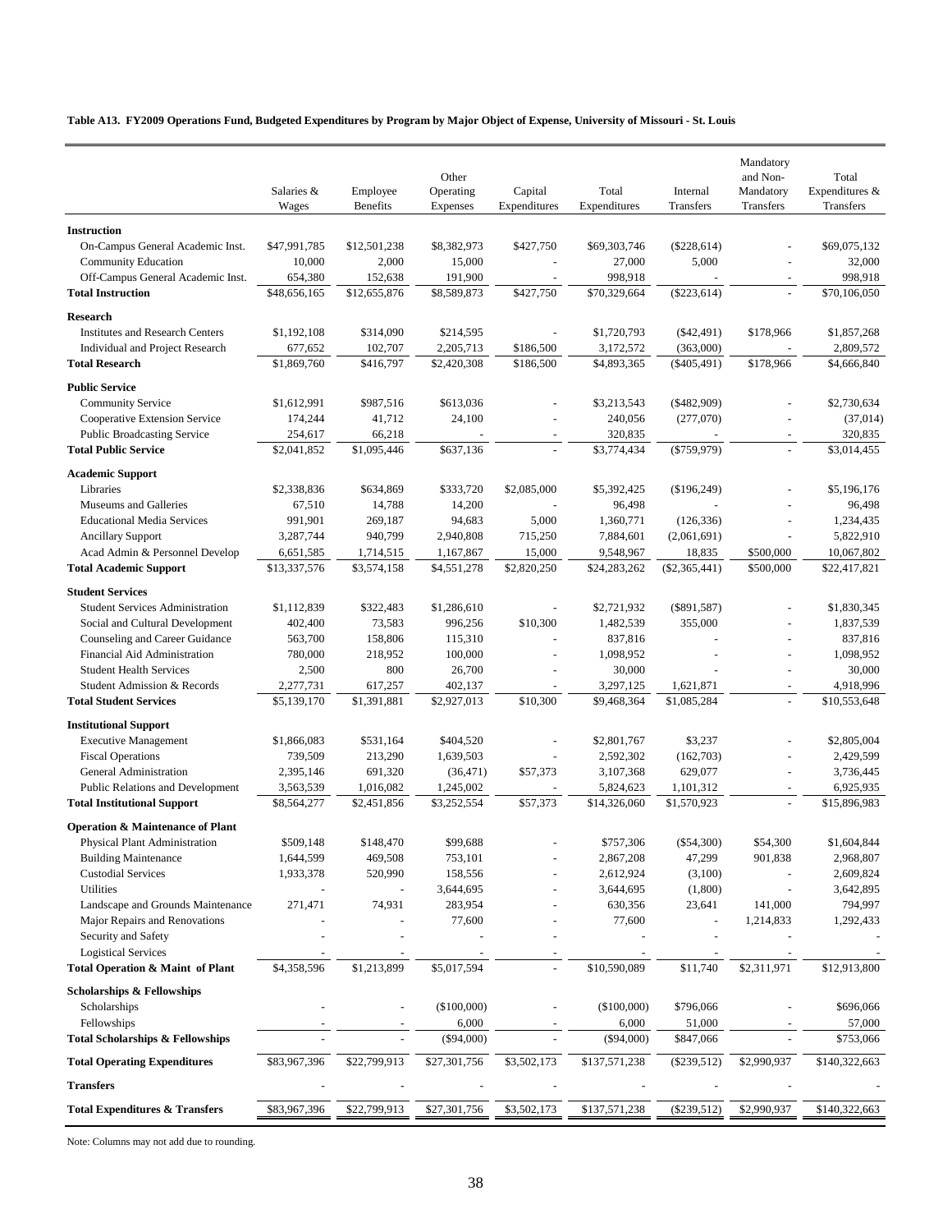**Table A13. FY2009 Operations Fund, Budgeted Expenditures by Program by Major Object of Expense, University of Missouri - St. Louis**

| | Salaries & Wages | Employee Benefits | Other Operating Expenses | Capital Expenditures | Total Expenditures | Internal Transfers | Mandatory and Non-Mandatory Transfers | Total Expenditures & Transfers |
|---|---|---|---|---|---|---|---|---|
| **Instruction** | | | | | | | | |
| On-Campus General Academic Inst. | $47,991,785 | $12,501,238 | $8,382,973 | $427,750 | $69,303,746 | ($228,614) | - | $69,075,132 |
| Community Education | 10,000 | 2,000 | 15,000 | - | 27,000 | 5,000 | - | 32,000 |
| Off-Campus General Academic Inst. | 654,380 | 152,638 | 191,900 | - | 998,918 | - | - | 998,918 |
| **Total Instruction** | $48,656,165 | $12,655,876 | $8,589,873 | $427,750 | $70,329,664 | ($223,614) | - | $70,106,050 |
| **Research** | | | | | | | | |
| Institutes and Research Centers | $1,192,108 | $314,090 | $214,595 | - | $1,720,793 | ($42,491) | $178,966 | $1,857,268 |
| Individual and Project Research | 677,652 | 102,707 | 2,205,713 | $186,500 | 3,172,572 | (363,000) | - | 2,809,572 |
| **Total Research** | $1,869,760 | $416,797 | $2,420,308 | $186,500 | $4,893,365 | ($405,491) | $178,966 | $4,666,840 |
| **Public Service** | | | | | | | | |
| Community Service | $1,612,991 | $987,516 | $613,036 | - | $3,213,543 | ($482,909) | - | $2,730,634 |
| Cooperative Extension Service | 174,244 | 41,712 | 24,100 | - | 240,056 | (277,070) | - | (37,014) |
| Public Broadcasting Service | 254,617 | 66,218 | - | - | 320,835 | - | - | 320,835 |
| **Total Public Service** | $2,041,852 | $1,095,446 | $637,136 | - | $3,774,434 | ($759,979) | - | $3,014,455 |
| **Academic Support** | | | | | | | | |
| Libraries | $2,338,836 | $634,869 | $333,720 | $2,085,000 | $5,392,425 | ($196,249) | - | $5,196,176 |
| Museums and Galleries | 67,510 | 14,788 | 14,200 | - | 96,498 | - | - | 96,498 |
| Educational Media Services | 991,901 | 269,187 | 94,683 | 5,000 | 1,360,771 | (126,336) | - | 1,234,435 |
| Ancillary Support | 3,287,744 | 940,799 | 2,940,808 | 715,250 | 7,884,601 | (2,061,691) | - | 5,822,910 |
| Acad Admin & Personnel Develop | 6,651,585 | 1,714,515 | 1,167,867 | 15,000 | 9,548,967 | 18,835 | $500,000 | 10,067,802 |
| **Total Academic Support** | $13,337,576 | $3,574,158 | $4,551,278 | $2,820,250 | $24,283,262 | ($2,365,441) | $500,000 | $22,417,821 |
| **Student Services** | | | | | | | | |
| Student Services Administration | $1,112,839 | $322,483 | $1,286,610 | - | $2,721,932 | ($891,587) | - | $1,830,345 |
| Social and Cultural Development | 402,400 | 73,583 | 996,256 | $10,300 | 1,482,539 | 355,000 | - | 1,837,539 |
| Counseling and Career Guidance | 563,700 | 158,806 | 115,310 | - | 837,816 | - | - | 837,816 |
| Financial Aid Administration | 780,000 | 218,952 | 100,000 | - | 1,098,952 | - | - | 1,098,952 |
| Student Health Services | 2,500 | 800 | 26,700 | - | 30,000 | - | - | 30,000 |
| Student Admission & Records | 2,277,731 | 617,257 | 402,137 | - | 3,297,125 | 1,621,871 | - | 4,918,996 |
| **Total Student Services** | $5,139,170 | $1,391,881 | $2,927,013 | $10,300 | $9,468,364 | $1,085,284 | - | $10,553,648 |
| **Institutional Support** | | | | | | | | |
| Executive Management | $1,866,083 | $531,164 | $404,520 | - | $2,801,767 | $3,237 | - | $2,805,004 |
| Fiscal Operations | 739,509 | 213,290 | 1,639,503 | - | 2,592,302 | (162,703) | - | 2,429,599 |
| General Administration | 2,395,146 | 691,320 | (36,471) | $57,373 | 3,107,368 | 629,077 | - | 3,736,445 |
| Public Relations and Development | 3,563,539 | 1,016,082 | 1,245,002 | - | 5,824,623 | 1,101,312 | - | 6,925,935 |
| **Total Institutional Support** | $8,564,277 | $2,451,856 | $3,252,554 | $57,373 | $14,326,060 | $1,570,923 | - | $15,896,983 |
| **Operation & Maintenance of Plant** | | | | | | | | |
| Physical Plant Administration | $509,148 | $148,470 | $99,688 | - | $757,306 | ($54,300) | $54,300 | $1,604,844 |
| Building Maintenance | 1,644,599 | 469,508 | 753,101 | - | 2,867,208 | 47,299 | 901,838 | 2,968,807 |
| Custodial Services | 1,933,378 | 520,990 | 158,556 | - | 2,612,924 | (3,100) | - | 2,609,824 |
| Utilities | - | - | 3,644,695 | - | 3,644,695 | (1,800) | - | 3,642,895 |
| Landscape and Grounds Maintenance | 271,471 | 74,931 | 283,954 | - | 630,356 | 23,641 | 141,000 | 794,997 |
| Major Repairs and Renovations | - | - | 77,600 | - | 77,600 | - | 1,214,833 | 1,292,433 |
| Security and Safety | - | - | - | - | - | - | - | - |
| Logistical Services | - | - | - | - | - | - | - | - |
| **Total Operation & Maint of Plant** | $4,358,596 | $1,213,899 | $5,017,594 | - | $10,590,089 | $11,740 | $2,311,971 | $12,913,800 |
| **Scholarships & Fellowships** | | | | | | | | |
| Scholarships | - | - | ($100,000) | - | ($100,000) | $796,066 | - | $696,066 |
| Fellowships | - | - | 6,000 | - | 6,000 | 51,000 | - | 57,000 |
| **Total Scholarships & Fellowships** | - | - | ($94,000) | - | ($94,000) | $847,066 | - | $753,066 |
| **Total Operating Expenditures** | $83,967,396 | $22,799,913 | $27,301,756 | $3,502,173 | $137,571,238 | ($239,512) | $2,990,937 | $140,322,663 |
| **Transfers** | - | - | - | - | - | - | - | - |
| **Total Expenditures & Transfers** | $83,967,396 | $22,799,913 | $27,301,756 | $3,502,173 | $137,571,238 | ($239,512) | $2,990,937 | $140,322,663 |

Note: Columns may not add due to rounding.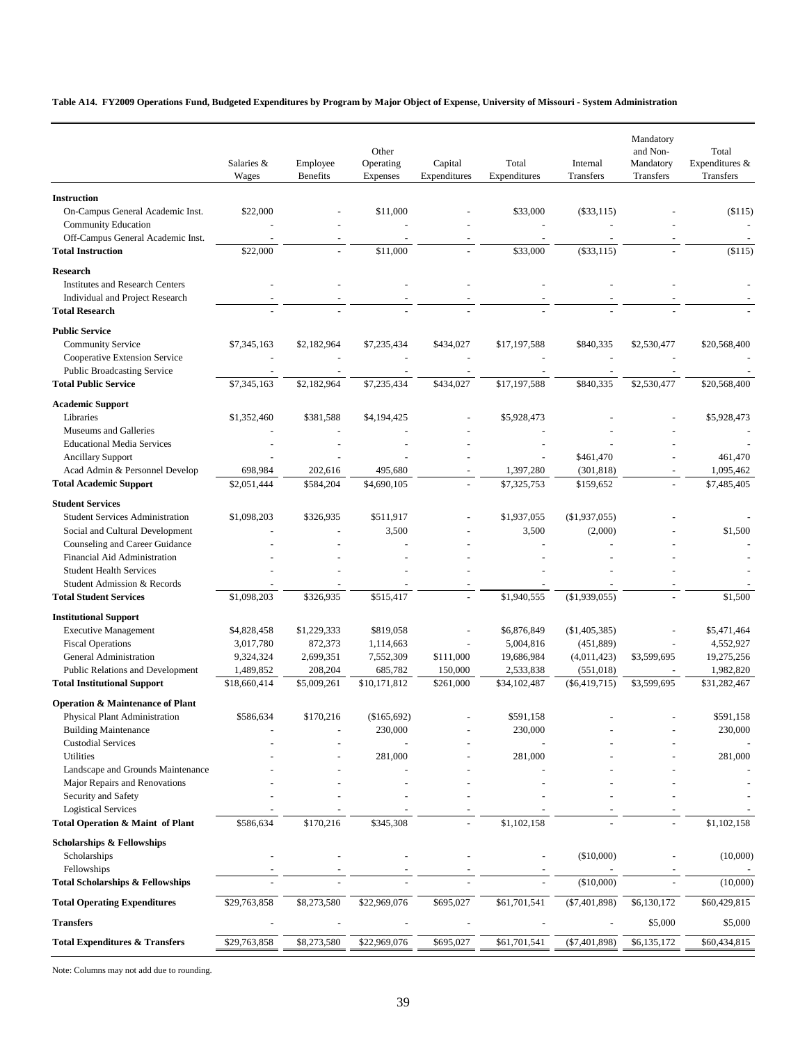**Table A14. FY2009 Operations Fund, Budgeted Expenditures by Program by Major Object of Expense, University of Missouri - System Administration**

| | Salaries & Wages | Employee Benefits | Other Operating Expenses | Capital Expenditures | Total Expenditures | Internal Transfers | Mandatory and Non-Mandatory Transfers | Total Expenditures & Transfers |
|---|---|---|---|---|---|---|---|---|
| **Instruction** | | | | | | | | |
| On-Campus General Academic Inst. | $22,000 | - | $11,000 | - | $33,000 | ($33,115) | - | ($115) |
| Community Education | - | - | - | - | - | - | - | - |
| Off-Campus General Academic Inst. | - | - | - | - | - | - | - | - |
| **Total Instruction** | $22,000 | - | $11,000 | - | $33,000 | ($33,115) | - | ($115) |
| **Research** | | | | | | | | |
| Institutes and Research Centers | - | - | - | - | - | - | - | - |
| Individual and Project Research | - | - | - | - | - | - | - | - |
| **Total Research** | - | - | - | - | - | - | - | - |
| **Public Service** | | | | | | | | |
| Community Service | $7,345,163 | $2,182,964 | $7,235,434 | $434,027 | $17,197,588 | $840,335 | $2,530,477 | $20,568,400 |
| Cooperative Extension Service | - | - | - | - | - | - | - | - |
| Public Broadcasting Service | - | - | - | - | - | - | - | - |
| **Total Public Service** | $7,345,163 | $2,182,964 | $7,235,434 | $434,027 | $17,197,588 | $840,335 | $2,530,477 | $20,568,400 |
| **Academic Support** | | | | | | | | |
| Libraries | $1,352,460 | $381,588 | $4,194,425 | - | $5,928,473 | - | - | $5,928,473 |
| Museums and Galleries | - | - | - | - | - | - | - | - |
| Educational Media Services | - | - | - | - | - | - | - | - |
| Ancillary Support | - | - | - | - | - | $461,470 | - | 461,470 |
| Acad Admin & Personnel Develop | 698,984 | 202,616 | 495,680 | - | 1,397,280 | (301,818) | - | 1,095,462 |
| **Total Academic Support** | $2,051,444 | $584,204 | $4,690,105 | - | $7,325,753 | $159,652 | - | $7,485,405 |
| **Student Services** | | | | | | | | |
| Student Services Administration | $1,098,203 | $326,935 | $511,917 | - | $1,937,055 | ($1,937,055) | - | - |
| Social and Cultural Development | - | - | 3,500 | - | 3,500 | (2,000) | - | $1,500 |
| Counseling and Career Guidance | - | - | - | - | - | - | - | - |
| Financial Aid Administration | - | - | - | - | - | - | - | - |
| Student Health Services | - | - | - | - | - | - | - | - |
| Student Admission & Records | - | - | - | - | - | - | - | - |
| **Total Student Services** | $1,098,203 | $326,935 | $515,417 | - | $1,940,555 | ($1,939,055) | - | $1,500 |
| **Institutional Support** | | | | | | | | |
| Executive Management | $4,828,458 | $1,229,333 | $819,058 | - | $6,876,849 | ($1,405,385) | - | $5,471,464 |
| Fiscal Operations | 3,017,780 | 872,373 | 1,114,663 | - | 5,004,816 | (451,889) | - | 4,552,927 |
| General Administration | 9,324,324 | 2,699,351 | 7,552,309 | $111,000 | 19,686,984 | (4,011,423) | $3,599,695 | 19,275,256 |
| Public Relations and Development | 1,489,852 | 208,204 | 685,782 | 150,000 | 2,533,838 | (551,018) | - | 1,982,820 |
| **Total Institutional Support** | $18,660,414 | $5,009,261 | $10,171,812 | $261,000 | $34,102,487 | ($6,419,715) | $3,599,695 | $31,282,467 |
| **Operation & Maintenance of Plant** | | | | | | | | |
| Physical Plant Administration | $586,634 | $170,216 | ($165,692) | - | $591,158 | - | - | $591,158 |
| Building Maintenance | - | - | 230,000 | - | 230,000 | - | - | 230,000 |
| Custodial Services | - | - | - | - | - | - | - | - |
| Utilities | - | - | 281,000 | - | 281,000 | - | - | 281,000 |
| Landscape and Grounds Maintenance | - | - | - | - | - | - | - | - |
| Major Repairs and Renovations | - | - | - | - | - | - | - | - |
| Security and Safety | - | - | - | - | - | - | - | - |
| Logistical Services | - | - | - | - | - | - | - | - |
| **Total Operation & Maint of Plant** | $586,634 | $170,216 | $345,308 | - | $1,102,158 | - | - | $1,102,158 |
| **Scholarships & Fellowships** | | | | | | | | |
| Scholarships | - | - | - | - | - | ($10,000) | - | (10,000) |
| Fellowships | - | - | - | - | - | - | - | - |
| **Total Scholarships & Fellowships** | - | - | - | - | - | ($10,000) | - | (10,000) |
| **Total Operating Expenditures** | $29,763,858 | $8,273,580 | $22,969,076 | $695,027 | $61,701,541 | ($7,401,898) | $6,130,172 | $60,429,815 |
| **Transfers** | - | - | - | - | - | - | $5,000 | $5,000 |
| **Total Expenditures & Transfers** | $29,763,858 | $8,273,580 | $22,969,076 | $695,027 | $61,701,541 | ($7,401,898) | $6,135,172 | $60,434,815 |

Note: Columns may not add due to rounding.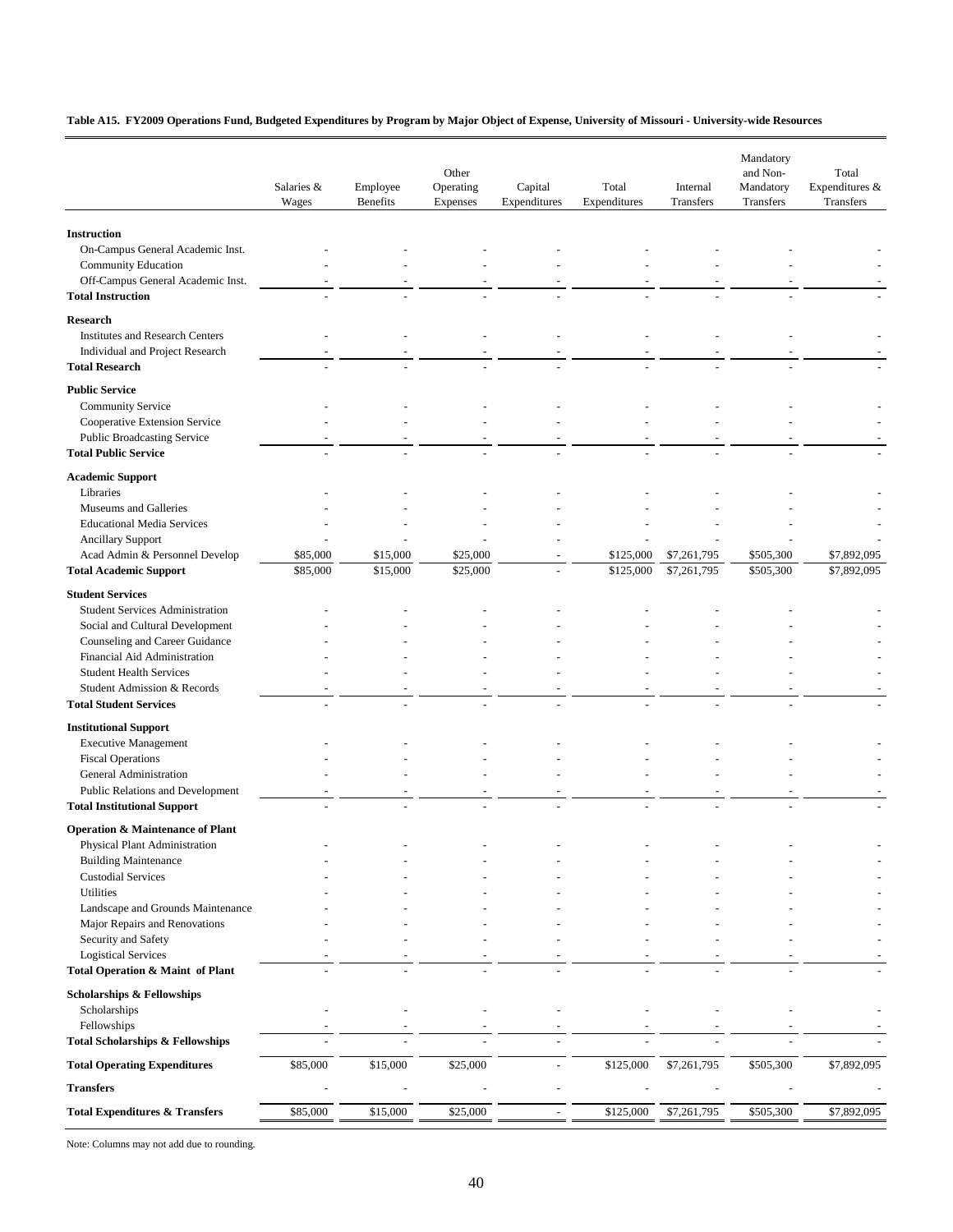**Table A15. FY2009 Operations Fund, Budgeted Expenditures by Program by Major Object of Expense, University of Missouri - University-wide Resources**

| | Salaries & Wages | Employee Benefits | Other Operating Expenses | Capital Expenditures | Total Expenditures | Internal Transfers | Mandatory and Non-Mandatory Transfers | Total Expenditures & Transfers |
|---|---|---|---|---|---|---|---|---|
| **Instruction** | | | | | | | | |
| On-Campus General Academic Inst. | - | - | - | - | - | - | - | - |
| Community Education | - | - | - | - | - | - | - | - |
| Off-Campus General Academic Inst. | - | - | - | - | - | - | - | - |
| **Total Instruction** | - | - | - | - | - | - | - | - |
| **Research** | | | | | | | | |
| Institutes and Research Centers | - | - | - | - | - | - | - | - |
| Individual and Project Research | - | - | - | - | - | - | - | - |
| **Total Research** | - | - | - | - | - | - | - | - |
| **Public Service** | | | | | | | | |
| Community Service | - | - | - | - | - | - | - | - |
| Cooperative Extension Service | - | - | - | - | - | - | - | - |
| Public Broadcasting Service | - | - | - | - | - | - | - | - |
| **Total Public Service** | - | - | - | - | - | - | - | - |
| **Academic Support** | | | | | | | | |
| Libraries | - | - | - | - | - | - | - | - |
| Museums and Galleries | - | - | - | - | - | - | - | - |
| Educational Media Services | - | - | - | - | - | - | - | - |
| Ancillary Support | - | - | - | - | - | - | - | - |
| Acad Admin & Personnel Develop | $85,000 | $15,000 | $25,000 | - | $125,000 | $7,261,795 | $505,300 | $7,892,095 |
| **Total Academic Support** | $85,000 | $15,000 | $25,000 | - | $125,000 | $7,261,795 | $505,300 | $7,892,095 |
| **Student Services** | | | | | | | | |
| Student Services Administration | - | - | - | - | - | - | - | - |
| Social and Cultural Development | - | - | - | - | - | - | - | - |
| Counseling and Career Guidance | - | - | - | - | - | - | - | - |
| Financial Aid Administration | - | - | - | - | - | - | - | - |
| Student Health Services | - | - | - | - | - | - | - | - |
| Student Admission & Records | - | - | - | - | - | - | - | - |
| **Total Student Services** | - | - | - | - | - | - | - | - |
| **Institutional Support** | | | | | | | | |
| Executive Management | - | - | - | - | - | - | - | - |
| Fiscal Operations | - | - | - | - | - | - | - | - |
| General Administration | - | - | - | - | - | - | - | - |
| Public Relations and Development | - | - | - | - | - | - | - | - |
| **Total Institutional Support** | - | - | - | - | - | - | - | - |
| **Operation & Maintenance of Plant** | | | | | | | | |
| Physical Plant Administration | - | - | - | - | - | - | - | - |
| Building Maintenance | - | - | - | - | - | - | - | - |
| Custodial Services | - | - | - | - | - | - | - | - |
| Utilities | - | - | - | - | - | - | - | - |
| Landscape and Grounds Maintenance | - | - | - | - | - | - | - | - |
| Major Repairs and Renovations | - | - | - | - | - | - | - | - |
| Security and Safety | - | - | - | - | - | - | - | - |
| Logistical Services | - | - | - | - | - | - | - | - |
| **Total Operation & Maint of Plant** | - | - | - | - | - | - | - | - |
| **Scholarships & Fellowships** | | | | | | | | |
| Scholarships | - | - | - | - | - | - | - | - |
| Fellowships | - | - | - | - | - | - | - | - |
| **Total Scholarships & Fellowships** | - | - | - | - | - | - | - | - |
| **Total Operating Expenditures** | $85,000 | $15,000 | $25,000 | - | $125,000 | $7,261,795 | $505,300 | $7,892,095 |
| **Transfers** | - | - | - | - | - | - | - | - |
| **Total Expenditures & Transfers** | $85,000 | $15,000 | $25,000 | - | $125,000 | $7,261,795 | $505,300 | $7,892,095 |

Note: Columns may not add due to rounding.